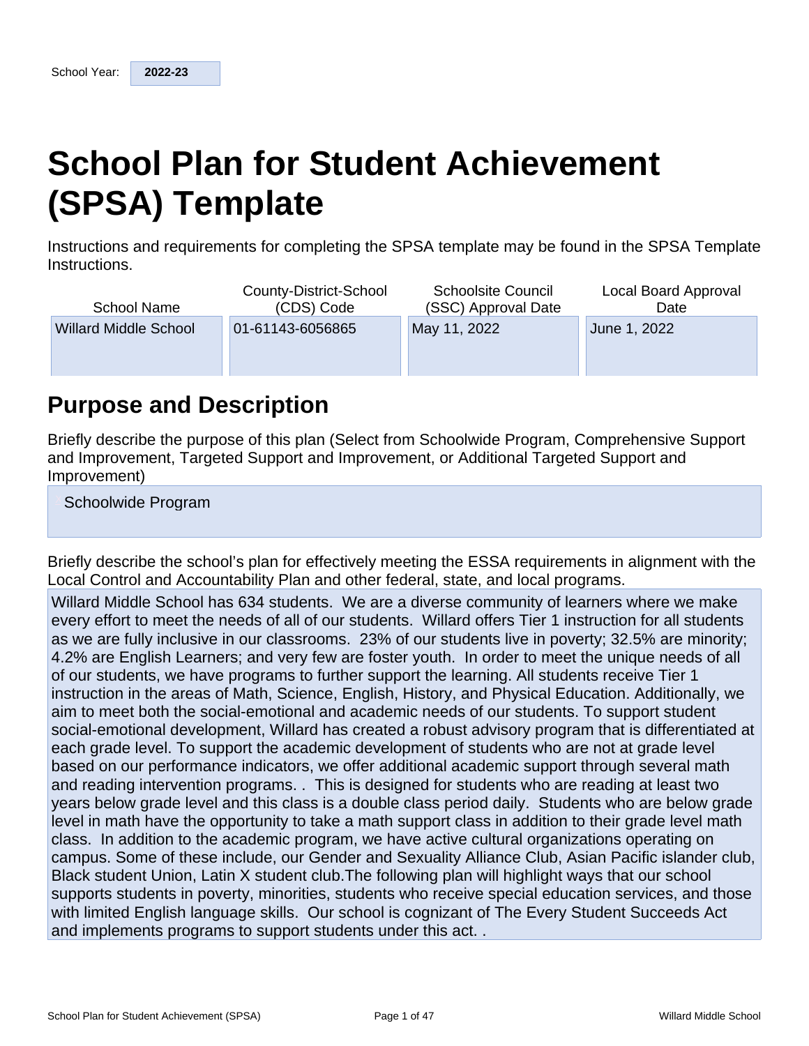| School Year: | 2022-23 |
| --- | --- |

# School Plan for Student Achievement (SPSA) Template

Instructions and requirements for completing the SPSA template may be found in the SPSA Template Instructions.

| School Name | County-District-School (CDS) Code | Schoolsite Council (SSC) Approval Date | Local Board Approval Date |
| --- | --- | --- | --- |
| Willard Middle School | 01-61143-6056865 | May 11, 2022 | June 1, 2022 |

## Purpose and Description

Briefly describe the purpose of this plan (Select from Schoolwide Program, Comprehensive Support and Improvement, Targeted Support and Improvement, or Additional Targeted Support and Improvement)

Schoolwide Program

Briefly describe the school's plan for effectively meeting the ESSA requirements in alignment with the Local Control and Accountability Plan and other federal, state, and local programs.

Willard Middle School has 634 students. We are a diverse community of learners where we make every effort to meet the needs of all of our students. Willard offers Tier 1 instruction for all students as we are fully inclusive in our classrooms. 23% of our students live in poverty; 32.5% are minority; 4.2% are English Learners; and very few are foster youth. In order to meet the unique needs of all of our students, we have programs to further support the learning. All students receive Tier 1 instruction in the areas of Math, Science, English, History, and Physical Education. Additionally, we aim to meet both the social-emotional and academic needs of our students. To support student social-emotional development, Willard has created a robust advisory program that is differentiated at each grade level. To support the academic development of students who are not at grade level based on our performance indicators, we offer additional academic support through several math and reading intervention programs. . This is designed for students who are reading at least two years below grade level and this class is a double class period daily. Students who are below grade level in math have the opportunity to take a math support class in addition to their grade level math class. In addition to the academic program, we have active cultural organizations operating on campus. Some of these include, our Gender and Sexuality Alliance Club, Asian Pacific islander club, Black student Union, Latin X student club.The following plan will highlight ways that our school supports students in poverty, minorities, students who receive special education services, and those with limited English language skills. Our school is cognizant of The Every Student Succeeds Act and implements programs to support students under this act. .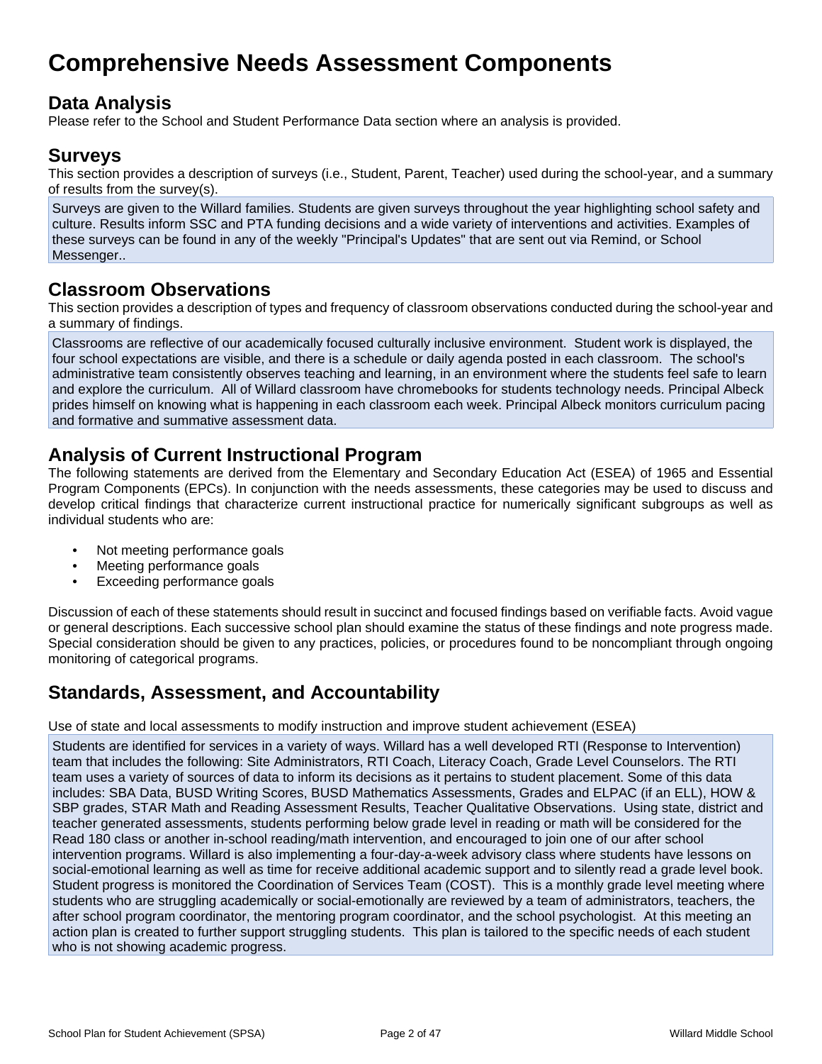# Comprehensive Needs Assessment Components

## Data Analysis

Please refer to the School and Student Performance Data section where an analysis is provided.

## Surveys

This section provides a description of surveys (i.e., Student, Parent, Teacher) used during the school-year, and a summary of results from the survey(s).

Surveys are given to the Willard families. Students are given surveys throughout the year highlighting school safety and culture. Results inform SSC and PTA funding decisions and a wide variety of interventions and activities. Examples of these surveys can be found in any of the weekly "Principal's Updates" that are sent out via Remind, or School Messenger..

## Classroom Observations

This section provides a description of types and frequency of classroom observations conducted during the school-year and a summary of findings.

Classrooms are reflective of our academically focused culturally inclusive environment. Student work is displayed, the four school expectations are visible, and there is a schedule or daily agenda posted in each classroom. The school's administrative team consistently observes teaching and learning, in an environment where the students feel safe to learn and explore the curriculum. All of Willard classroom have chromebooks for students technology needs. Principal Albeck prides himself on knowing what is happening in each classroom each week. Principal Albeck monitors curriculum pacing and formative and summative assessment data.

## Analysis of Current Instructional Program

The following statements are derived from the Elementary and Secondary Education Act (ESEA) of 1965 and Essential Program Components (EPCs). In conjunction with the needs assessments, these categories may be used to discuss and develop critical findings that characterize current instructional practice for numerically significant subgroups as well as individual students who are:

- Not meeting performance goals
- Meeting performance goals
- Exceeding performance goals

Discussion of each of these statements should result in succinct and focused findings based on verifiable facts. Avoid vague or general descriptions. Each successive school plan should examine the status of these findings and note progress made. Special consideration should be given to any practices, policies, or procedures found to be noncompliant through ongoing monitoring of categorical programs.

## Standards, Assessment, and Accountability

Use of state and local assessments to modify instruction and improve student achievement (ESEA)

Students are identified for services in a variety of ways. Willard has a well developed RTI (Response to Intervention) team that includes the following: Site Administrators, RTI Coach, Literacy Coach, Grade Level Counselors. The RTI team uses a variety of sources of data to inform its decisions as it pertains to student placement. Some of this data includes: SBA Data, BUSD Writing Scores, BUSD Mathematics Assessments, Grades and ELPAC (if an ELL), HOW & SBP grades, STAR Math and Reading Assessment Results, Teacher Qualitative Observations. Using state, district and teacher generated assessments, students performing below grade level in reading or math will be considered for the Read 180 class or another in-school reading/math intervention, and encouraged to join one of our after school intervention programs. Willard is also implementing a four-day-a-week advisory class where students have lessons on social-emotional learning as well as time for receive additional academic support and to silently read a grade level book. Student progress is monitored the Coordination of Services Team (COST). This is a monthly grade level meeting where students who are struggling academically or social-emotionally are reviewed by a team of administrators, teachers, the after school program coordinator, the mentoring program coordinator, and the school psychologist. At this meeting an action plan is created to further support struggling students. This plan is tailored to the specific needs of each student who is not showing academic progress.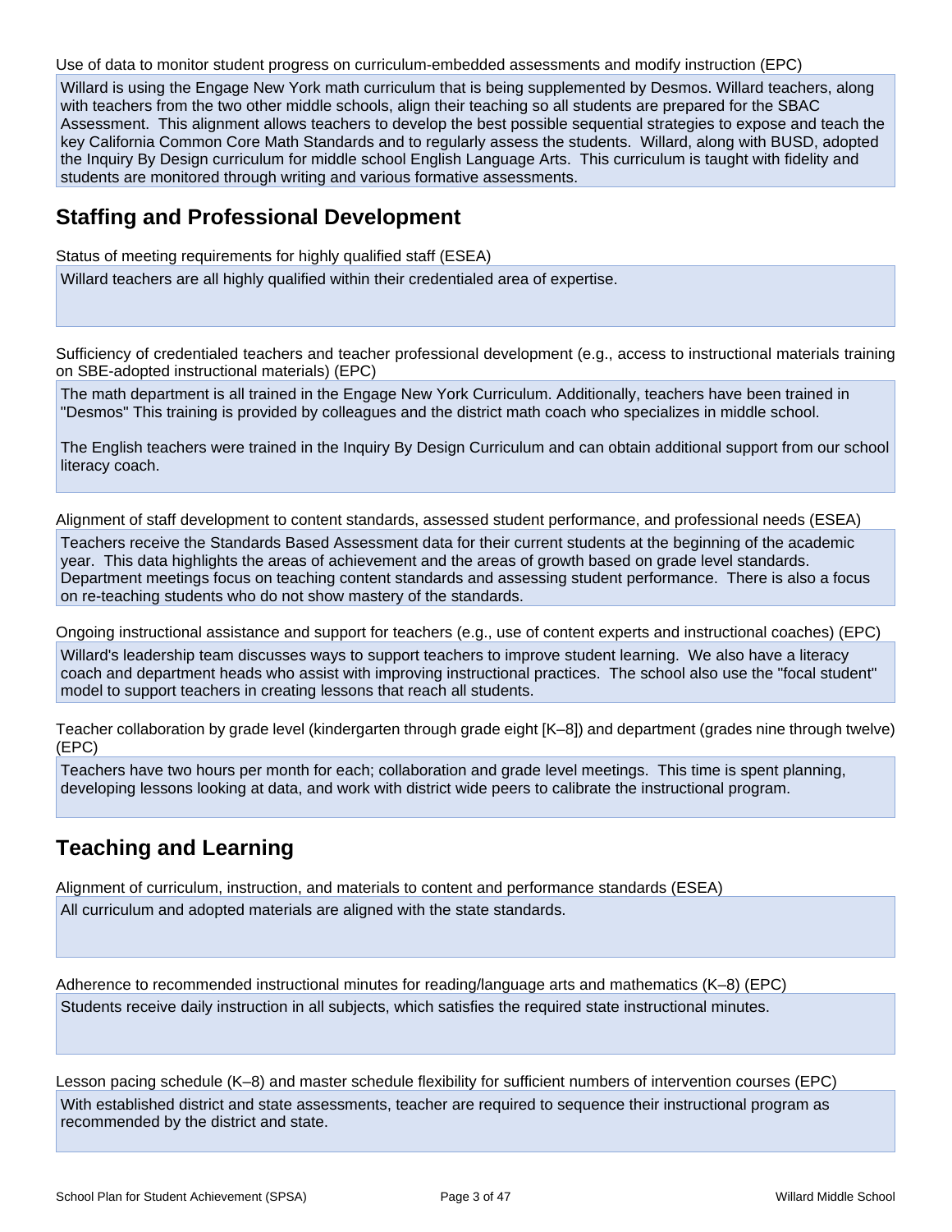Use of data to monitor student progress on curriculum-embedded assessments and modify instruction (EPC)

Willard is using the Engage New York math curriculum that is being supplemented by Desmos. Willard teachers, along with teachers from the two other middle schools, align their teaching so all students are prepared for the SBAC Assessment. This alignment allows teachers to develop the best possible sequential strategies to expose and teach the key California Common Core Math Standards and to regularly assess the students. Willard, along with BUSD, adopted the Inquiry By Design curriculum for middle school English Language Arts. This curriculum is taught with fidelity and students are monitored through writing and various formative assessments.

## Staffing and Professional Development

Status of meeting requirements for highly qualified staff (ESEA)

Willard teachers are all highly qualified within their credentialed area of expertise.

Sufficiency of credentialed teachers and teacher professional development (e.g., access to instructional materials training on SBE-adopted instructional materials) (EPC)

The math department is all trained in the Engage New York Curriculum. Additionally, teachers have been trained in "Desmos" This training is provided by colleagues and the district math coach who specializes in middle school.

The English teachers were trained in the Inquiry By Design Curriculum and can obtain additional support from our school literacy coach.

Alignment of staff development to content standards, assessed student performance, and professional needs (ESEA)

Teachers receive the Standards Based Assessment data for their current students at the beginning of the academic year. This data highlights the areas of achievement and the areas of growth based on grade level standards. Department meetings focus on teaching content standards and assessing student performance. There is also a focus on re-teaching students who do not show mastery of the standards.

Ongoing instructional assistance and support for teachers (e.g., use of content experts and instructional coaches) (EPC)

Willard's leadership team discusses ways to support teachers to improve student learning. We also have a literacy coach and department heads who assist with improving instructional practices. The school also use the "focal student" model to support teachers in creating lessons that reach all students.

Teacher collaboration by grade level (kindergarten through grade eight [K–8]) and department (grades nine through twelve) (EPC)

Teachers have two hours per month for each; collaboration and grade level meetings. This time is spent planning, developing lessons looking at data, and work with district wide peers to calibrate the instructional program.

## Teaching and Learning

Alignment of curriculum, instruction, and materials to content and performance standards (ESEA)

All curriculum and adopted materials are aligned with the state standards.

Adherence to recommended instructional minutes for reading/language arts and mathematics (K–8) (EPC)

Students receive daily instruction in all subjects, which satisfies the required state instructional minutes.

Lesson pacing schedule (K–8) and master schedule flexibility for sufficient numbers of intervention courses (EPC)

With established district and state assessments, teacher are required to sequence their instructional program as recommended by the district and state.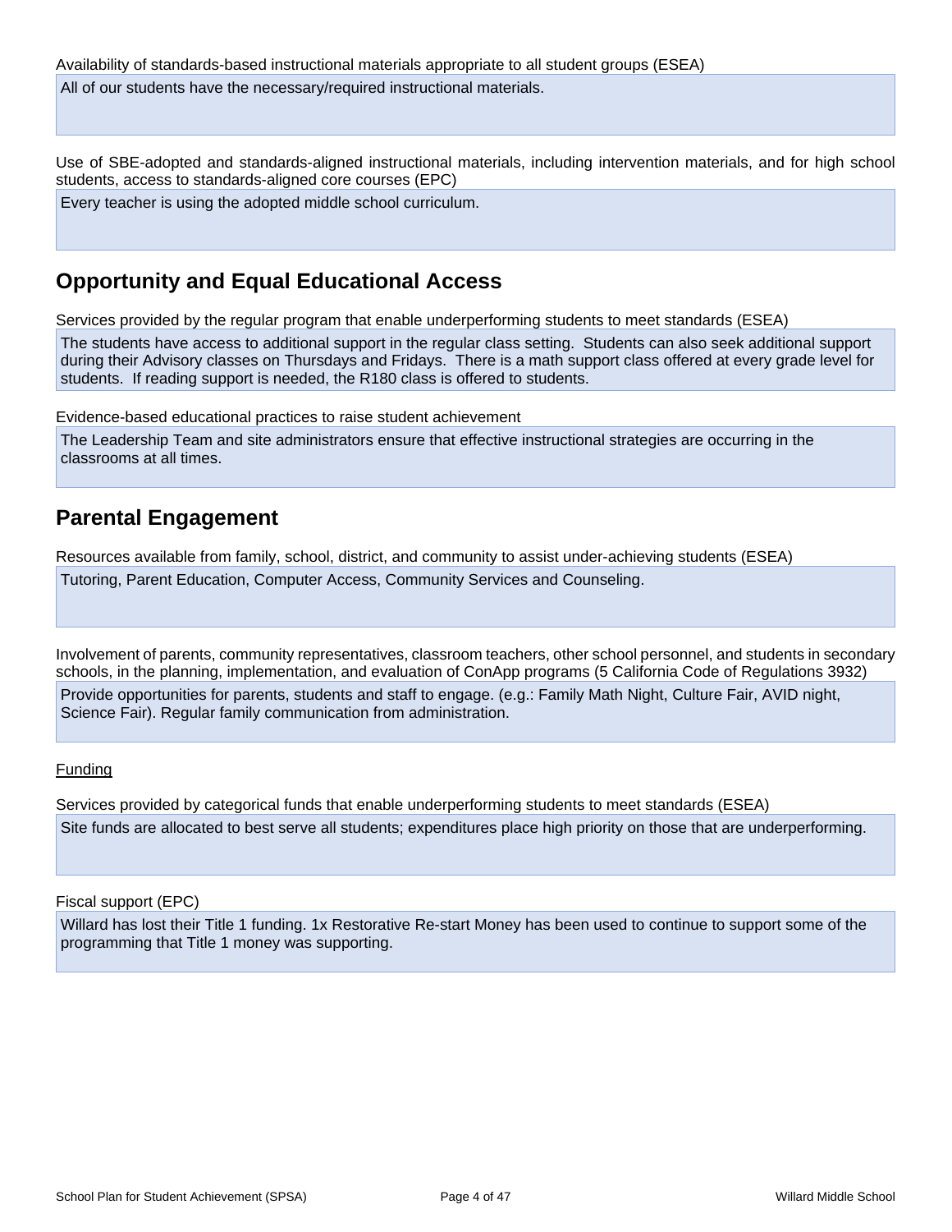Availability of standards-based instructional materials appropriate to all student groups (ESEA)

All of our students have the necessary/required instructional materials.

Use of SBE-adopted and standards-aligned instructional materials, including intervention materials, and for high school students, access to standards-aligned core courses (EPC)

Every teacher is using the adopted middle school curriculum.

## Opportunity and Equal Educational Access

Services provided by the regular program that enable underperforming students to meet standards (ESEA)

The students have access to additional support in the regular class setting. Students can also seek additional support during their Advisory classes on Thursdays and Fridays. There is a math support class offered at every grade level for students. If reading support is needed, the R180 class is offered to students.

Evidence-based educational practices to raise student achievement

The Leadership Team and site administrators ensure that effective instructional strategies are occurring in the classrooms at all times.

## Parental Engagement

Resources available from family, school, district, and community to assist under-achieving students (ESEA)

Tutoring, Parent Education, Computer Access, Community Services and Counseling.

Involvement of parents, community representatives, classroom teachers, other school personnel, and students in secondary schools, in the planning, implementation, and evaluation of ConApp programs (5 California Code of Regulations 3932)

Provide opportunities for parents, students and staff to engage. (e.g.: Family Math Night, Culture Fair, AVID night, Science Fair). Regular family communication from administration.

Funding

Services provided by categorical funds that enable underperforming students to meet standards (ESEA)

Site funds are allocated to best serve all students; expenditures place high priority on those that are underperforming.

Fiscal support (EPC)

Willard has lost their Title 1 funding. 1x Restorative Re-start Money has been used to continue to support some of the programming that Title 1 money was supporting.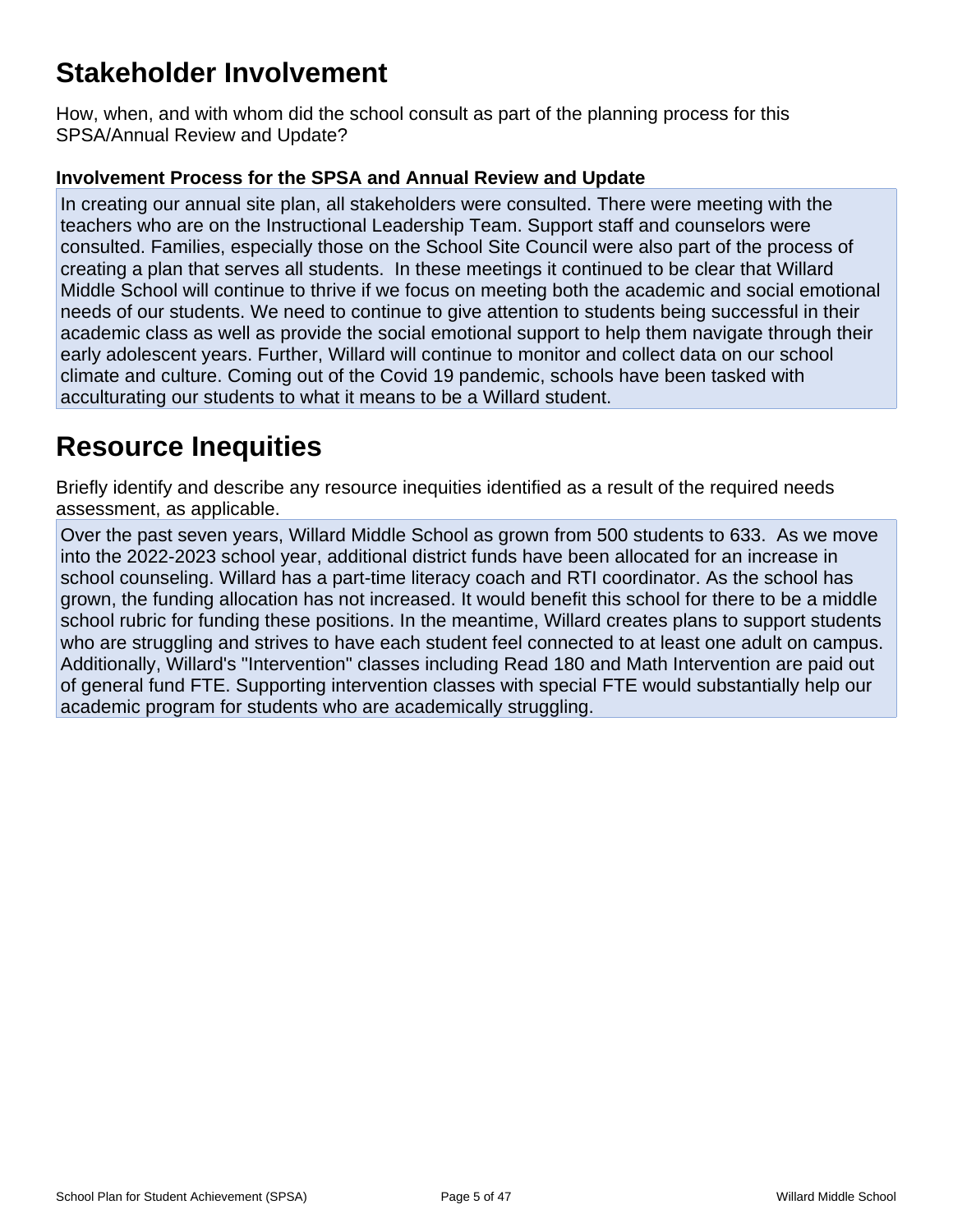## Stakeholder Involvement

How, when, and with whom did the school consult as part of the planning process for this SPSA/Annual Review and Update?

### Involvement Process for the SPSA and Annual Review and Update

In creating our annual site plan, all stakeholders were consulted. There were meeting with the teachers who are on the Instructional Leadership Team. Support staff and counselors were consulted. Families, especially those on the School Site Council were also part of the process of creating a plan that serves all students. In these meetings it continued to be clear that Willard Middle School will continue to thrive if we focus on meeting both the academic and social emotional needs of our students. We need to continue to give attention to students being successful in their academic class as well as provide the social emotional support to help them navigate through their early adolescent years. Further, Willard will continue to monitor and collect data on our school climate and culture. Coming out of the Covid 19 pandemic, schools have been tasked with acculturating our students to what it means to be a Willard student.

## Resource Inequities

Briefly identify and describe any resource inequities identified as a result of the required needs assessment, as applicable.

Over the past seven years, Willard Middle School as grown from 500 students to 633. As we move into the 2022-2023 school year, additional district funds have been allocated for an increase in school counseling. Willard has a part-time literacy coach and RTI coordinator. As the school has grown, the funding allocation has not increased. It would benefit this school for there to be a middle school rubric for funding these positions. In the meantime, Willard creates plans to support students who are struggling and strives to have each student feel connected to at least one adult on campus. Additionally, Willard's "Intervention" classes including Read 180 and Math Intervention are paid out of general fund FTE. Supporting intervention classes with special FTE would substantially help our academic program for students who are academically struggling.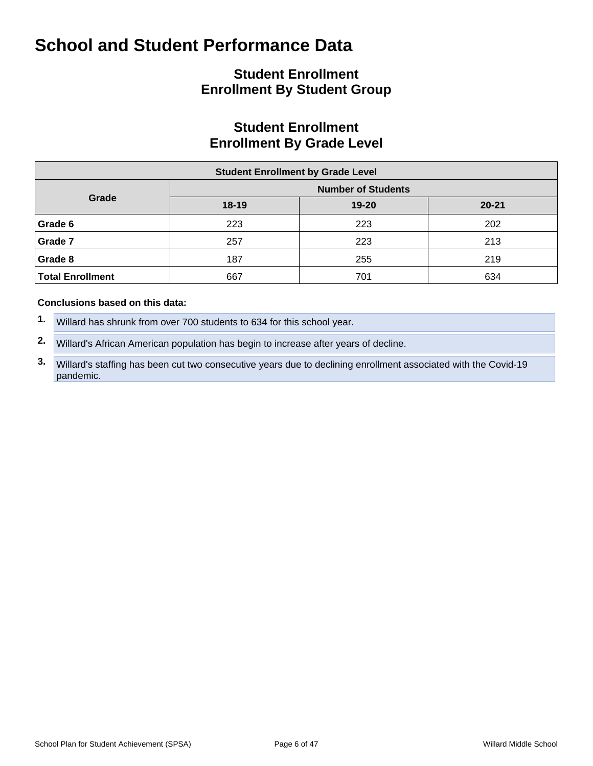# School and Student Performance Data

## Student Enrollment
## Enrollment By Student Group

## Student Enrollment
## Enrollment By Grade Level

| Student Enrollment by Grade Level | | | |
|---|---|---|---|
| **Grade** | **Number of Students** | | |
| | **18-19** | **19-20** | **20-21** |
| **Grade 6** | 223 | 223 | 202 |
| **Grade 7** | 257 | 223 | 213 |
| **Grade 8** | 187 | 255 | 219 |
| **Total Enrollment** | 667 | 701 | 634 |

**Conclusions based on this data:**

1. Willard has shrunk from over 700 students to 634 for this school year.
2. Willard's African American population has begin to increase after years of decline.
3. Willard's staffing has been cut two consecutive years due to declining enrollment associated with the Covid-19 pandemic.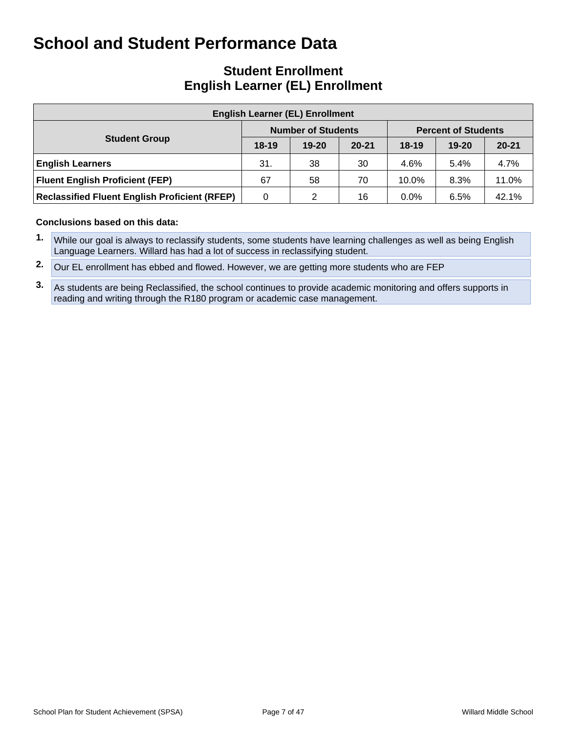# School and Student Performance Data

## Student Enrollment
## English Learner (EL) Enrollment

| English Learner (EL) Enrollment | | | | | | |
|---|---|---|---|---|---|---|
| Student Group | Number of Students | | | Percent of Students | | |
| | 18-19 | 19-20 | 20-21 | 18-19 | 19-20 | 20-21 |
| **English Learners** | 31. | 38 | 30 | 4.6% | 5.4% | 4.7% |
| **Fluent English Proficient (FEP)** | 67 | 58 | 70 | 10.0% | 8.3% | 11.0% |
| **Reclassified Fluent English Proficient (RFEP)** | 0 | 2 | 16 | 0.0% | 6.5% | 42.1% |

**Conclusions based on this data:**

1. While our goal is always to reclassify students, some students have learning challenges as well as being English Language Learners. Willard has had a lot of success in reclassifying student.
2. Our EL enrollment has ebbed and flowed. However, we are getting more students who are FEP
3. As students are being Reclassified, the school continues to provide academic monitoring and offers supports in reading and writing through the R180 program or academic case management.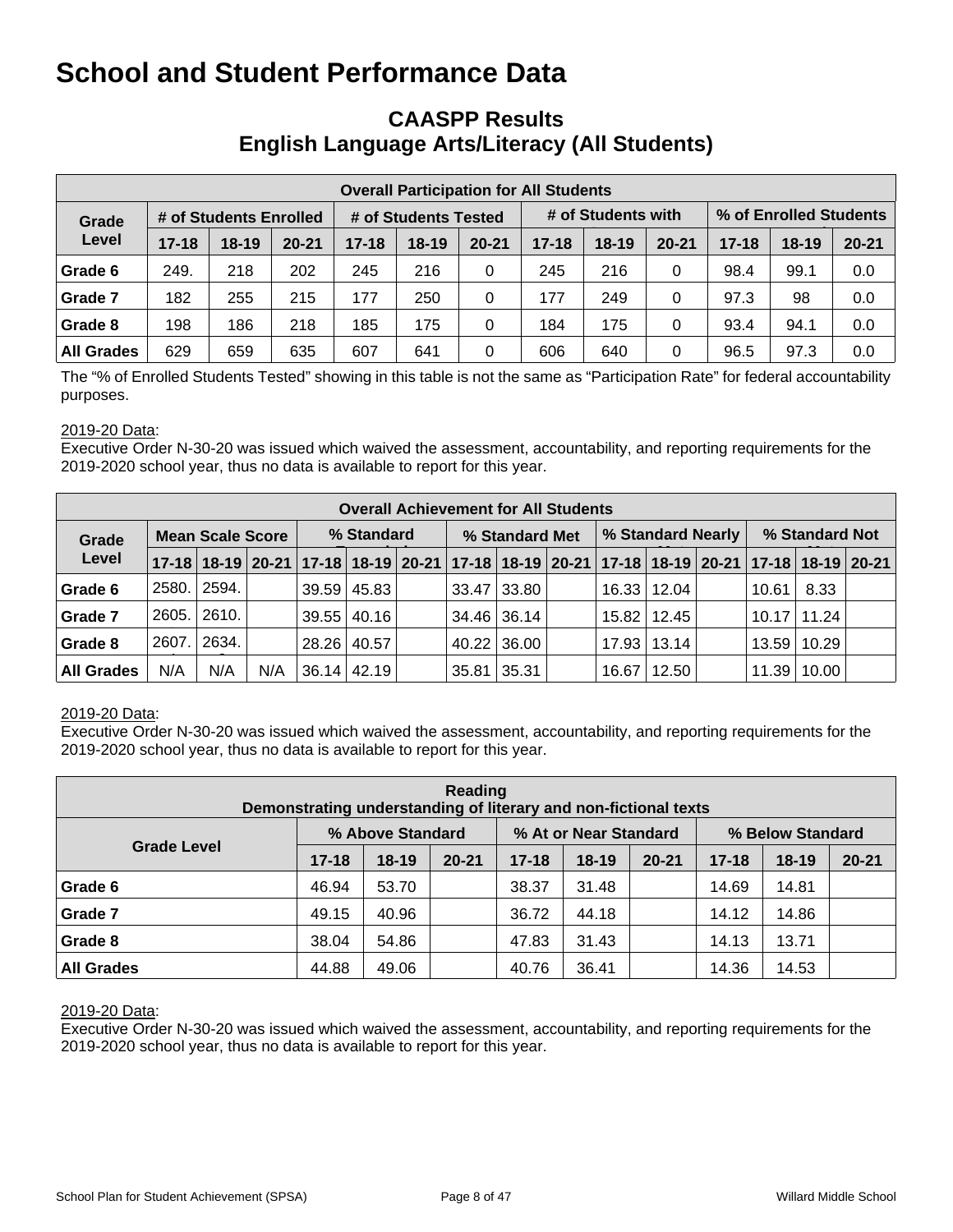# School and Student Performance Data

## CAASPP Results
## English Language Arts/Literacy (All Students)

| Overall Participation for All Students | | | | | | | | | | | | |
|---|---|---|---|---|---|---|---|---|---|---|---|---|
| Grade Level | # of Students Enrolled | | | # of Students Tested | | | # of Students with | | | % of Enrolled Students | | |
| | 17-18 | 18-19 | 20-21 | 17-18 | 18-19 | 20-21 | 17-18 | 18-19 | 20-21 | 17-18 | 18-19 | 20-21 |
| Grade 6 | 249. | 218 | 202 | 245 | 216 | 0 | 245 | 216 | 0 | 98.4 | 99.1 | 0.0 |
| Grade 7 | 182 | 255 | 215 | 177 | 250 | 0 | 177 | 249 | 0 | 97.3 | 98 | 0.0 |
| Grade 8 | 198 | 186 | 218 | 185 | 175 | 0 | 184 | 175 | 0 | 93.4 | 94.1 | 0.0 |
| All Grades | 629 | 659 | 635 | 607 | 641 | 0 | 606 | 640 | 0 | 96.5 | 97.3 | 0.0 |

The "% of Enrolled Students Tested" showing in this table is not the same as "Participation Rate" for federal accountability purposes.

2019-20 Data:
Executive Order N-30-20 was issued which waived the assessment, accountability, and reporting requirements for the 2019-2020 school year, thus no data is available to report for this year.

| Overall Achievement for All Students | | | | | | | | | | | | | | | |
|---|---|---|---|---|---|---|---|---|---|---|---|---|---|---|---|
| Grade Level | Mean Scale Score | | | % Standard | | | % Standard Met | | | % Standard Nearly | | | % Standard Not | | |
| | 17-18 | 18-19 | 20-21 | 17-18 | 18-19 | 20-21 | 17-18 | 18-19 | 20-21 | 17-18 | 18-19 | 20-21 | 17-18 | 18-19 | 20-21 |
| Grade 6 | 2580. | 2594. | | 39.59 | 45.83 | | 33.47 | 33.80 | | 16.33 | 12.04 | | 10.61 | 8.33 | |
| Grade 7 | 2605. | 2610. | | 39.55 | 40.16 | | 34.46 | 36.14 | | 15.82 | 12.45 | | 10.17 | 11.24 | |
| Grade 8 | 2607. | 2634. | | 28.26 | 40.57 | | 40.22 | 36.00 | | 17.93 | 13.14 | | 13.59 | 10.29 | |
| All Grades | N/A | N/A | N/A | 36.14 | 42.19 | | 35.81 | 35.31 | | 16.67 | 12.50 | | 11.39 | 10.00 | |

2019-20 Data:
Executive Order N-30-20 was issued which waived the assessment, accountability, and reporting requirements for the 2019-2020 school year, thus no data is available to report for this year.

| Reading<br>Demonstrating understanding of literary and non-fictional texts | | | | | | | | | |
|---|---|---|---|---|---|---|---|---|---|
| Grade Level | % Above Standard | | | % At or Near Standard | | | % Below Standard | | |
| | 17-18 | 18-19 | 20-21 | 17-18 | 18-19 | 20-21 | 17-18 | 18-19 | 20-21 |
| Grade 6 | 46.94 | 53.70 | | 38.37 | 31.48 | | 14.69 | 14.81 | |
| Grade 7 | 49.15 | 40.96 | | 36.72 | 44.18 | | 14.12 | 14.86 | |
| Grade 8 | 38.04 | 54.86 | | 47.83 | 31.43 | | 14.13 | 13.71 | |
| All Grades | 44.88 | 49.06 | | 40.76 | 36.41 | | 14.36 | 14.53 | |

2019-20 Data:
Executive Order N-30-20 was issued which waived the assessment, accountability, and reporting requirements for the 2019-2020 school year, thus no data is available to report for this year.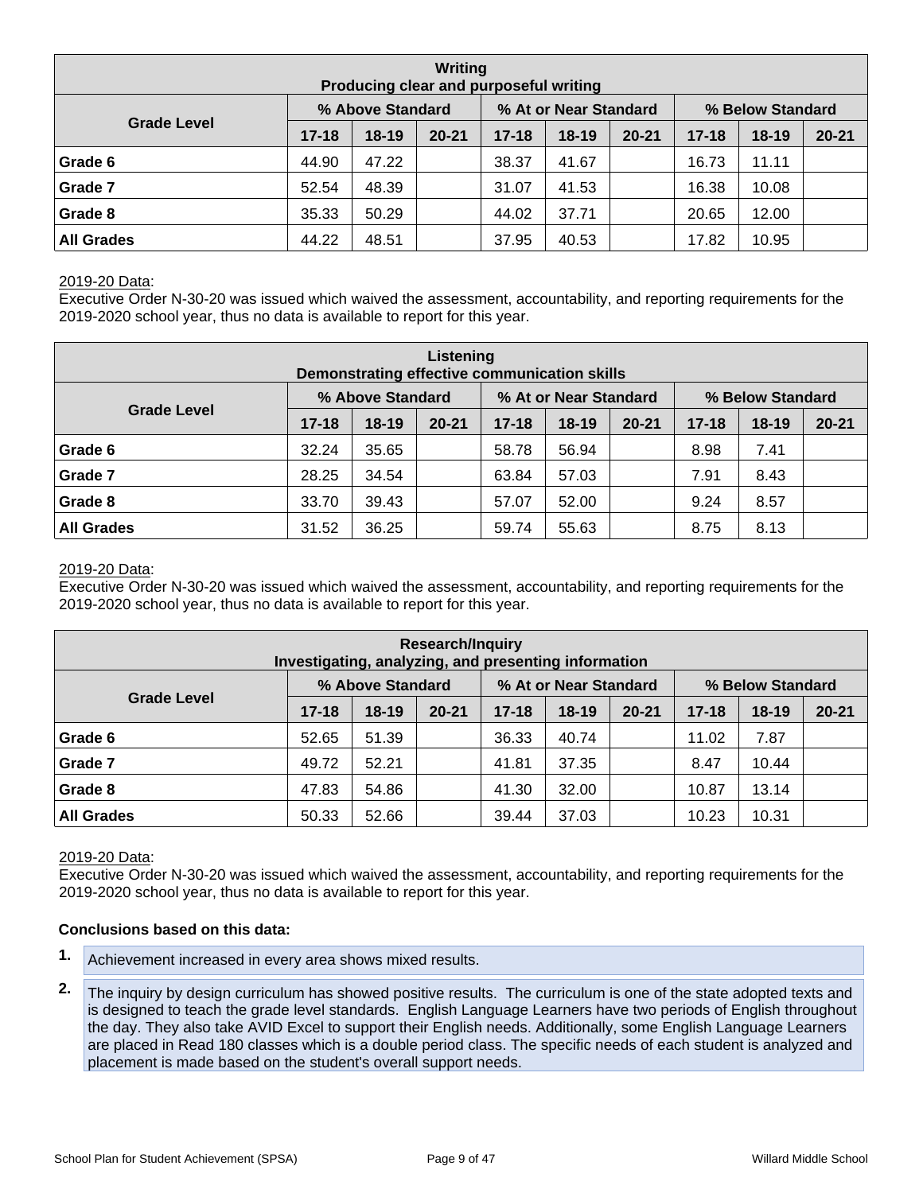| Writing Producing clear and purposeful writing | | | | | | | | | |
|---|---|---|---|---|---|---|---|---|---|
| Grade Level | % Above Standard | | | % At or Near Standard | | | % Below Standard | | |
| | 17-18 | 18-19 | 20-21 | 17-18 | 18-19 | 20-21 | 17-18 | 18-19 | 20-21 |
| **Grade 6** | 44.90 | 47.22 | | 38.37 | 41.67 | | 16.73 | 11.11 | |
| **Grade 7** | 52.54 | 48.39 | | 31.07 | 41.53 | | 16.38 | 10.08 | |
| **Grade 8** | 35.33 | 50.29 | | 44.02 | 37.71 | | 20.65 | 12.00 | |
| **All Grades** | 44.22 | 48.51 | | 37.95 | 40.53 | | 17.82 | 10.95 | |

2019-20 Data:
Executive Order N-30-20 was issued which waived the assessment, accountability, and reporting requirements for the 2019-2020 school year, thus no data is available to report for this year.

| Listening Demonstrating effective communication skills | | | | | | | | | |
|---|---|---|---|---|---|---|---|---|---|
| Grade Level | % Above Standard | | | % At or Near Standard | | | % Below Standard | | |
| | 17-18 | 18-19 | 20-21 | 17-18 | 18-19 | 20-21 | 17-18 | 18-19 | 20-21 |
| **Grade 6** | 32.24 | 35.65 | | 58.78 | 56.94 | | 8.98 | 7.41 | |
| **Grade 7** | 28.25 | 34.54 | | 63.84 | 57.03 | | 7.91 | 8.43 | |
| **Grade 8** | 33.70 | 39.43 | | 57.07 | 52.00 | | 9.24 | 8.57 | |
| **All Grades** | 31.52 | 36.25 | | 59.74 | 55.63 | | 8.75 | 8.13 | |

2019-20 Data:
Executive Order N-30-20 was issued which waived the assessment, accountability, and reporting requirements for the 2019-2020 school year, thus no data is available to report for this year.

| Research/Inquiry Investigating, analyzing, and presenting information | | | | | | | | | |
|---|---|---|---|---|---|---|---|---|---|
| Grade Level | % Above Standard | | | % At or Near Standard | | | % Below Standard | | |
| | 17-18 | 18-19 | 20-21 | 17-18 | 18-19 | 20-21 | 17-18 | 18-19 | 20-21 |
| **Grade 6** | 52.65 | 51.39 | | 36.33 | 40.74 | | 11.02 | 7.87 | |
| **Grade 7** | 49.72 | 52.21 | | 41.81 | 37.35 | | 8.47 | 10.44 | |
| **Grade 8** | 47.83 | 54.86 | | 41.30 | 32.00 | | 10.87 | 13.14 | |
| **All Grades** | 50.33 | 52.66 | | 39.44 | 37.03 | | 10.23 | 10.31 | |

2019-20 Data:
Executive Order N-30-20 was issued which waived the assessment, accountability, and reporting requirements for the 2019-2020 school year, thus no data is available to report for this year.

**Conclusions based on this data:**

1. Achievement increased in every area shows mixed results.

2. The inquiry by design curriculum has showed positive results. The curriculum is one of the state adopted texts and is designed to teach the grade level standards. English Language Learners have two periods of English throughout the day. They also take AVID Excel to support their English needs. Additionally, some English Language Learners are placed in Read 180 classes which is a double period class. The specific needs of each student is analyzed and placement is made based on the student's overall support needs.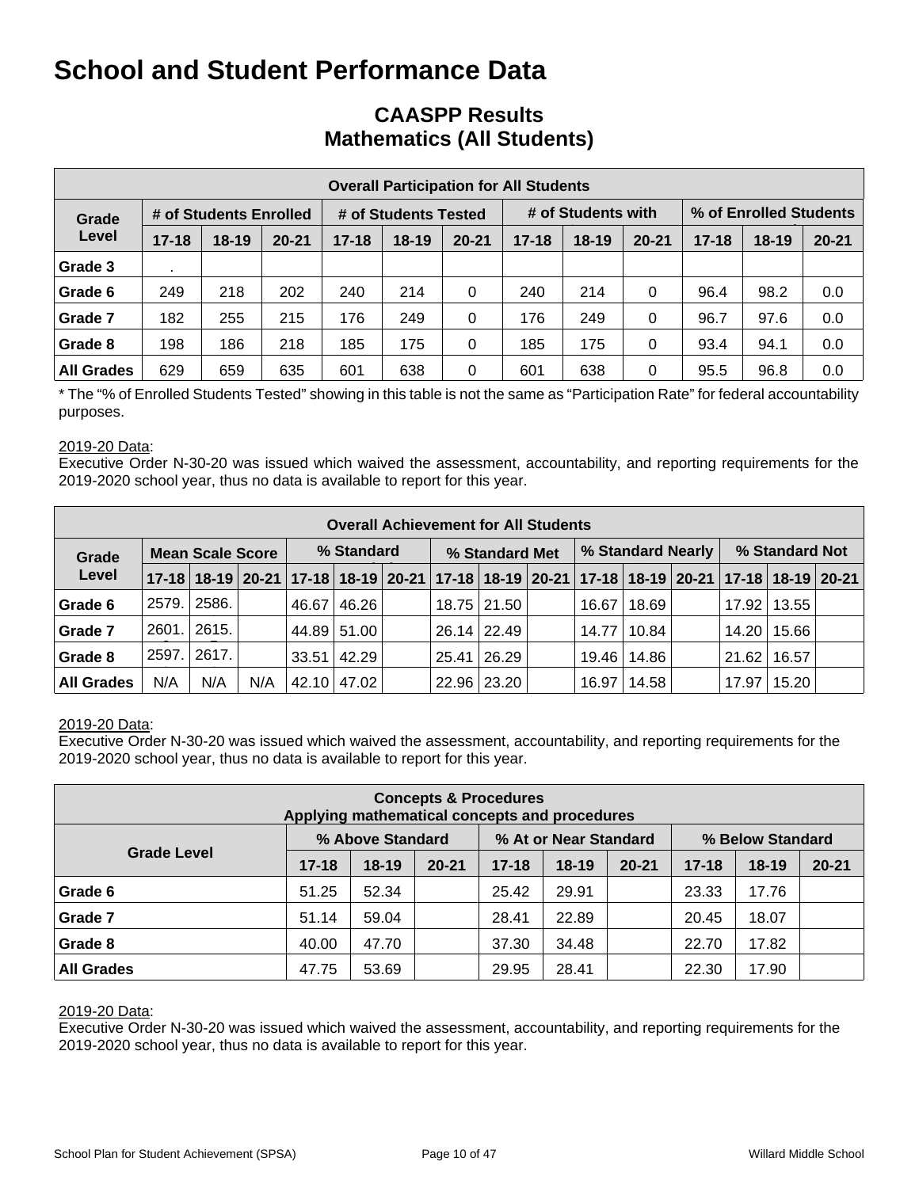# School and Student Performance Data

## CAASPP Results
## Mathematics (All Students)

| Overall Participation for All Students | | | | | | | | | | | | |
|---|---|---|---|---|---|---|---|---|---|---|---|---|
| Grade Level | # of Students Enrolled | | | # of Students Tested | | | # of Students with | | | % of Enrolled Students | | |
| | 17-18 | 18-19 | 20-21 | 17-18 | 18-19 | 20-21 | 17-18 | 18-19 | 20-21 | 17-18 | 18-19 | 20-21 |
| Grade 3 | . | | | | | | | | | | | |
| Grade 6 | 249 | 218 | 202 | 240 | 214 | 0 | 240 | 214 | 0 | 96.4 | 98.2 | 0.0 |
| Grade 7 | 182 | 255 | 215 | 176 | 249 | 0 | 176 | 249 | 0 | 96.7 | 97.6 | 0.0 |
| Grade 8 | 198 | 186 | 218 | 185 | 175 | 0 | 185 | 175 | 0 | 93.4 | 94.1 | 0.0 |
| All Grades | 629 | 659 | 635 | 601 | 638 | 0 | 601 | 638 | 0 | 95.5 | 96.8 | 0.0 |

* The "% of Enrolled Students Tested" showing in this table is not the same as "Participation Rate" for federal accountability purposes.

2019-20 Data:
Executive Order N-30-20 was issued which waived the assessment, accountability, and reporting requirements for the 2019-2020 school year, thus no data is available to report for this year.

| Overall Achievement for All Students | | | | | | | | | | | | | | | | |
|---|---|---|---|---|---|---|---|---|---|---|---|---|---|---|---|---|
| Grade Level | Mean Scale Score | | | % Standard | | | % Standard Met | | | % Standard Nearly | | | % Standard Not | | | |
| | 17-18 | 18-19 | 20-21 | 17-18 | 18-19 | 20-21 | 17-18 | 18-19 | 20-21 | 17-18 | 18-19 | 20-21 | 17-18 | 18-19 | 20-21 |
| Grade 6 | 2579. | 2586. | | 46.67 | 46.26 | | 18.75 | 21.50 | | 16.67 | 18.69 | | 17.92 | 13.55 | |
| Grade 7 | 2601. | 2615. | | 44.89 | 51.00 | | 26.14 | 22.49 | | 14.77 | 10.84 | | 14.20 | 15.66 | |
| Grade 8 | 2597. | 2617. | | 33.51 | 42.29 | | 25.41 | 26.29 | | 19.46 | 14.86 | | 21.62 | 16.57 | |
| All Grades | N/A | N/A | N/A | 42.10 | 47.02 | | 22.96 | 23.20 | | 16.97 | 14.58 | | 17.97 | 15.20 | |

2019-20 Data:
Executive Order N-30-20 was issued which waived the assessment, accountability, and reporting requirements for the 2019-2020 school year, thus no data is available to report for this year.

| Concepts & Procedures<br>Applying mathematical concepts and procedures | | | | | | | | | |
|---|---|---|---|---|---|---|---|---|---|
| Grade Level | % Above Standard | | | % At or Near Standard | | | % Below Standard | | |
| | 17-18 | 18-19 | 20-21 | 17-18 | 18-19 | 20-21 | 17-18 | 18-19 | 20-21 |
| Grade 6 | 51.25 | 52.34 | | 25.42 | 29.91 | | 23.33 | 17.76 | |
| Grade 7 | 51.14 | 59.04 | | 28.41 | 22.89 | | 20.45 | 18.07 | |
| Grade 8 | 40.00 | 47.70 | | 37.30 | 34.48 | | 22.70 | 17.82 | |
| All Grades | 47.75 | 53.69 | | 29.95 | 28.41 | | 22.30 | 17.90 | |

2019-20 Data:
Executive Order N-30-20 was issued which waived the assessment, accountability, and reporting requirements for the 2019-2020 school year, thus no data is available to report for this year.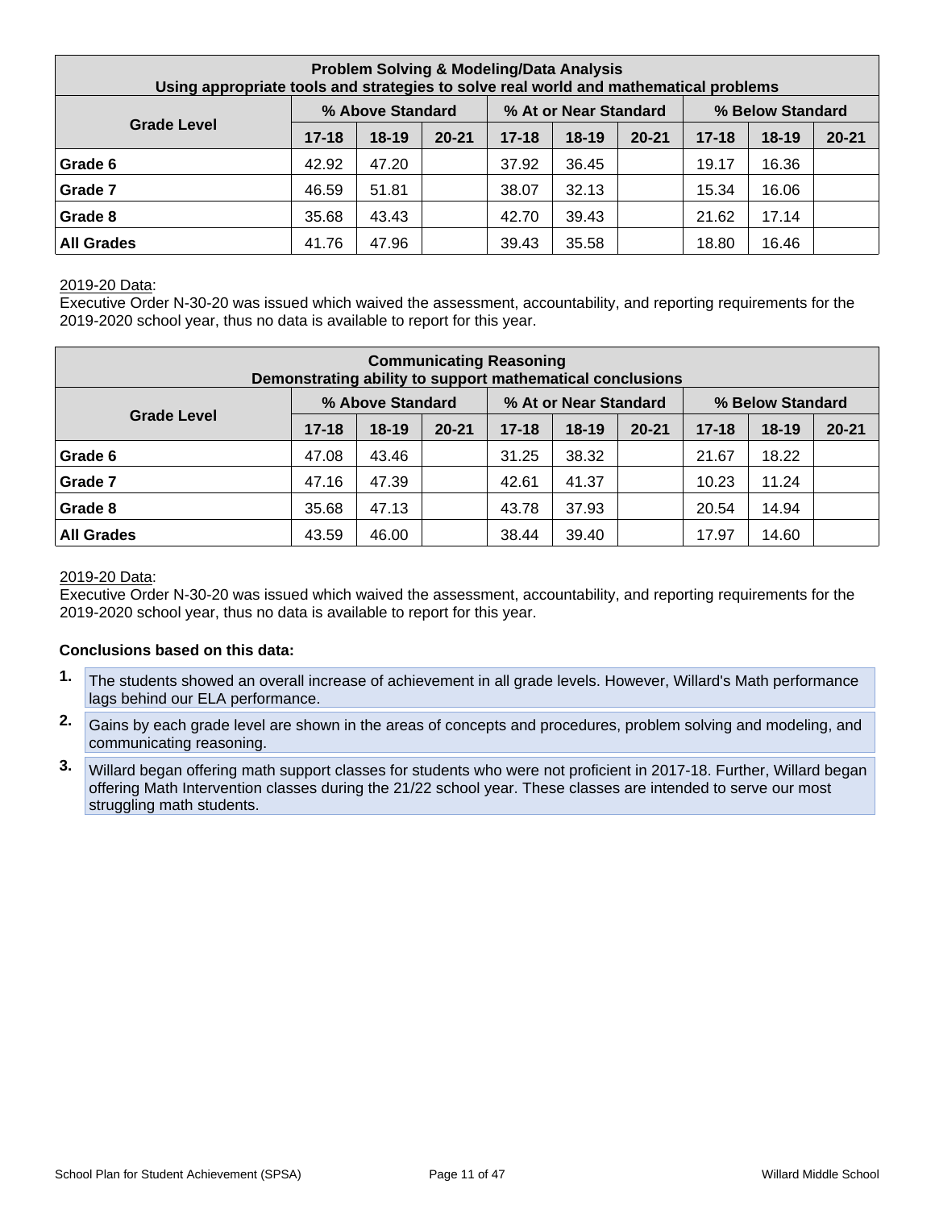| Problem Solving & Modeling/Data Analysis<br>Using appropriate tools and strategies to solve real world and mathematical problems | | | | | | | | | |
|---|---|---|---|---|---|---|---|---|---|
| Grade Level | % Above Standard | | | % At or Near Standard | | | % Below Standard | | |
| | 17-18 | 18-19 | 20-21 | 17-18 | 18-19 | 20-21 | 17-18 | 18-19 | 20-21 |
| **Grade 6** | 42.92 | 47.20 | | 37.92 | 36.45 | | 19.17 | 16.36 | |
| **Grade 7** | 46.59 | 51.81 | | 38.07 | 32.13 | | 15.34 | 16.06 | |
| **Grade 8** | 35.68 | 43.43 | | 42.70 | 39.43 | | 21.62 | 17.14 | |
| **All Grades** | 41.76 | 47.96 | | 39.43 | 35.58 | | 18.80 | 16.46 | |

2019-20 Data:
Executive Order N-30-20 was issued which waived the assessment, accountability, and reporting requirements for the 2019-2020 school year, thus no data is available to report for this year.

| Communicating Reasoning<br>Demonstrating ability to support mathematical conclusions | | | | | | | | | |
|---|---|---|---|---|---|---|---|---|---|
| Grade Level | % Above Standard | | | % At or Near Standard | | | % Below Standard | | |
| | 17-18 | 18-19 | 20-21 | 17-18 | 18-19 | 20-21 | 17-18 | 18-19 | 20-21 |
| **Grade 6** | 47.08 | 43.46 | | 31.25 | 38.32 | | 21.67 | 18.22 | |
| **Grade 7** | 47.16 | 47.39 | | 42.61 | 41.37 | | 10.23 | 11.24 | |
| **Grade 8** | 35.68 | 47.13 | | 43.78 | 37.93 | | 20.54 | 14.94 | |
| **All Grades** | 43.59 | 46.00 | | 38.44 | 39.40 | | 17.97 | 14.60 | |

2019-20 Data:
Executive Order N-30-20 was issued which waived the assessment, accountability, and reporting requirements for the 2019-2020 school year, thus no data is available to report for this year.

**Conclusions based on this data:**

1. The students showed an overall increase of achievement in all grade levels. However, Willard's Math performance lags behind our ELA performance.
2. Gains by each grade level are shown in the areas of concepts and procedures, problem solving and modeling, and communicating reasoning.
3. Willard began offering math support classes for students who were not proficient in 2017-18. Further, Willard began offering Math Intervention classes during the 21/22 school year. These classes are intended to serve our most struggling math students.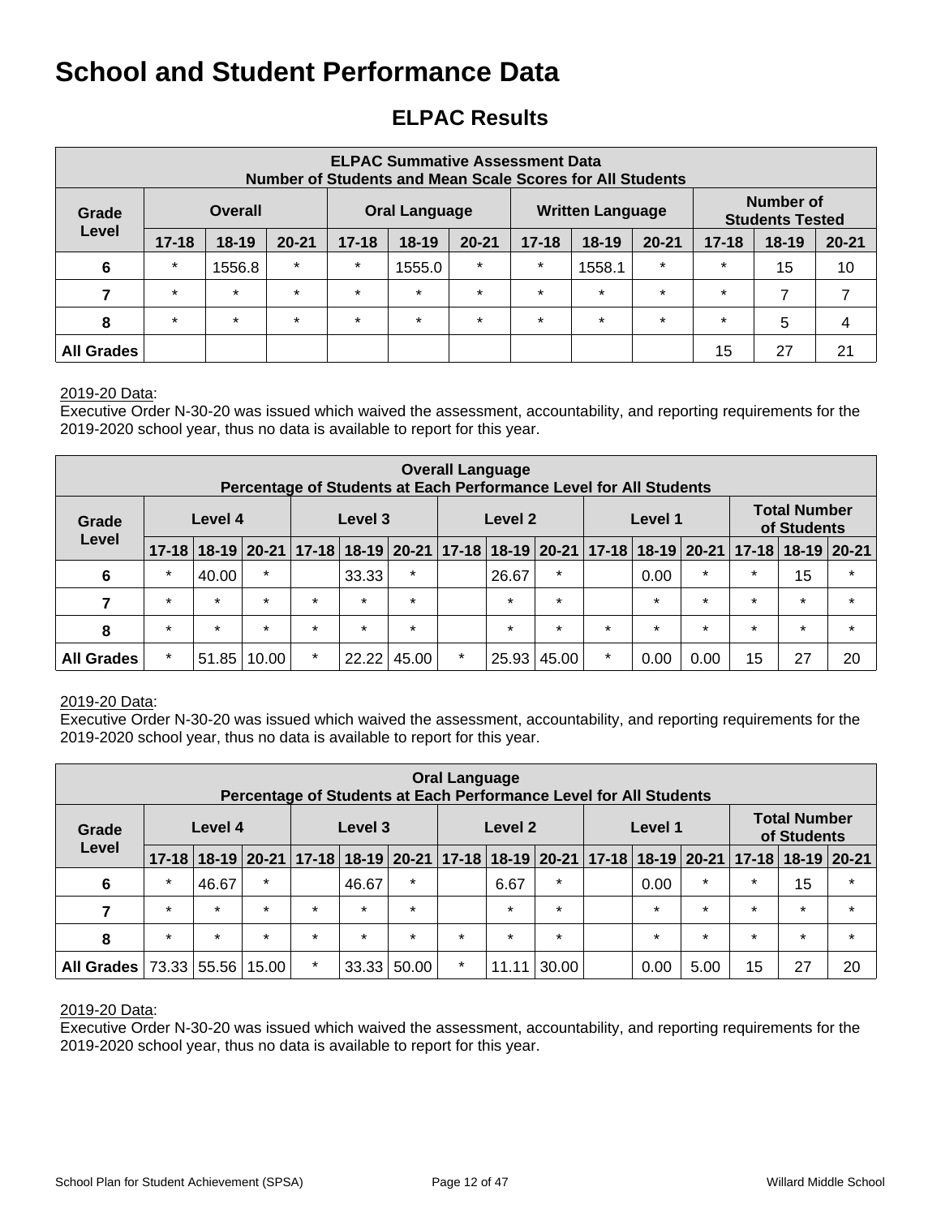# School and Student Performance Data

## ELPAC Results

| ELPAC Summative Assessment Data<br>Number of Students and Mean Scale Scores for All Students | | | | | | | | | | | | |
|---|---|---|---|---|---|---|---|---|---|---|---|---|
| Grade Level | Overall | | | Oral Language | | | Written Language | | | Number of Students Tested | | |
| | 17-18 | 18-19 | 20-21 | 17-18 | 18-19 | 20-21 | 17-18 | 18-19 | 20-21 | 17-18 | 18-19 | 20-21 |
| 6 | * | 1556.8 | * | * | 1555.0 | * | * | 1558.1 | * | * | 15 | 10 |
| 7 | * | * | * | * | * | * | * | * | * | * | 7 | 7 |
| 8 | * | * | * | * | * | * | * | * | * | * | 5 | 4 |
| All Grades | | | | | | | | | | 15 | 27 | 21 |

2019-20 Data:
Executive Order N-30-20 was issued which waived the assessment, accountability, and reporting requirements for the 2019-2020 school year, thus no data is available to report for this year.

| Overall Language<br>Percentage of Students at Each Performance Level for All Students | | | | | | | | | | | | | | | |
|---|---|---|---|---|---|---|---|---|---|---|---|---|---|---|---|
| Grade Level | Level 4 | | | Level 3 | | | Level 2 | | | Level 1 | | | Total Number of Students | | |
| | 17-18 | 18-19 | 20-21 | 17-18 | 18-19 | 20-21 | 17-18 | 18-19 | 20-21 | 17-18 | 18-19 | 20-21 | 17-18 | 18-19 | 20-21 |
| 6 | * | 40.00 | * | | 33.33 | * | | 26.67 | * | | 0.00 | * | * | 15 | * |
| 7 | * | * | * | * | * | * | | * | * | | * | * | * | * | * |
| 8 | * | * | * | * | * | * | | * | * | * | * | * | * | * | * |
| All Grades | * | 51.85 | 10.00 | * | 22.22 | 45.00 | * | 25.93 | 45.00 | * | 0.00 | 0.00 | 15 | 27 | 20 |

2019-20 Data:
Executive Order N-30-20 was issued which waived the assessment, accountability, and reporting requirements for the 2019-2020 school year, thus no data is available to report for this year.

| Oral Language<br>Percentage of Students at Each Performance Level for All Students | | | | | | | | | | | | | | | |
|---|---|---|---|---|---|---|---|---|---|---|---|---|---|---|---|
| Grade Level | Level 4 | | | Level 3 | | | Level 2 | | | Level 1 | | | Total Number of Students | | |
| | 17-18 | 18-19 | 20-21 | 17-18 | 18-19 | 20-21 | 17-18 | 18-19 | 20-21 | 17-18 | 18-19 | 20-21 | 17-18 | 18-19 | 20-21 |
| 6 | * | 46.67 | * | | 46.67 | * | | 6.67 | * | | 0.00 | * | * | 15 | * |
| 7 | * | * | * | * | * | * | | * | * | | * | * | * | * | * |
| 8 | * | * | * | * | * | * | * | * | * | | * | * | * | * | * |
| All Grades | 73.33 | 55.56 | 15.00 | * | 33.33 | 50.00 | * | 11.11 | 30.00 | | 0.00 | 5.00 | 15 | 27 | 20 |

2019-20 Data:
Executive Order N-30-20 was issued which waived the assessment, accountability, and reporting requirements for the 2019-2020 school year, thus no data is available to report for this year.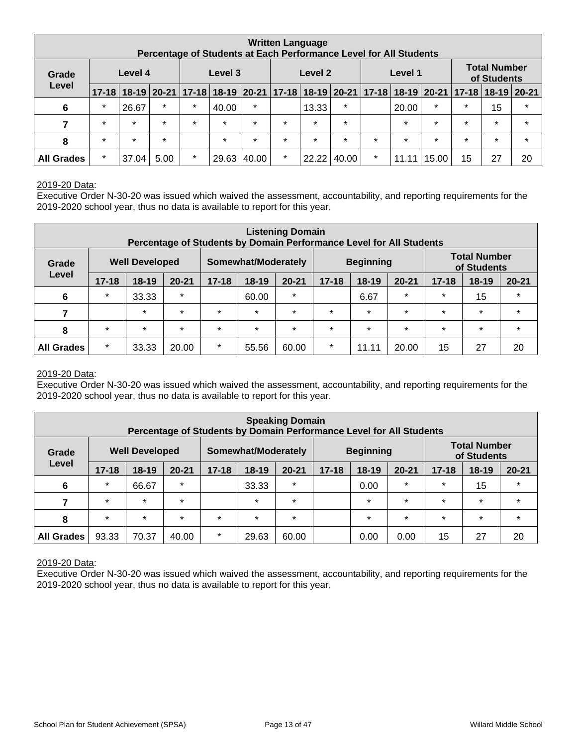| Written Language Percentage of Students at Each Performance Level for All Students | | | | | | | | | | | | | | | |
|---|---|---|---|---|---|---|---|---|---|---|---|---|---|---|---|
| Grade Level | Level 4 | | | Level 3 | | | Level 2 | | | Level 1 | | | Total Number of Students | | |
| | 17-18 | 18-19 | 20-21 | 17-18 | 18-19 | 20-21 | 17-18 | 18-19 | 20-21 | 17-18 | 18-19 | 20-21 | 17-18 | 18-19 | 20-21 |
| 6 | * | 26.67 | * | * | 40.00 | * | | 13.33 | * | | 20.00 | * | * | 15 | * |
| 7 | * | * | * | * | * | * | * | * | * | | * | * | * | * | * |
| 8 | * | * | * | | * | * | * | * | * | * | * | * | * | * | * |
| All Grades | * | 37.04 | 5.00 | * | 29.63 | 40.00 | * | 22.22 | 40.00 | * | 11.11 | 15.00 | 15 | 27 | 20 |

2019-20 Data:
Executive Order N-30-20 was issued which waived the assessment, accountability, and reporting requirements for the 2019-2020 school year, thus no data is available to report for this year.

| Listening Domain Percentage of Students by Domain Performance Level for All Students | | | | | | | | | | | | |
|---|---|---|---|---|---|---|---|---|---|---|---|---|
| Grade Level | Well Developed | | | Somewhat/Moderately | | | Beginning | | | Total Number of Students | | |
| | 17-18 | 18-19 | 20-21 | 17-18 | 18-19 | 20-21 | 17-18 | 18-19 | 20-21 | 17-18 | 18-19 | 20-21 |
| 6 | * | 33.33 | * | | 60.00 | * | | 6.67 | * | * | 15 | * |
| 7 | | * | * | * | * | * | * | * | * | * | * | * |
| 8 | * | * | * | * | * | * | * | * | * | * | * | * |
| All Grades | * | 33.33 | 20.00 | * | 55.56 | 60.00 | * | 11.11 | 20.00 | 15 | 27 | 20 |

2019-20 Data:
Executive Order N-30-20 was issued which waived the assessment, accountability, and reporting requirements for the 2019-2020 school year, thus no data is available to report for this year.

| Speaking Domain Percentage of Students by Domain Performance Level for All Students | | | | | | | | | | | | |
|---|---|---|---|---|---|---|---|---|---|---|---|---|
| Grade Level | Well Developed | | | Somewhat/Moderately | | | Beginning | | | Total Number of Students | | |
| | 17-18 | 18-19 | 20-21 | 17-18 | 18-19 | 20-21 | 17-18 | 18-19 | 20-21 | 17-18 | 18-19 | 20-21 |
| 6 | * | 66.67 | * | | 33.33 | * | | 0.00 | * | * | 15 | * |
| 7 | * | * | * | | * | * | | * | * | * | * | * |
| 8 | * | * | * | * | * | * | | * | * | * | * | * |
| All Grades | 93.33 | 70.37 | 40.00 | * | 29.63 | 60.00 | | 0.00 | 0.00 | 15 | 27 | 20 |

2019-20 Data:
Executive Order N-30-20 was issued which waived the assessment, accountability, and reporting requirements for the 2019-2020 school year, thus no data is available to report for this year.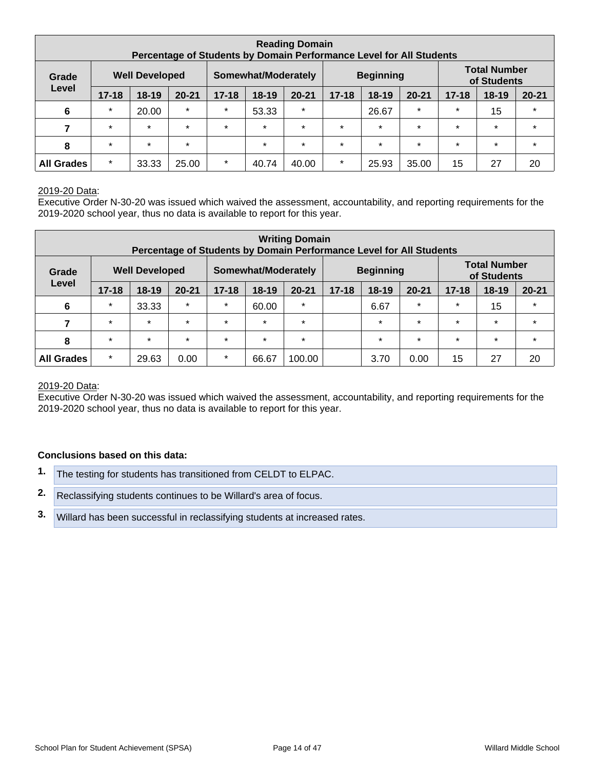| Reading Domain<br>Percentage of Students by Domain Performance Level for All Students | | | | | | | | | | | | |
|---|---|---|---|---|---|---|---|---|---|---|---|---|
| Grade Level | Well Developed | | | Somewhat/Moderately | | | Beginning | | | Total Number of Students | | |
| | 17-18 | 18-19 | 20-21 | 17-18 | 18-19 | 20-21 | 17-18 | 18-19 | 20-21 | 17-18 | 18-19 | 20-21 |
| 6 | * | 20.00 | * | * | 53.33 | * | | 26.67 | * | * | 15 | * |
| 7 | * | * | * | * | * | * | * | * | * | * | * | * |
| 8 | * | * | * | | * | * | * | * | * | * | * | * |
| All Grades | * | 33.33 | 25.00 | * | 40.74 | 40.00 | * | 25.93 | 35.00 | 15 | 27 | 20 |

2019-20 Data:
Executive Order N-30-20 was issued which waived the assessment, accountability, and reporting requirements for the 2019-2020 school year, thus no data is available to report for this year.

| Writing Domain<br>Percentage of Students by Domain Performance Level for All Students | | | | | | | | | | | | |
|---|---|---|---|---|---|---|---|---|---|---|---|---|
| Grade Level | Well Developed | | | Somewhat/Moderately | | | Beginning | | | Total Number of Students | | |
| | 17-18 | 18-19 | 20-21 | 17-18 | 18-19 | 20-21 | 17-18 | 18-19 | 20-21 | 17-18 | 18-19 | 20-21 |
| 6 | * | 33.33 | * | * | 60.00 | * | | 6.67 | * | * | 15 | * |
| 7 | * | * | * | * | * | * | | * | * | * | * | * |
| 8 | * | * | * | * | * | * | | * | * | * | * | * |
| All Grades | * | 29.63 | 0.00 | * | 66.67 | 100.00 | | 3.70 | 0.00 | 15 | 27 | 20 |

2019-20 Data:
Executive Order N-30-20 was issued which waived the assessment, accountability, and reporting requirements for the 2019-2020 school year, thus no data is available to report for this year.

**Conclusions based on this data:**

1. The testing for students has transitioned from CELDT to ELPAC.
2. Reclassifying students continues to be Willard's area of focus.
3. Willard has been successful in reclassifying students at increased rates.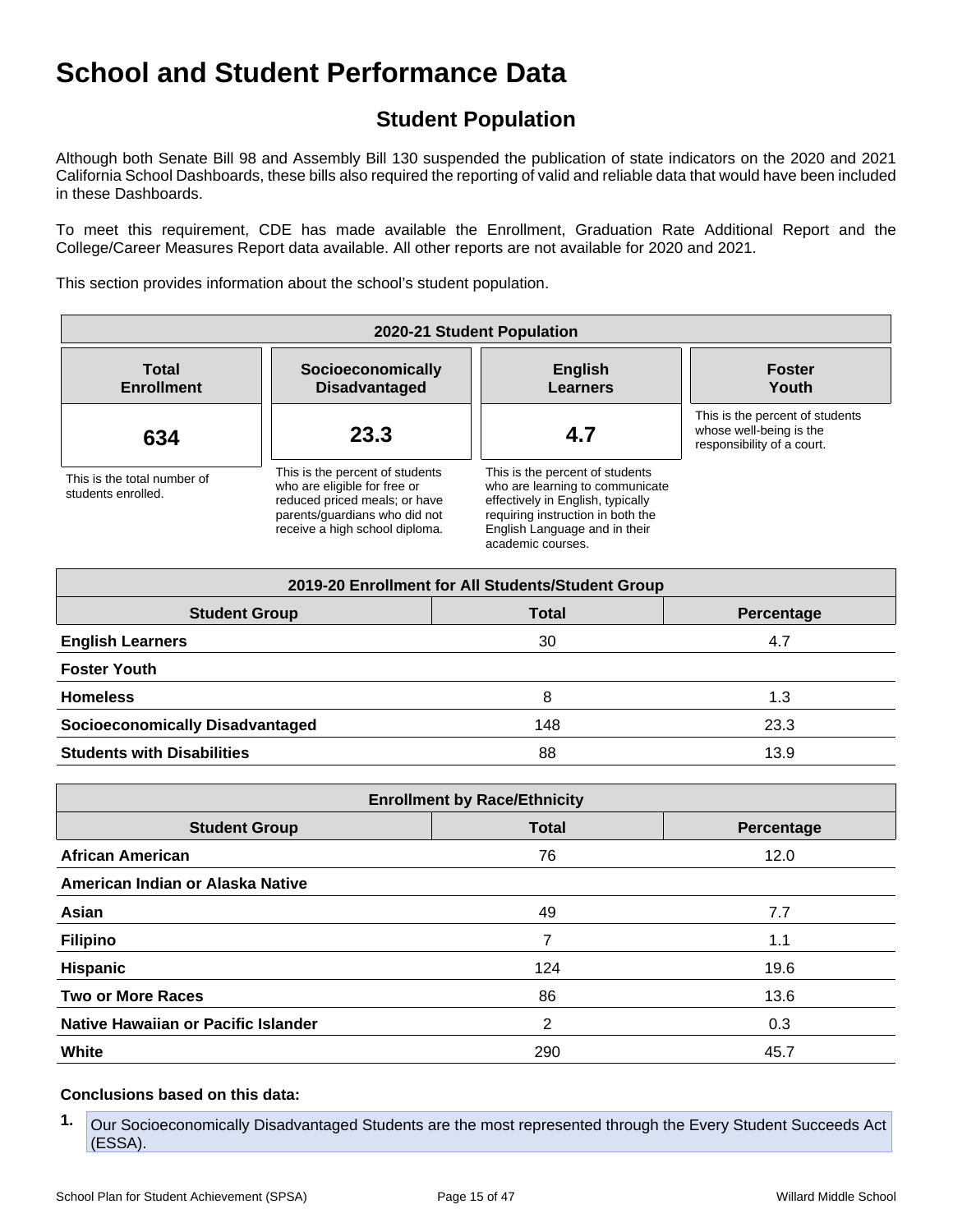# School and Student Performance Data

## Student Population

Although both Senate Bill 98 and Assembly Bill 130 suspended the publication of state indicators on the 2020 and 2021 California School Dashboards, these bills also required the reporting of valid and reliable data that would have been included in these Dashboards.

To meet this requirement, CDE has made available the Enrollment, Graduation Rate Additional Report and the College/Career Measures Report data available. All other reports are not available for 2020 and 2021.

This section provides information about the school's student population.

| 2020-21 Student Population | | | |
|---|---|---|---|
| **Total Enrollment** | **Socioeconomically Disadvantaged** | **English Learners** | **Foster Youth** |
| **634** | **23.3** | **4.7** | |
| This is the total number of students enrolled. | This is the percent of students who are eligible for free or reduced priced meals; or have parents/guardians who did not receive a high school diploma. | This is the percent of students who are learning to communicate effectively in English, typically requiring instruction in both the English Language and in their academic courses. | This is the percent of students whose well-being is the responsibility of a court. |

| 2019-20 Enrollment for All Students/Student Group | | |
|---|---|---|
| **Student Group** | **Total** | **Percentage** |
| **English Learners** | 30 | 4.7 |
| **Foster Youth** | | |
| **Homeless** | 8 | 1.3 |
| **Socioeconomically Disadvantaged** | 148 | 23.3 |
| **Students with Disabilities** | 88 | 13.9 |

| Enrollment by Race/Ethnicity | | |
|---|---|---|
| **Student Group** | **Total** | **Percentage** |
| **African American** | 76 | 12.0 |
| **American Indian or Alaska Native** | | |
| **Asian** | 49 | 7.7 |
| **Filipino** | 7 | 1.1 |
| **Hispanic** | 124 | 19.6 |
| **Two or More Races** | 86 | 13.6 |
| **Native Hawaiian or Pacific Islander** | 2 | 0.3 |
| **White** | 290 | 45.7 |

**Conclusions based on this data:**

1. Our Socioeconomically Disadvantaged Students are the most represented through the Every Student Succeeds Act (ESSA).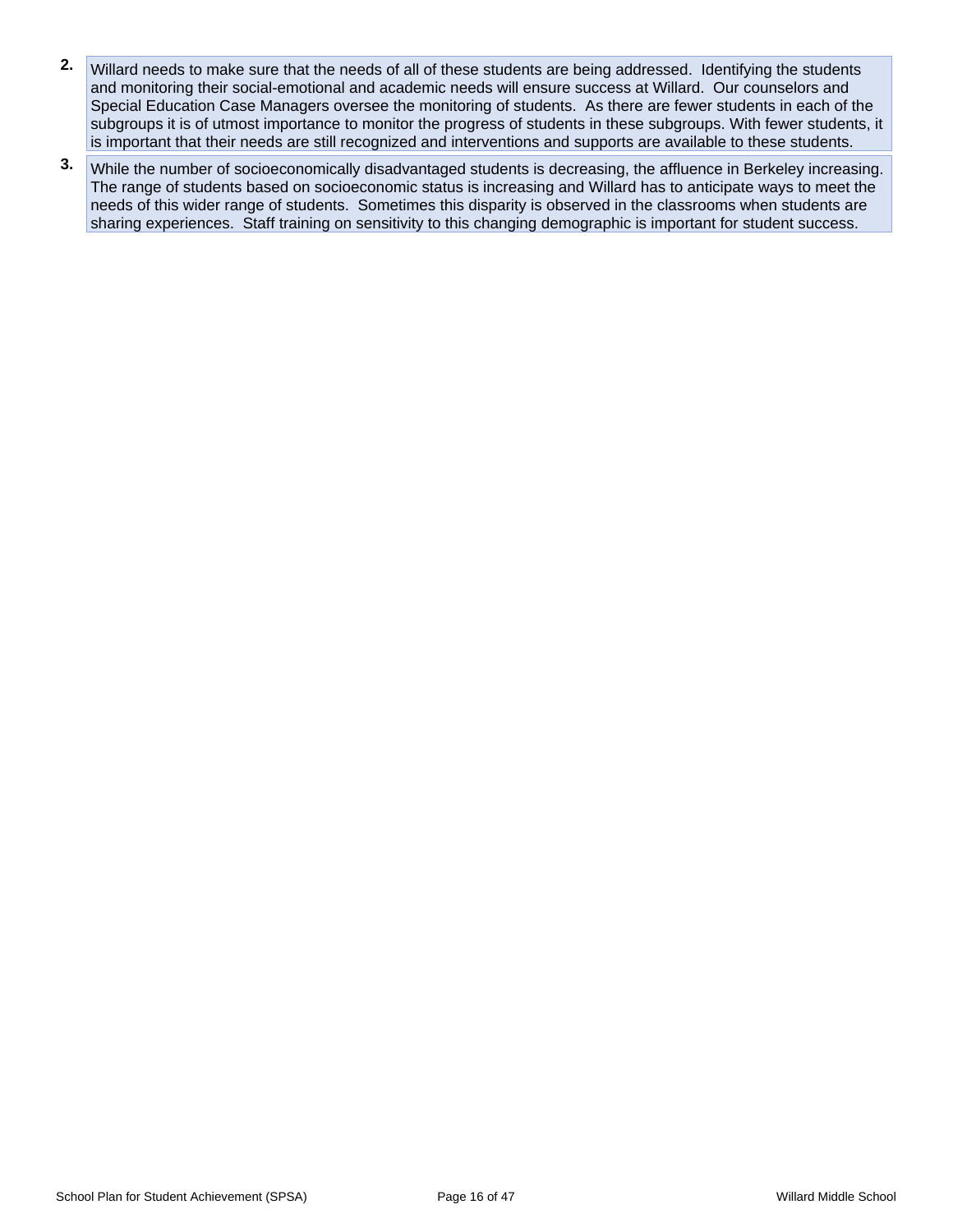2. Willard needs to make sure that the needs of all of these students are being addressed. Identifying the students and monitoring their social-emotional and academic needs will ensure success at Willard. Our counselors and Special Education Case Managers oversee the monitoring of students. As there are fewer students in each of the subgroups it is of utmost importance to monitor the progress of students in these subgroups. With fewer students, it is important that their needs are still recognized and interventions and supports are available to these students.

3. While the number of socioeconomically disadvantaged students is decreasing, the affluence in Berkeley increasing. The range of students based on socioeconomic status is increasing and Willard has to anticipate ways to meet the needs of this wider range of students. Sometimes this disparity is observed in the classrooms when students are sharing experiences. Staff training on sensitivity to this changing demographic is important for student success.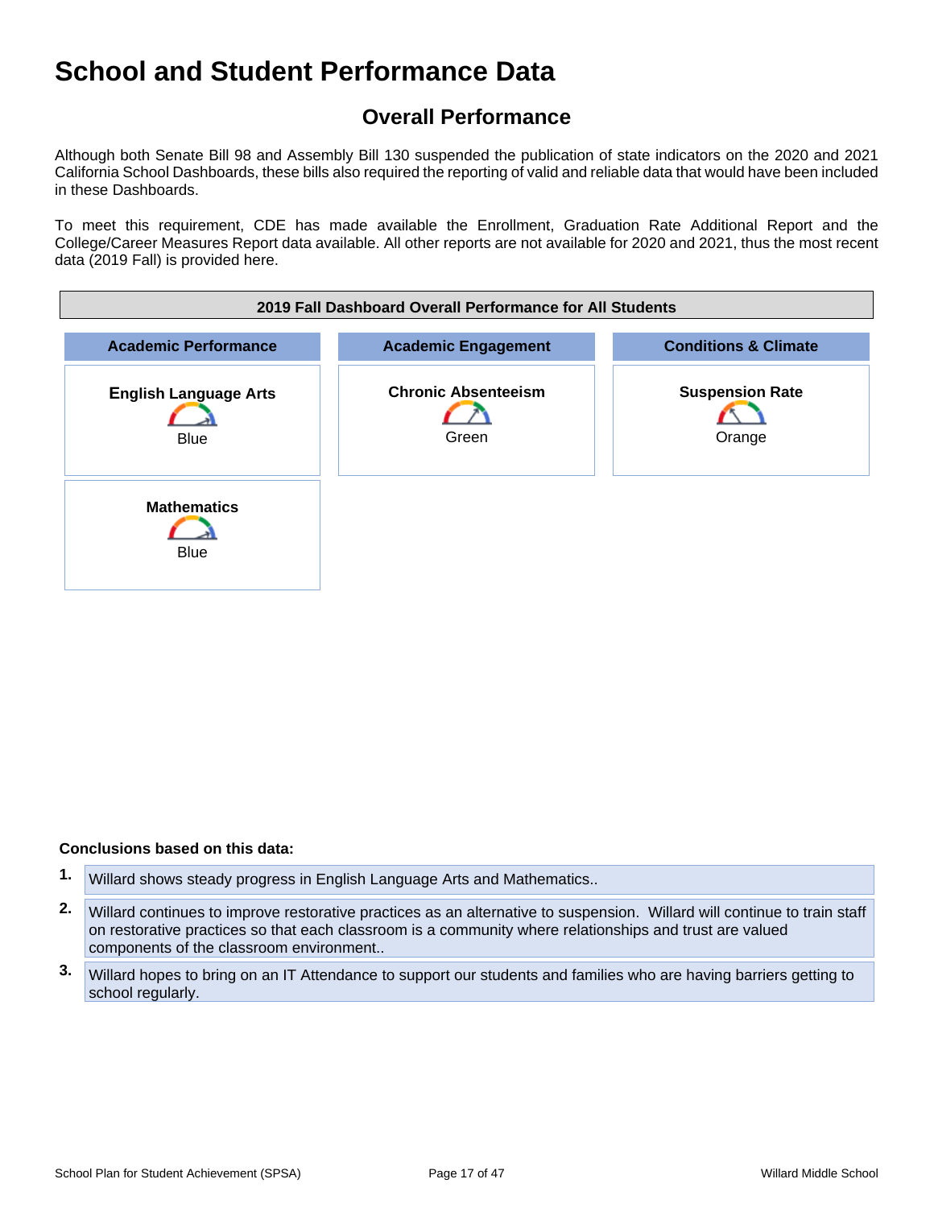# School and Student Performance Data

## Overall Performance

Although both Senate Bill 98 and Assembly Bill 130 suspended the publication of state indicators on the 2020 and 2021 California School Dashboards, these bills also required the reporting of valid and reliable data that would have been included in these Dashboards.

To meet this requirement, CDE has made available the Enrollment, Graduation Rate Additional Report and the College/Career Measures Report data available. All other reports are not available for 2020 and 2021, thus the most recent data (2019 Fall) is provided here.

| 2019 Fall Dashboard Overall Performance for All Students | | |
|---|---|---|
| **Academic Performance** | **Academic Engagement** | **Conditions & Climate** |
| **English Language Arts** Blue | **Chronic Absenteeism** Green | **Suspension Rate** Orange |
| **Mathematics** Blue | | |

**Conclusions based on this data:**

1. Willard shows steady progress in English Language Arts and Mathematics..
2. Willard continues to improve restorative practices as an alternative to suspension. Willard will continue to train staff on restorative practices so that each classroom is a community where relationships and trust are valued components of the classroom environment..
3. Willard hopes to bring on an IT Attendance to support our students and families who are having barriers getting to school regularly.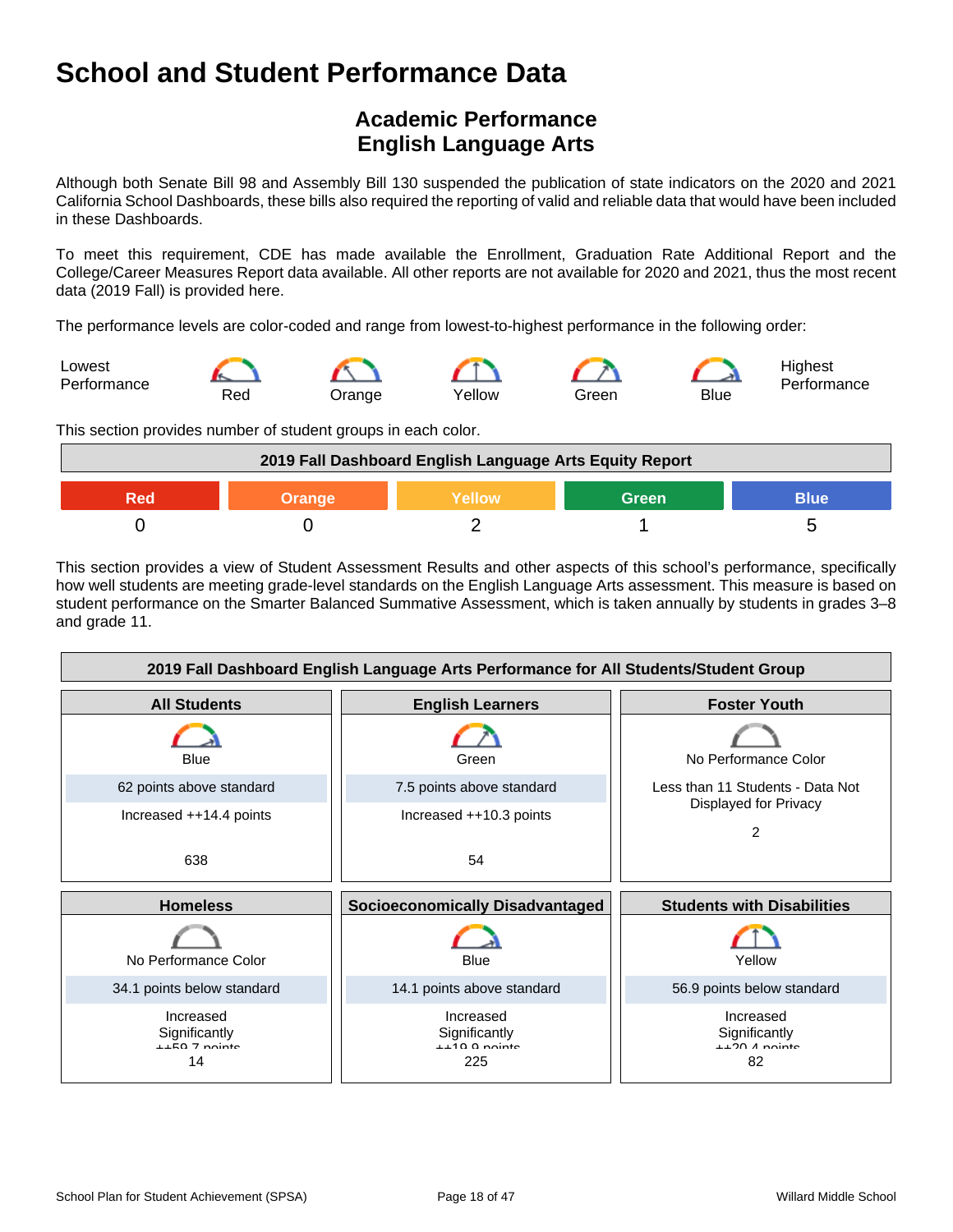# School and Student Performance Data

## Academic Performance
## English Language Arts

Although both Senate Bill 98 and Assembly Bill 130 suspended the publication of state indicators on the 2020 and 2021 California School Dashboards, these bills also required the reporting of valid and reliable data that would have been included in these Dashboards.

To meet this requirement, CDE has made available the Enrollment, Graduation Rate Additional Report and the College/Career Measures Report data available. All other reports are not available for 2020 and 2021, thus the most recent data (2019 Fall) is provided here.

The performance levels are color-coded and range from lowest-to-highest performance in the following order:

Lowest Performance — Red — Orange — Yellow — Green — Blue — Highest Performance

This section provides number of student groups in each color.

| 2019 Fall Dashboard English Language Arts Equity Report | | | | |
|---|---|---|---|---|
| Red | Orange | Yellow | Green | Blue |
| 0 | 0 | 2 | 1 | 5 |

This section provides a view of Student Assessment Results and other aspects of this school's performance, specifically how well students are meeting grade-level standards on the English Language Arts assessment. This measure is based on student performance on the Smarter Balanced Summative Assessment, which is taken annually by students in grades 3–8 and grade 11.

| 2019 Fall Dashboard English Language Arts Performance for All Students/Student Group | | |
|---|---|---|
| **All Students** | **English Learners** | **Foster Youth** |
| Blue | Green | No Performance Color |
| 62 points above standard | 7.5 points above standard | Less than 11 Students - Data Not Displayed for Privacy |
| Increased ++14.4 points | Increased ++10.3 points | |
| 638 | 54 | 2 |
| **Homeless** | **Socioeconomically Disadvantaged** | **Students with Disabilities** |
| No Performance Color | Blue | Yellow |
| 34.1 points below standard | 14.1 points above standard | 56.9 points below standard |
| Increased Significantly ++59.7 points | Increased Significantly ++19.9 points | Increased Significantly ++20.4 points |
| 14 | 225 | 82 |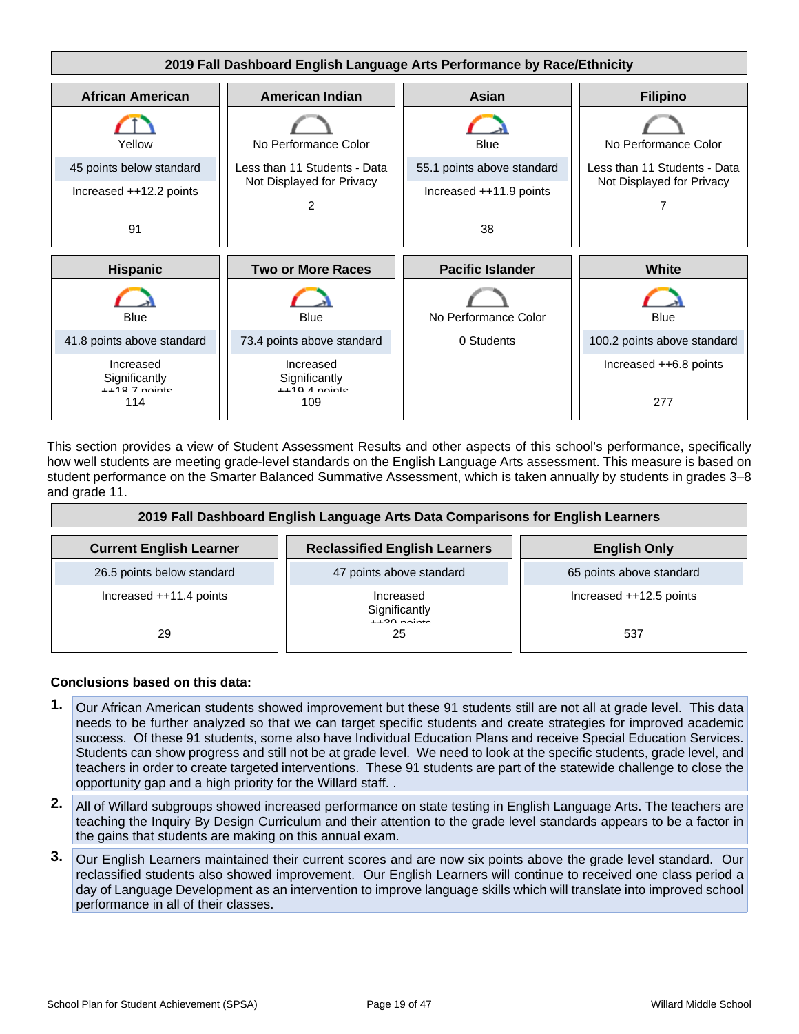## 2019 Fall Dashboard English Language Arts Performance by Race/Ethnicity

| African American | American Indian | Asian | Filipino |
|---|---|---|---|
| Yellow | No Performance Color | Blue | No Performance Color |
| 45 points below standard | Less than 11 Students - Data Not Displayed for Privacy | 55.1 points above standard | Less than 11 Students - Data Not Displayed for Privacy |
| Increased ++12.2 points | 2 | Increased ++11.9 points | 7 |
| 91 | | 38 | |

| Hispanic | Two or More Races | Pacific Islander | White |
|---|---|---|---|
| Blue | Blue | No Performance Color | Blue |
| 41.8 points above standard | 73.4 points above standard | 0 Students | 100.2 points above standard |
| Increased Significantly ++18.7 points | Increased Significantly ++19.4 points | | Increased ++6.8 points |
| 114 | 109 | | 277 |

This section provides a view of Student Assessment Results and other aspects of this school's performance, specifically how well students are meeting grade-level standards on the English Language Arts assessment. This measure is based on student performance on the Smarter Balanced Summative Assessment, which is taken annually by students in grades 3–8 and grade 11.

## 2019 Fall Dashboard English Language Arts Data Comparisons for English Learners

| Current English Learner | Reclassified English Learners | English Only |
|---|---|---|
| 26.5 points below standard | 47 points above standard | 65 points above standard |
| Increased ++11.4 points | Increased Significantly ++30 points | Increased ++12.5 points |
| 29 | 25 | 537 |

**Conclusions based on this data:**

1. Our African American students showed improvement but these 91 students still are not all at grade level. This data needs to be further analyzed so that we can target specific students and create strategies for improved academic success. Of these 91 students, some also have Individual Education Plans and receive Special Education Services. Students can show progress and still not be at grade level. We need to look at the specific students, grade level, and teachers in order to create targeted interventions. These 91 students are part of the statewide challenge to close the opportunity gap and a high priority for the Willard staff. .
2. All of Willard subgroups showed increased performance on state testing in English Language Arts. The teachers are teaching the Inquiry By Design Curriculum and their attention to the grade level standards appears to be a factor in the gains that students are making on this annual exam.
3. Our English Learners maintained their current scores and are now six points above the grade level standard. Our reclassified students also showed improvement. Our English Learners will continue to received one class period a day of Language Development as an intervention to improve language skills which will translate into improved school performance in all of their classes.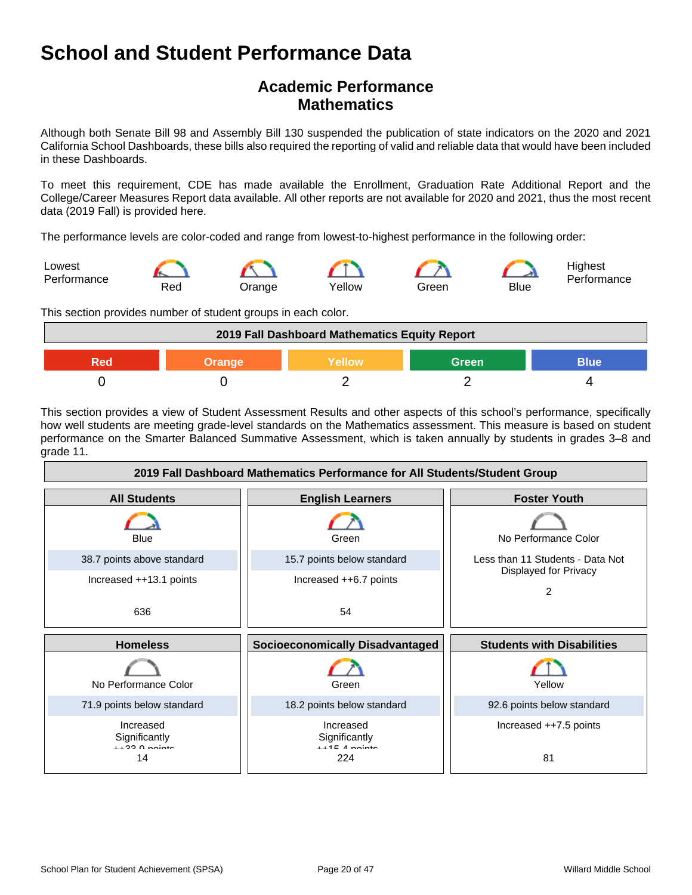# School and Student Performance Data

## Academic Performance
## Mathematics

Although both Senate Bill 98 and Assembly Bill 130 suspended the publication of state indicators on the 2020 and 2021 California School Dashboards, these bills also required the reporting of valid and reliable data that would have been included in these Dashboards.

To meet this requirement, CDE has made available the Enrollment, Graduation Rate Additional Report and the College/Career Measures Report data available. All other reports are not available for 2020 and 2021, thus the most recent data (2019 Fall) is provided here.

The performance levels are color-coded and range from lowest-to-highest performance in the following order:

Lowest Performance — Red — Orange — Yellow — Green — Blue — Highest Performance

This section provides number of student groups in each color.

| 2019 Fall Dashboard Mathematics Equity Report | | | | |
|---|---|---|---|---|
| Red | Orange | Yellow | Green | Blue |
| 0 | 0 | 2 | 2 | 4 |

This section provides a view of Student Assessment Results and other aspects of this school's performance, specifically how well students are meeting grade-level standards on the Mathematics assessment. This measure is based on student performance on the Smarter Balanced Summative Assessment, which is taken annually by students in grades 3–8 and grade 11.

| 2019 Fall Dashboard Mathematics Performance for All Students/Student Group | | |
|---|---|---|
| **All Students** | **English Learners** | **Foster Youth** |
| Blue | Green | No Performance Color |
| 38.7 points above standard | 15.7 points below standard | Less than 11 Students - Data Not Displayed for Privacy |
| Increased ++13.1 points | Increased ++6.7 points | 2 |
| 636 | 54 | |
| **Homeless** | **Socioeconomically Disadvantaged** | **Students with Disabilities** |
| No Performance Color | Green | Yellow |
| 71.9 points below standard | 18.2 points below standard | 92.6 points below standard |
| Increased Significantly ++33.0 points | Increased Significantly ++15.4 points | Increased ++7.5 points |
| 14 | 224 | 81 |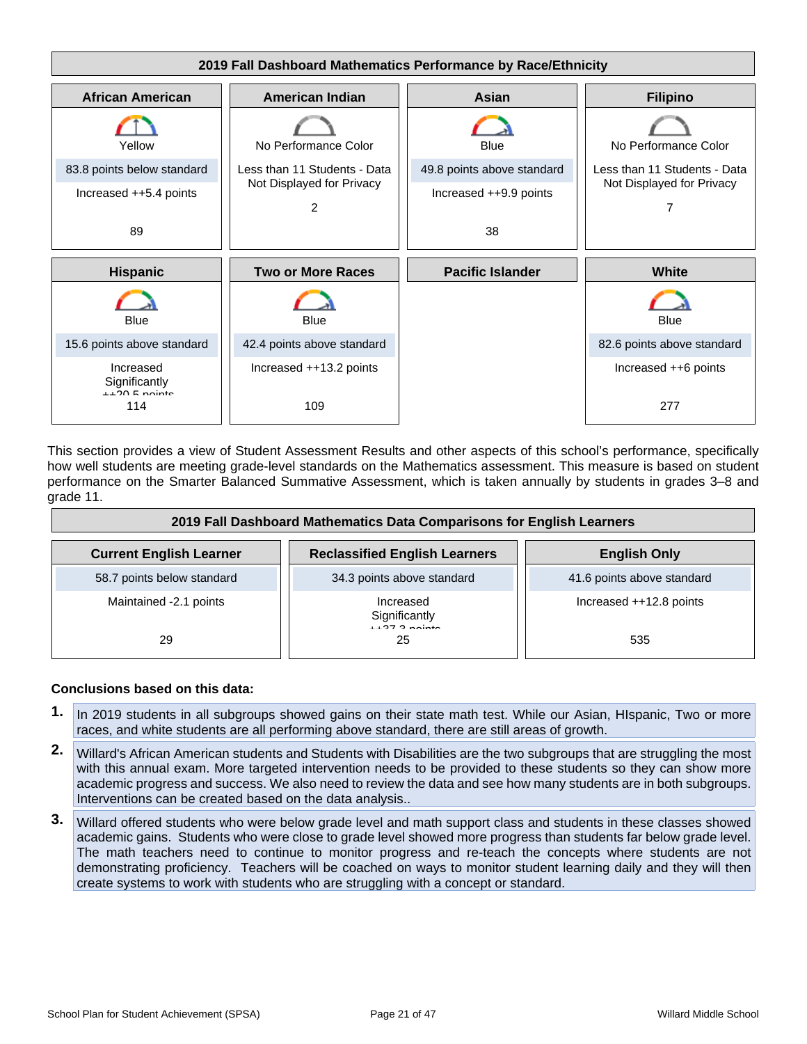### 2019 Fall Dashboard Mathematics Performance by Race/Ethnicity

| African American | American Indian | Asian | Filipino |
|---|---|---|---|
| Yellow | No Performance Color | Blue | No Performance Color |
| 83.8 points below standard | Less than 11 Students - Data Not Displayed for Privacy | 49.8 points above standard | Less than 11 Students - Data Not Displayed for Privacy |
| Increased ++5.4 points | 2 | Increased ++9.9 points | 7 |
| 89 | | 38 | |

| Hispanic | Two or More Races | Pacific Islander | White |
|---|---|---|---|
| Blue | Blue | | Blue |
| 15.6 points above standard | 42.4 points above standard | | 82.6 points above standard |
| Increased Significantly ++20.5 points | Increased ++13.2 points | | Increased ++6 points |
| 114 | 109 | | 277 |

This section provides a view of Student Assessment Results and other aspects of this school's performance, specifically how well students are meeting grade-level standards on the Mathematics assessment. This measure is based on student performance on the Smarter Balanced Summative Assessment, which is taken annually by students in grades 3–8 and grade 11.

### 2019 Fall Dashboard Mathematics Data Comparisons for English Learners

| Current English Learner | Reclassified English Learners | English Only |
|---|---|---|
| 58.7 points below standard | 34.3 points above standard | 41.6 points above standard |
| Maintained -2.1 points | Increased Significantly ++37.3 points | Increased ++12.8 points |
| 29 | 25 | 535 |

**Conclusions based on this data:**

1. In 2019 students in all subgroups showed gains on their state math test. While our Asian, HIspanic, Two or more races, and white students are all performing above standard, there are still areas of growth.
2. Willard's African American students and Students with Disabilities are the two subgroups that are struggling the most with this annual exam. More targeted intervention needs to be provided to these students so they can show more academic progress and success. We also need to review the data and see how many students are in both subgroups. Interventions can be created based on the data analysis..
3. Willard offered students who were below grade level and math support class and students in these classes showed academic gains. Students who were close to grade level showed more progress than students far below grade level. The math teachers need to continue to monitor progress and re-teach the concepts where students are not demonstrating proficiency. Teachers will be coached on ways to monitor student learning daily and they will then create systems to work with students who are struggling with a concept or standard.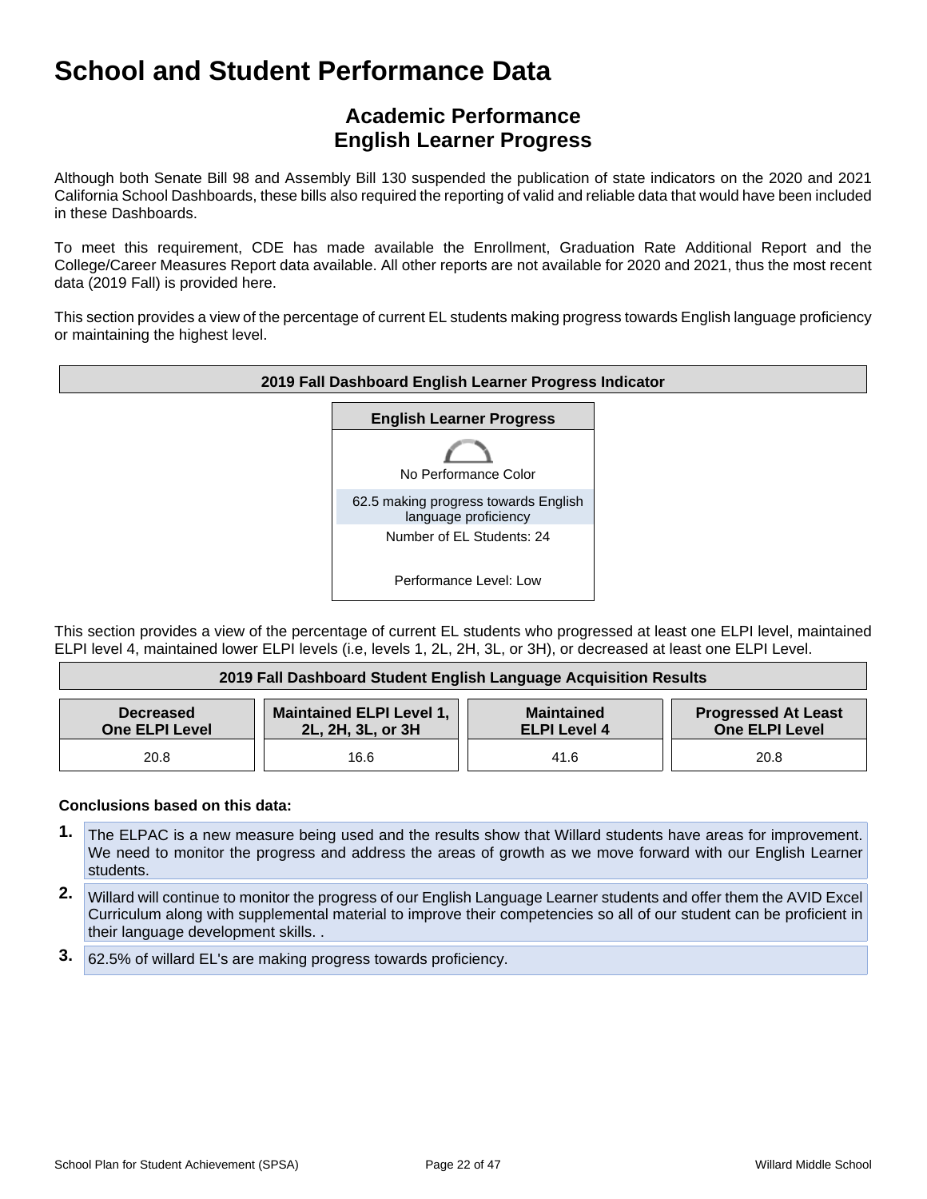# School and Student Performance Data

## Academic Performance
## English Learner Progress

Although both Senate Bill 98 and Assembly Bill 130 suspended the publication of state indicators on the 2020 and 2021 California School Dashboards, these bills also required the reporting of valid and reliable data that would have been included in these Dashboards.

To meet this requirement, CDE has made available the Enrollment, Graduation Rate Additional Report and the College/Career Measures Report data available. All other reports are not available for 2020 and 2021, thus the most recent data (2019 Fall) is provided here.

This section provides a view of the percentage of current EL students making progress towards English language proficiency or maintaining the highest level.

| 2019 Fall Dashboard English Learner Progress Indicator |
|---|
| **English Learner Progress** |
| No Performance Color |
| 62.5 making progress towards English language proficiency |
| Number of EL Students: 24 |
| Performance Level: Low |

This section provides a view of the percentage of current EL students who progressed at least one ELPI level, maintained ELPI level 4, maintained lower ELPI levels (i.e, levels 1, 2L, 2H, 3L, or 3H), or decreased at least one ELPI Level.

**2019 Fall Dashboard Student English Language Acquisition Results**

| Decreased One ELPI Level | Maintained ELPI Level 1, 2L, 2H, 3L, or 3H | Maintained ELPI Level 4 | Progressed At Least One ELPI Level |
|---|---|---|---|
| 20.8 | 16.6 | 41.6 | 20.8 |

**Conclusions based on this data:**

1. The ELPAC is a new measure being used and the results show that Willard students have areas for improvement. We need to monitor the progress and address the areas of growth as we move forward with our English Learner students.
2. Willard will continue to monitor the progress of our English Language Learner students and offer them the AVID Excel Curriculum along with supplemental material to improve their competencies so all of our student can be proficient in their language development skills. .
3. 62.5% of willard EL's are making progress towards proficiency.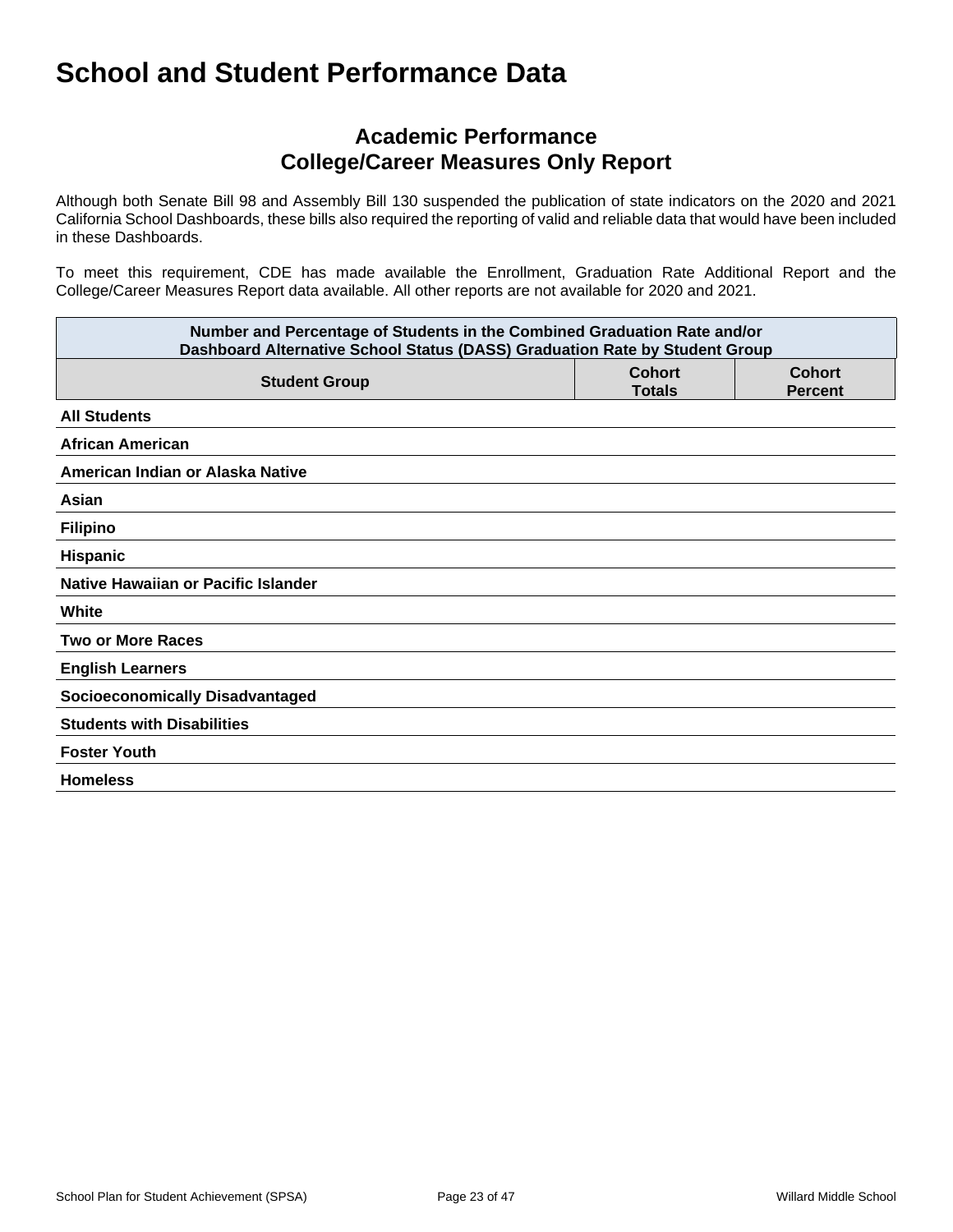# School and Student Performance Data

## Academic Performance
## College/Career Measures Only Report

Although both Senate Bill 98 and Assembly Bill 130 suspended the publication of state indicators on the 2020 and 2021 California School Dashboards, these bills also required the reporting of valid and reliable data that would have been included in these Dashboards.

To meet this requirement, CDE has made available the Enrollment, Graduation Rate Additional Report and the College/Career Measures Report data available. All other reports are not available for 2020 and 2021.

| Number and Percentage of Students in the Combined Graduation Rate and/or Dashboard Alternative School Status (DASS) Graduation Rate by Student Group | | |
|---|---|---|
| **Student Group** | **Cohort Totals** | **Cohort Percent** |
| **All Students** | | |
| **African American** | | |
| **American Indian or Alaska Native** | | |
| **Asian** | | |
| **Filipino** | | |
| **Hispanic** | | |
| **Native Hawaiian or Pacific Islander** | | |
| **White** | | |
| **Two or More Races** | | |
| **English Learners** | | |
| **Socioeconomically Disadvantaged** | | |
| **Students with Disabilities** | | |
| **Foster Youth** | | |
| **Homeless** | | |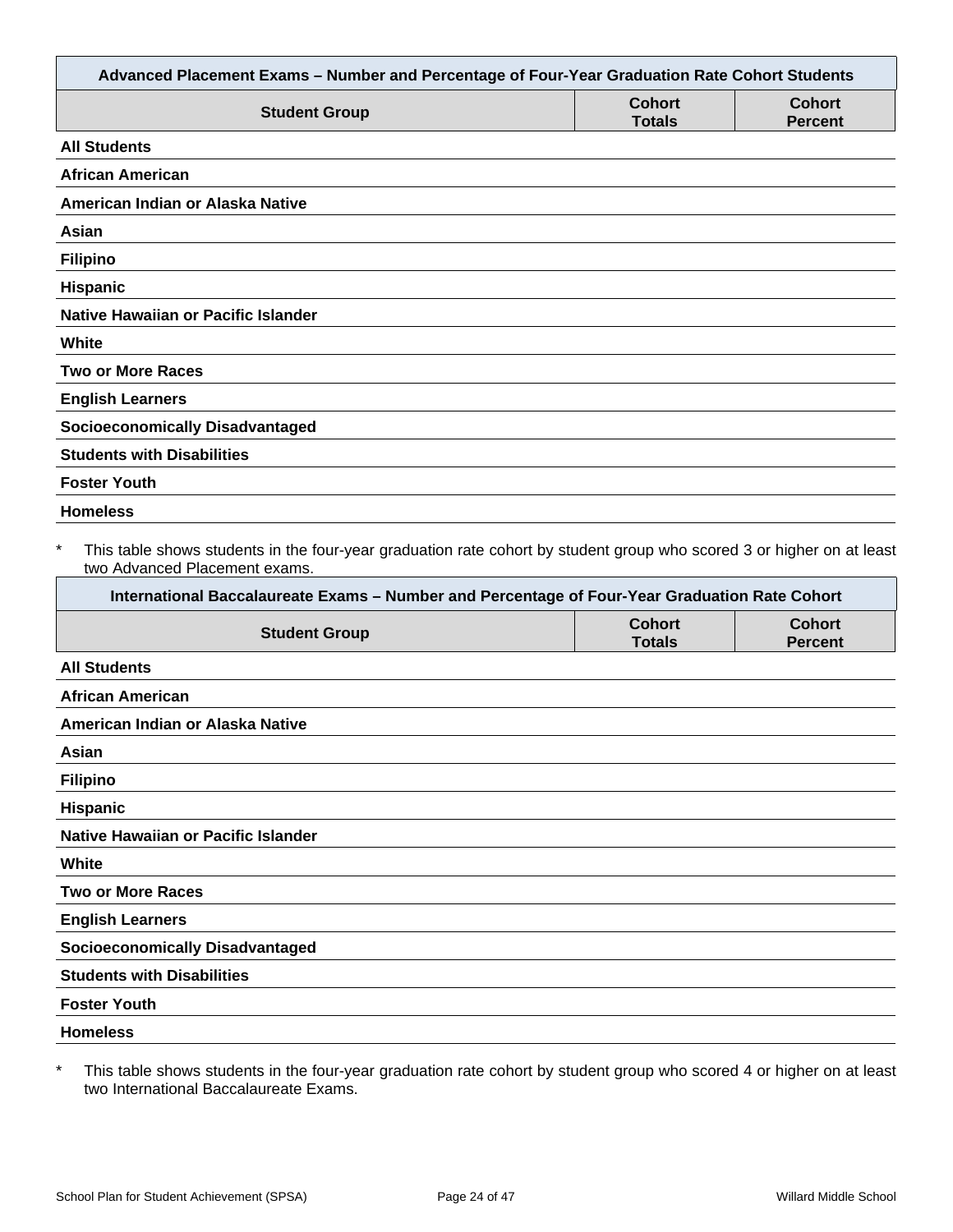| Advanced Placement Exams – Number and Percentage of Four-Year Graduation Rate Cohort Students | | |
|---|---|---|
| **Student Group** | **Cohort Totals** | **Cohort Percent** |
| **All Students** | | |
| **African American** | | |
| **American Indian or Alaska Native** | | |
| **Asian** | | |
| **Filipino** | | |
| **Hispanic** | | |
| **Native Hawaiian or Pacific Islander** | | |
| **White** | | |
| **Two or More Races** | | |
| **English Learners** | | |
| **Socioeconomically Disadvantaged** | | |
| **Students with Disabilities** | | |
| **Foster Youth** | | |
| **Homeless** | | |

\* This table shows students in the four-year graduation rate cohort by student group who scored 3 or higher on at least two Advanced Placement exams.

| International Baccalaureate Exams – Number and Percentage of Four-Year Graduation Rate Cohort | | |
|---|---|---|
| **Student Group** | **Cohort Totals** | **Cohort Percent** |
| **All Students** | | |
| **African American** | | |
| **American Indian or Alaska Native** | | |
| **Asian** | | |
| **Filipino** | | |
| **Hispanic** | | |
| **Native Hawaiian or Pacific Islander** | | |
| **White** | | |
| **Two or More Races** | | |
| **English Learners** | | |
| **Socioeconomically Disadvantaged** | | |
| **Students with Disabilities** | | |
| **Foster Youth** | | |
| **Homeless** | | |

\* This table shows students in the four-year graduation rate cohort by student group who scored 4 or higher on at least two International Baccalaureate Exams.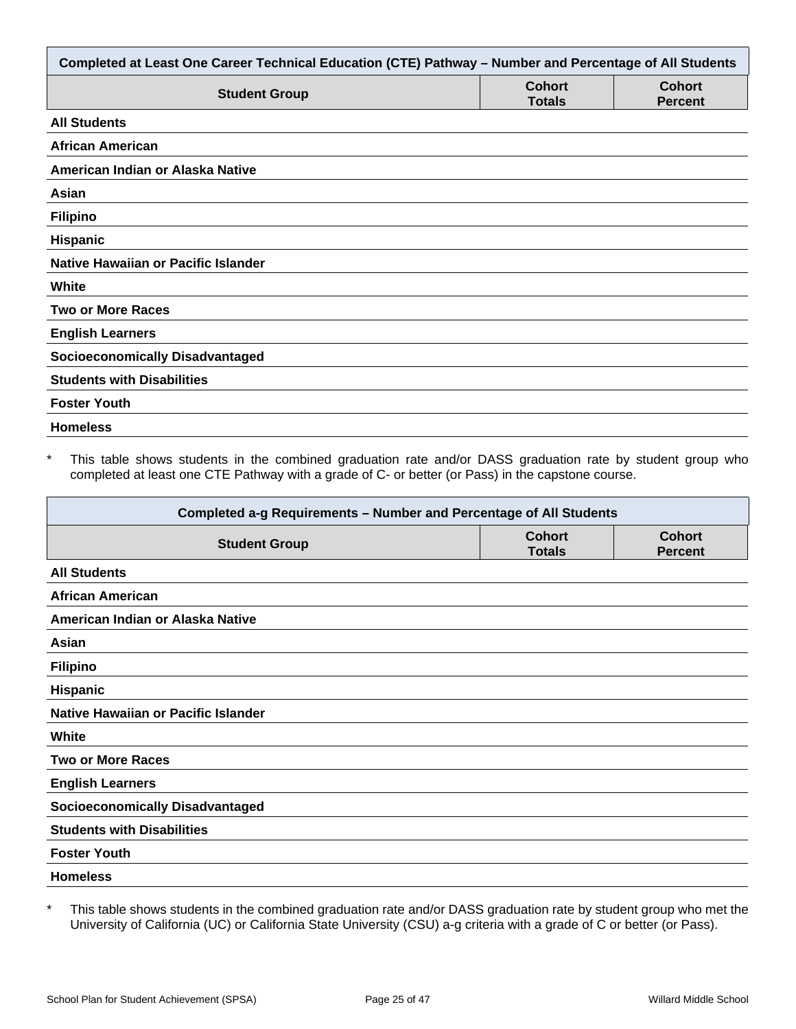| Completed at Least One Career Technical Education (CTE) Pathway – Number and Percentage of All Students | | |
|---|---|---|
| **Student Group** | **Cohort Totals** | **Cohort Percent** |
| **All Students** | | |
| **African American** | | |
| **American Indian or Alaska Native** | | |
| **Asian** | | |
| **Filipino** | | |
| **Hispanic** | | |
| **Native Hawaiian or Pacific Islander** | | |
| **White** | | |
| **Two or More Races** | | |
| **English Learners** | | |
| **Socioeconomically Disadvantaged** | | |
| **Students with Disabilities** | | |
| **Foster Youth** | | |
| **Homeless** | | |

* This table shows students in the combined graduation rate and/or DASS graduation rate by student group who completed at least one CTE Pathway with a grade of C- or better (or Pass) in the capstone course.

| Completed a-g Requirements – Number and Percentage of All Students | | |
|---|---|---|
| **Student Group** | **Cohort Totals** | **Cohort Percent** |
| **All Students** | | |
| **African American** | | |
| **American Indian or Alaska Native** | | |
| **Asian** | | |
| **Filipino** | | |
| **Hispanic** | | |
| **Native Hawaiian or Pacific Islander** | | |
| **White** | | |
| **Two or More Races** | | |
| **English Learners** | | |
| **Socioeconomically Disadvantaged** | | |
| **Students with Disabilities** | | |
| **Foster Youth** | | |
| **Homeless** | | |

* This table shows students in the combined graduation rate and/or DASS graduation rate by student group who met the University of California (UC) or California State University (CSU) a-g criteria with a grade of C or better (or Pass).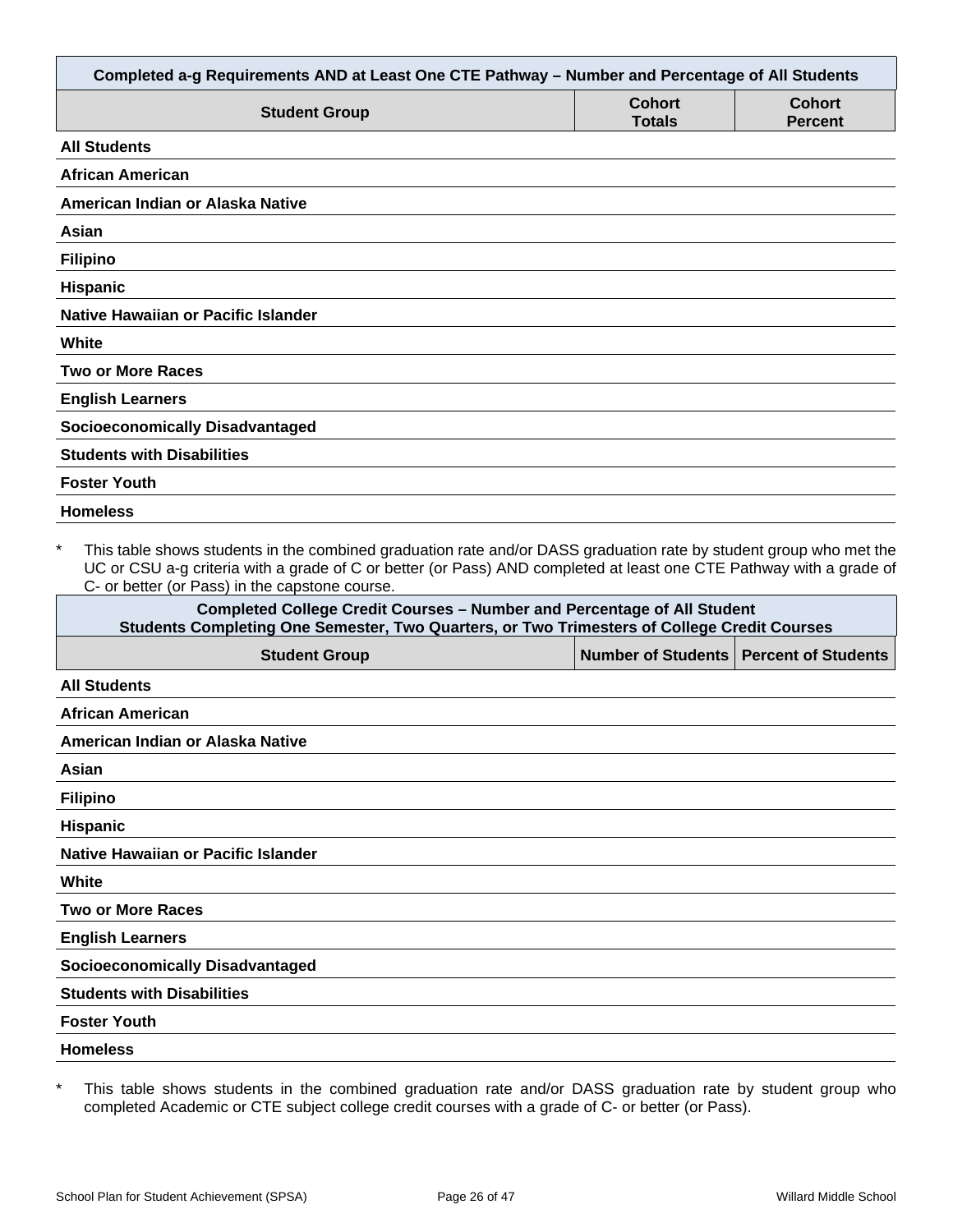| Completed a-g Requirements AND at Least One CTE Pathway – Number and Percentage of All Students | | |
|---|---|---|
| **Student Group** | **Cohort Totals** | **Cohort Percent** |
| **All Students** | | |
| **African American** | | |
| **American Indian or Alaska Native** | | |
| **Asian** | | |
| **Filipino** | | |
| **Hispanic** | | |
| **Native Hawaiian or Pacific Islander** | | |
| **White** | | |
| **Two or More Races** | | |
| **English Learners** | | |
| **Socioeconomically Disadvantaged** | | |
| **Students with Disabilities** | | |
| **Foster Youth** | | |
| **Homeless** | | |

* This table shows students in the combined graduation rate and/or DASS graduation rate by student group who met the UC or CSU a-g criteria with a grade of C or better (or Pass) AND completed at least one CTE Pathway with a grade of C- or better (or Pass) in the capstone course.

| Completed College Credit Courses – Number and Percentage of All Student Students Completing One Semester, Two Quarters, or Two Trimesters of College Credit Courses | | |
|---|---|---|
| **Student Group** | **Number of Students** | **Percent of Students** |
| **All Students** | | |
| **African American** | | |
| **American Indian or Alaska Native** | | |
| **Asian** | | |
| **Filipino** | | |
| **Hispanic** | | |
| **Native Hawaiian or Pacific Islander** | | |
| **White** | | |
| **Two or More Races** | | |
| **English Learners** | | |
| **Socioeconomically Disadvantaged** | | |
| **Students with Disabilities** | | |
| **Foster Youth** | | |
| **Homeless** | | |

* This table shows students in the combined graduation rate and/or DASS graduation rate by student group who completed Academic or CTE subject college credit courses with a grade of C- or better (or Pass).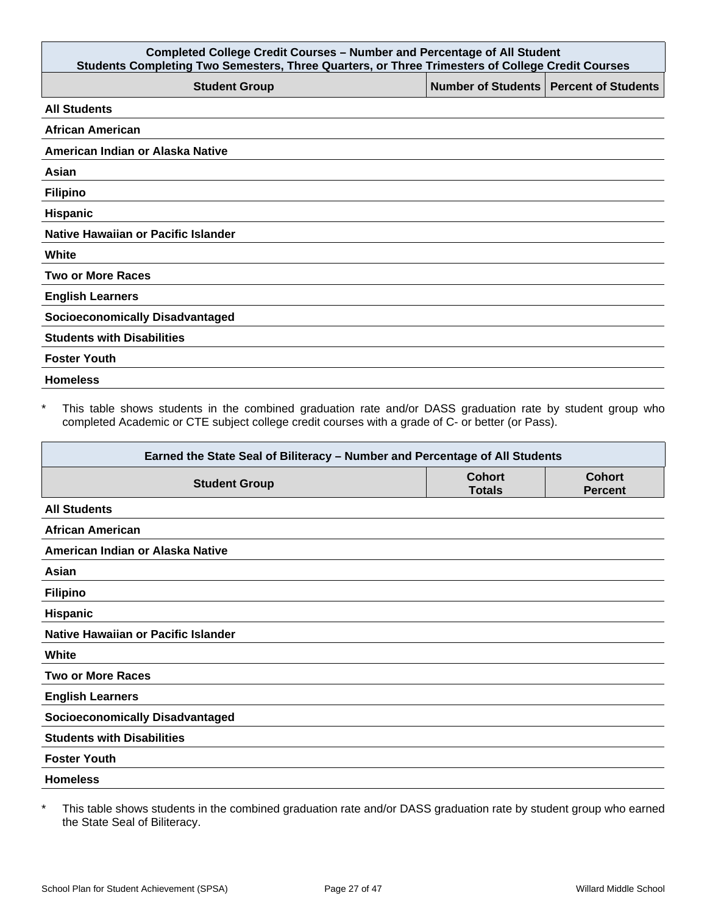| Completed College Credit Courses – Number and Percentage of All Student<br>Students Completing Two Semesters, Three Quarters, or Three Trimesters of College Credit Courses | | |
|---|---|---|
| **Student Group** | **Number of Students** | **Percent of Students** |
| **All Students** | | |
| **African American** | | |
| **American Indian or Alaska Native** | | |
| **Asian** | | |
| **Filipino** | | |
| **Hispanic** | | |
| **Native Hawaiian or Pacific Islander** | | |
| **White** | | |
| **Two or More Races** | | |
| **English Learners** | | |
| **Socioeconomically Disadvantaged** | | |
| **Students with Disabilities** | | |
| **Foster Youth** | | |
| **Homeless** | | |

* This table shows students in the combined graduation rate and/or DASS graduation rate by student group who completed Academic or CTE subject college credit courses with a grade of C- or better (or Pass).

| Earned the State Seal of Biliteracy – Number and Percentage of All Students | | |
|---|---|---|
| **Student Group** | **Cohort Totals** | **Cohort Percent** |
| **All Students** | | |
| **African American** | | |
| **American Indian or Alaska Native** | | |
| **Asian** | | |
| **Filipino** | | |
| **Hispanic** | | |
| **Native Hawaiian or Pacific Islander** | | |
| **White** | | |
| **Two or More Races** | | |
| **English Learners** | | |
| **Socioeconomically Disadvantaged** | | |
| **Students with Disabilities** | | |
| **Foster Youth** | | |
| **Homeless** | | |

* This table shows students in the combined graduation rate and/or DASS graduation rate by student group who earned the State Seal of Biliteracy.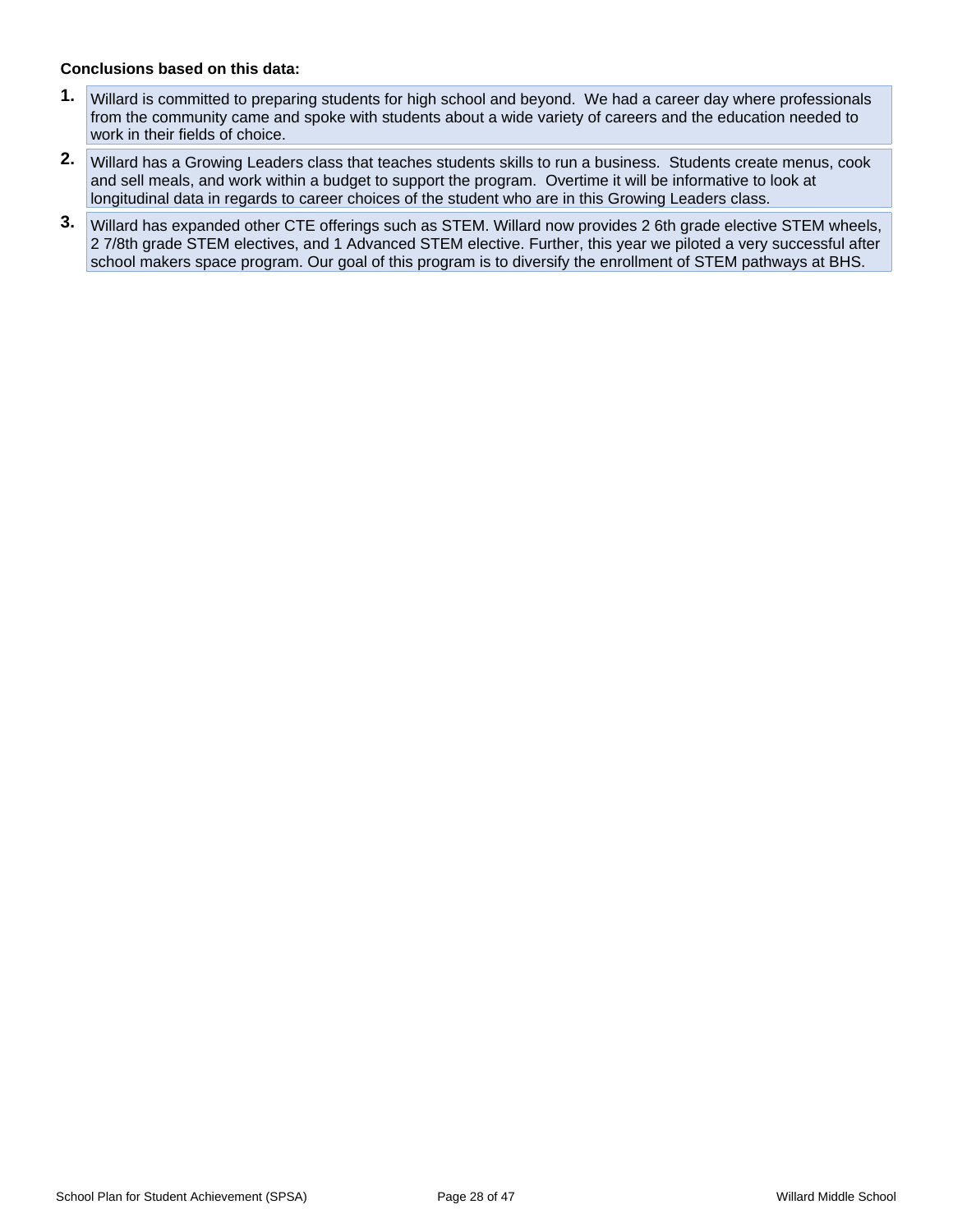**Conclusions based on this data:**

1. Willard is committed to preparing students for high school and beyond. We had a career day where professionals from the community came and spoke with students about a wide variety of careers and the education needed to work in their fields of choice.
2. Willard has a Growing Leaders class that teaches students skills to run a business. Students create menus, cook and sell meals, and work within a budget to support the program. Overtime it will be informative to look at longitudinal data in regards to career choices of the student who are in this Growing Leaders class.
3. Willard has expanded other CTE offerings such as STEM. Willard now provides 2 6th grade elective STEM wheels, 2 7/8th grade STEM electives, and 1 Advanced STEM elective. Further, this year we piloted a very successful after school makers space program. Our goal of this program is to diversify the enrollment of STEM pathways at BHS.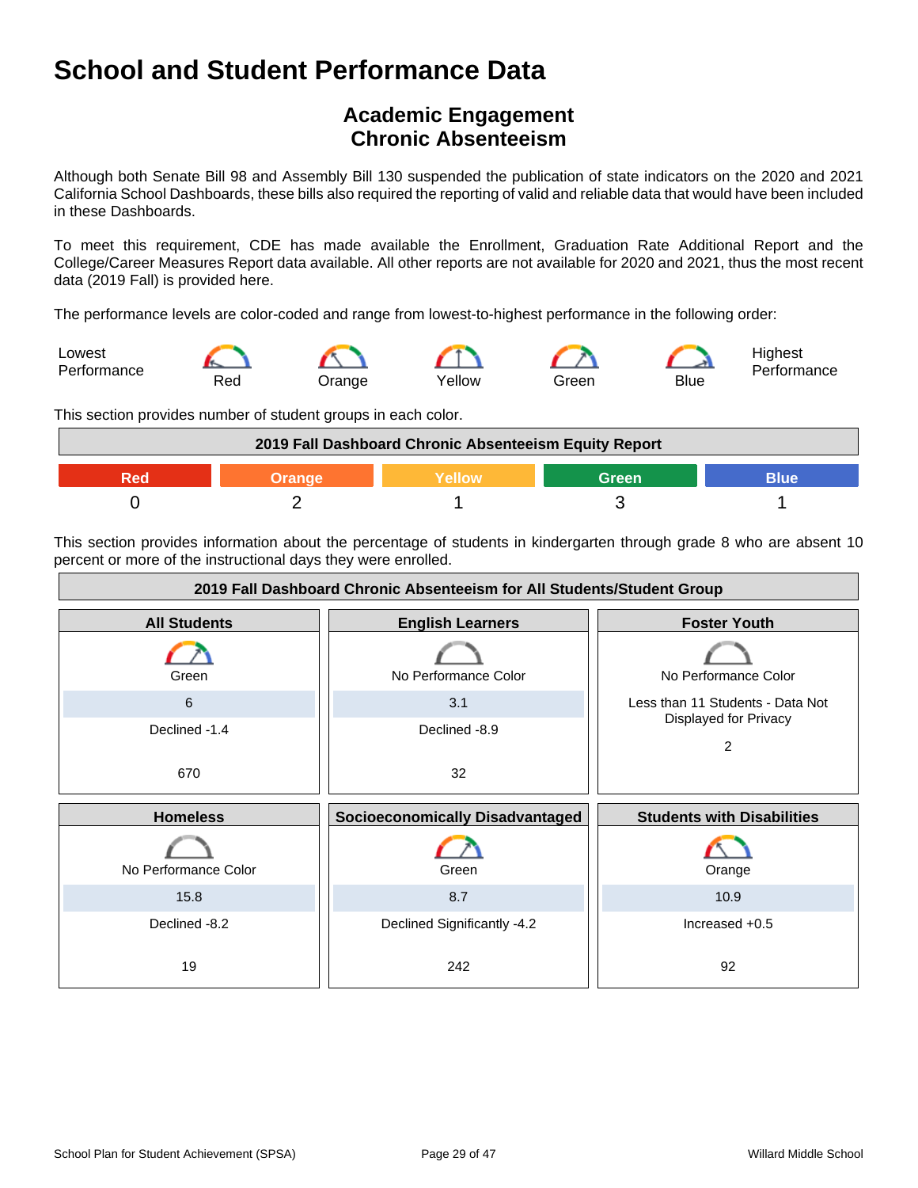# School and Student Performance Data

## Academic Engagement
## Chronic Absenteeism

Although both Senate Bill 98 and Assembly Bill 130 suspended the publication of state indicators on the 2020 and 2021 California School Dashboards, these bills also required the reporting of valid and reliable data that would have been included in these Dashboards.

To meet this requirement, CDE has made available the Enrollment, Graduation Rate Additional Report and the College/Career Measures Report data available. All other reports are not available for 2020 and 2021, thus the most recent data (2019 Fall) is provided here.

The performance levels are color-coded and range from lowest-to-highest performance in the following order:

Lowest Performance — Red — Orange — Yellow — Green — Blue — Highest Performance

This section provides number of student groups in each color.

| 2019 Fall Dashboard Chronic Absenteeism Equity Report | | | | |
|---|---|---|---|---|
| Red | Orange | Yellow | Green | Blue |
| 0 | 2 | 1 | 3 | 1 |

This section provides information about the percentage of students in kindergarten through grade 8 who are absent 10 percent or more of the instructional days they were enrolled.

| 2019 Fall Dashboard Chronic Absenteeism for All Students/Student Group | | |
|---|---|---|
| **All Students** | **English Learners** | **Foster Youth** |
| Green | No Performance Color | No Performance Color |
| 6 | 3.1 | Less than 11 Students - Data Not Displayed for Privacy |
| Declined -1.4 | Declined -8.9 | 2 |
| 670 | 32 | |
| **Homeless** | **Socioeconomically Disadvantaged** | **Students with Disabilities** |
| No Performance Color | Green | Orange |
| 15.8 | 8.7 | 10.9 |
| Declined -8.2 | Declined Significantly -4.2 | Increased +0.5 |
| 19 | 242 | 92 |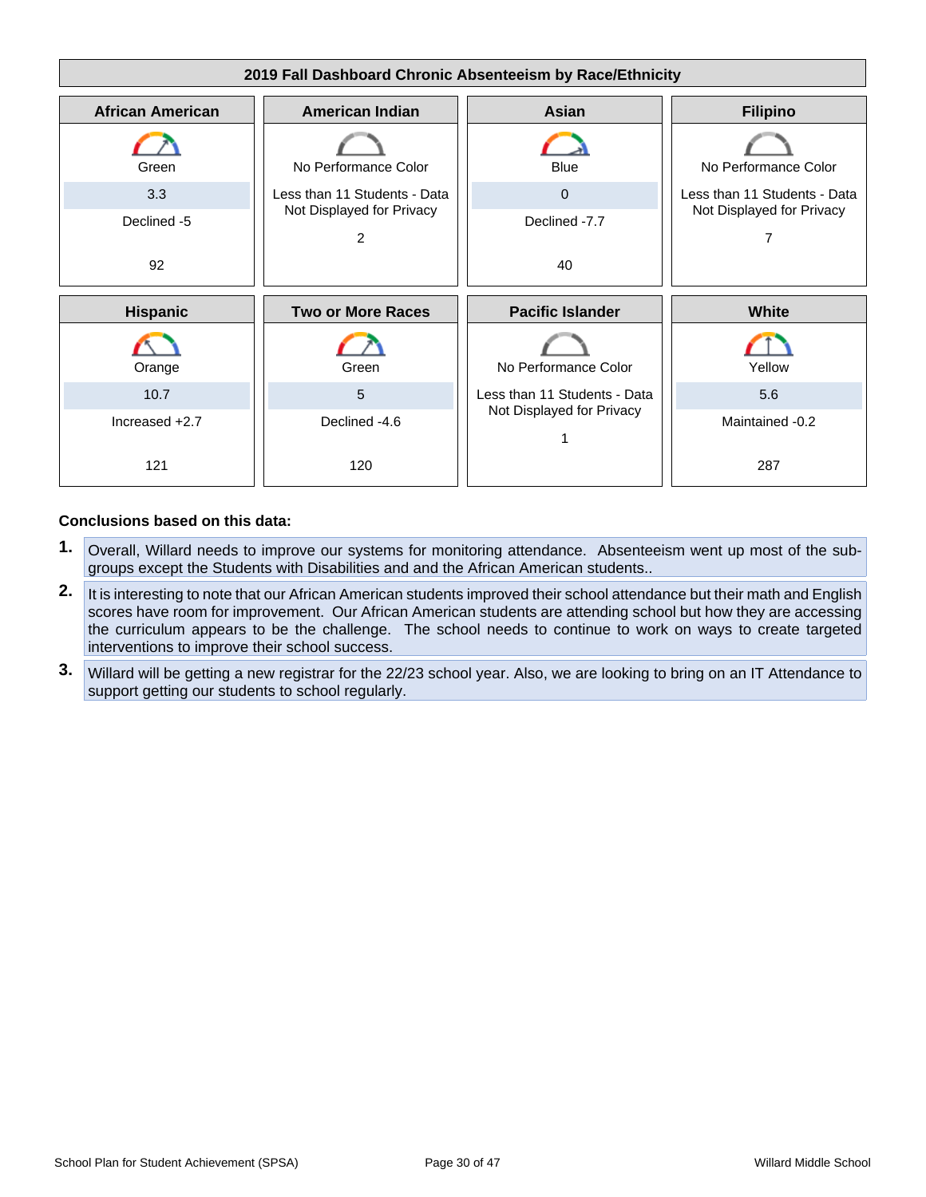## 2019 Fall Dashboard Chronic Absenteeism by Race/Ethnicity

| African American | American Indian | Asian | Filipino |
| --- | --- | --- | --- |
| Green | No Performance Color | Blue | No Performance Color |
| 3.3 | Less than 11 Students - Data Not Displayed for Privacy | 0 | Less than 11 Students - Data Not Displayed for Privacy |
| Declined -5 | 2 | Declined -7.7 | 7 |
| 92 | | 40 | |

| Hispanic | Two or More Races | Pacific Islander | White |
| --- | --- | --- | --- |
| Orange | Green | No Performance Color | Yellow |
| 10.7 | 5 | Less than 11 Students - Data Not Displayed for Privacy | 5.6 |
| Increased +2.7 | Declined -4.6 | 1 | Maintained -0.2 |
| 121 | 120 | | 287 |

**Conclusions based on this data:**

1. Overall, Willard needs to improve our systems for monitoring attendance. Absenteeism went up most of the sub-groups except the Students with Disabilities and and the African American students..
2. It is interesting to note that our African American students improved their school attendance but their math and English scores have room for improvement. Our African American students are attending school but how they are accessing the curriculum appears to be the challenge. The school needs to continue to work on ways to create targeted interventions to improve their school success.
3. Willard will be getting a new registrar for the 22/23 school year. Also, we are looking to bring on an IT Attendance to support getting our students to school regularly.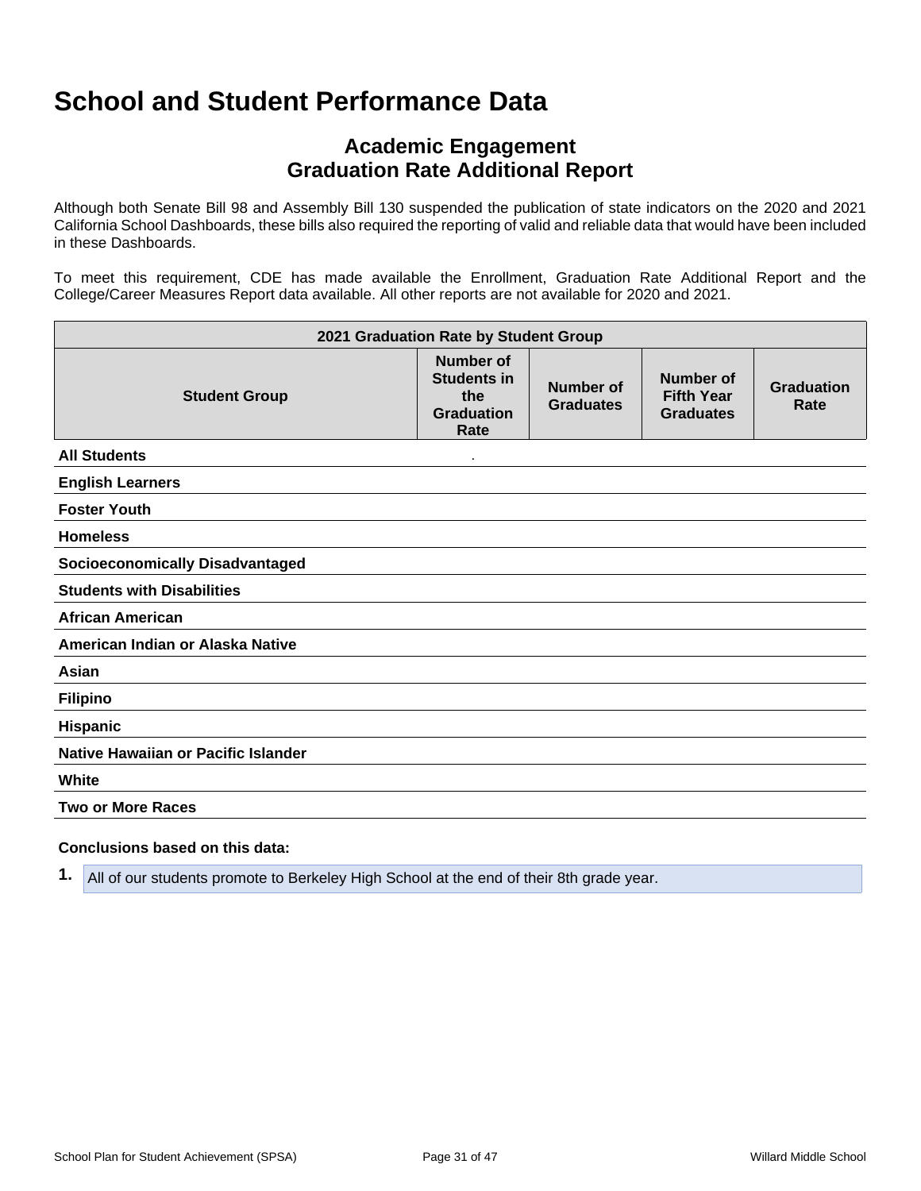# School and Student Performance Data

## Academic Engagement
## Graduation Rate Additional Report

Although both Senate Bill 98 and Assembly Bill 130 suspended the publication of state indicators on the 2020 and 2021 California School Dashboards, these bills also required the reporting of valid and reliable data that would have been included in these Dashboards.

To meet this requirement, CDE has made available the Enrollment, Graduation Rate Additional Report and the College/Career Measures Report data available. All other reports are not available for 2020 and 2021.

| 2021 Graduation Rate by Student Group | | | | |
|---|---|---|---|---|
| **Student Group** | **Number of Students in the Graduation Rate** | **Number of Graduates** | **Number of Fifth Year Graduates** | **Graduation Rate** |
| **All Students** | . | | | |
| **English Learners** | | | | |
| **Foster Youth** | | | | |
| **Homeless** | | | | |
| **Socioeconomically Disadvantaged** | | | | |
| **Students with Disabilities** | | | | |
| **African American** | | | | |
| **American Indian or Alaska Native** | | | | |
| **Asian** | | | | |
| **Filipino** | | | | |
| **Hispanic** | | | | |
| **Native Hawaiian or Pacific Islander** | | | | |
| **White** | | | | |
| **Two or More Races** | | | | |

**Conclusions based on this data:**

1. All of our students promote to Berkeley High School at the end of their 8th grade year.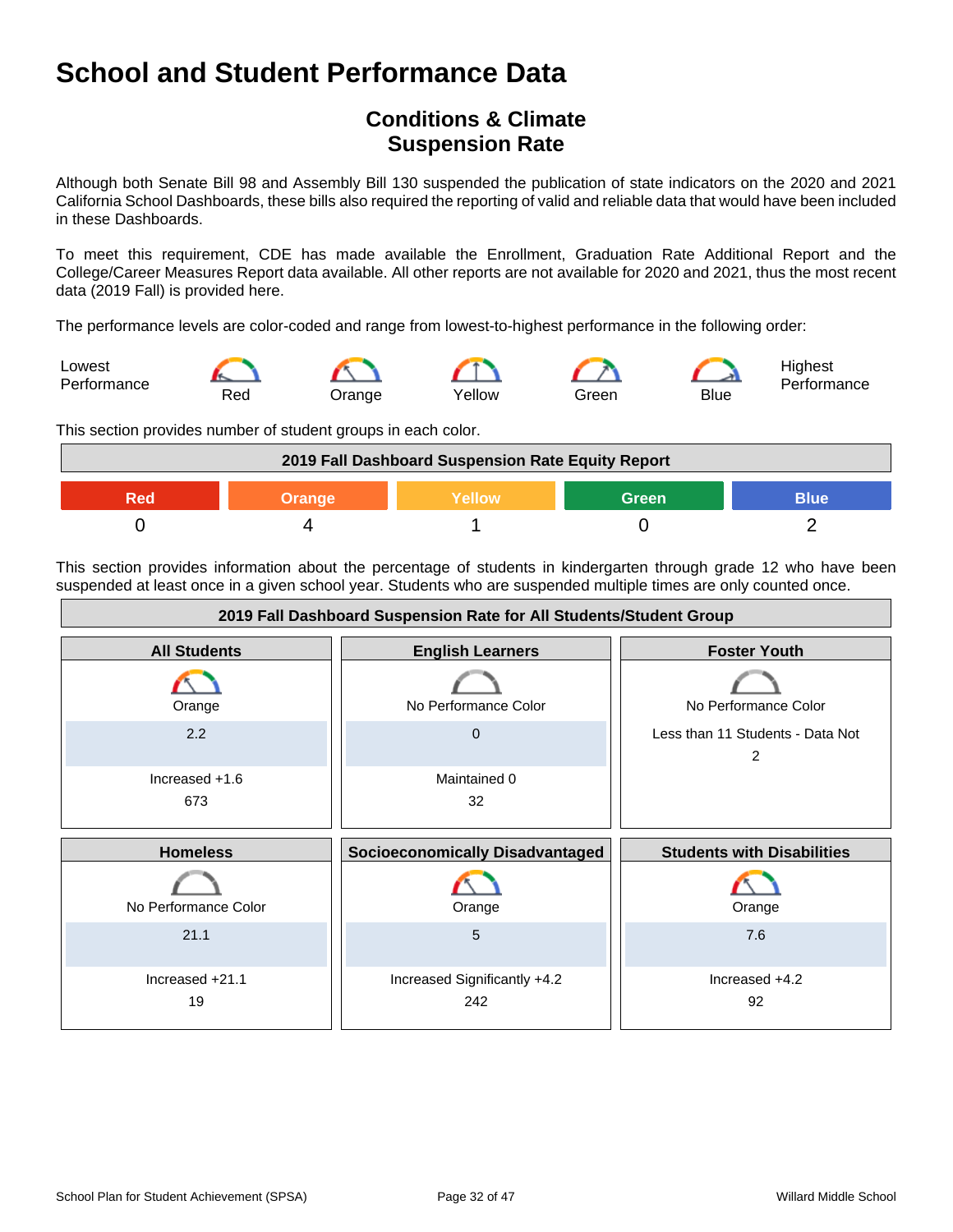# School and Student Performance Data

## Conditions & Climate
## Suspension Rate

Although both Senate Bill 98 and Assembly Bill 130 suspended the publication of state indicators on the 2020 and 2021 California School Dashboards, these bills also required the reporting of valid and reliable data that would have been included in these Dashboards.

To meet this requirement, CDE has made available the Enrollment, Graduation Rate Additional Report and the College/Career Measures Report data available. All other reports are not available for 2020 and 2021, thus the most recent data (2019 Fall) is provided here.

The performance levels are color-coded and range from lowest-to-highest performance in the following order:

Lowest Performance — Red — Orange — Yellow — Green — Blue — Highest Performance

This section provides number of student groups in each color.

| 2019 Fall Dashboard Suspension Rate Equity Report | | | | |
|---|---|---|---|---|
| Red | Orange | Yellow | Green | Blue |
| 0 | 4 | 1 | 0 | 2 |

This section provides information about the percentage of students in kindergarten through grade 12 who have been suspended at least once in a given school year. Students who are suspended multiple times are only counted once.

| 2019 Fall Dashboard Suspension Rate for All Students/Student Group | | |
|---|---|---|
| **All Students** | **English Learners** | **Foster Youth** |
| Orange | No Performance Color | No Performance Color |
| 2.2 | 0 | Less than 11 Students - Data Not |
| Increased +1.6 | Maintained 0 | 2 |
| 673 | 32 | |
| **Homeless** | **Socioeconomically Disadvantaged** | **Students with Disabilities** |
| No Performance Color | Orange | Orange |
| 21.1 | 5 | 7.6 |
| Increased +21.1 | Increased Significantly +4.2 | Increased +4.2 |
| 19 | 242 | 92 |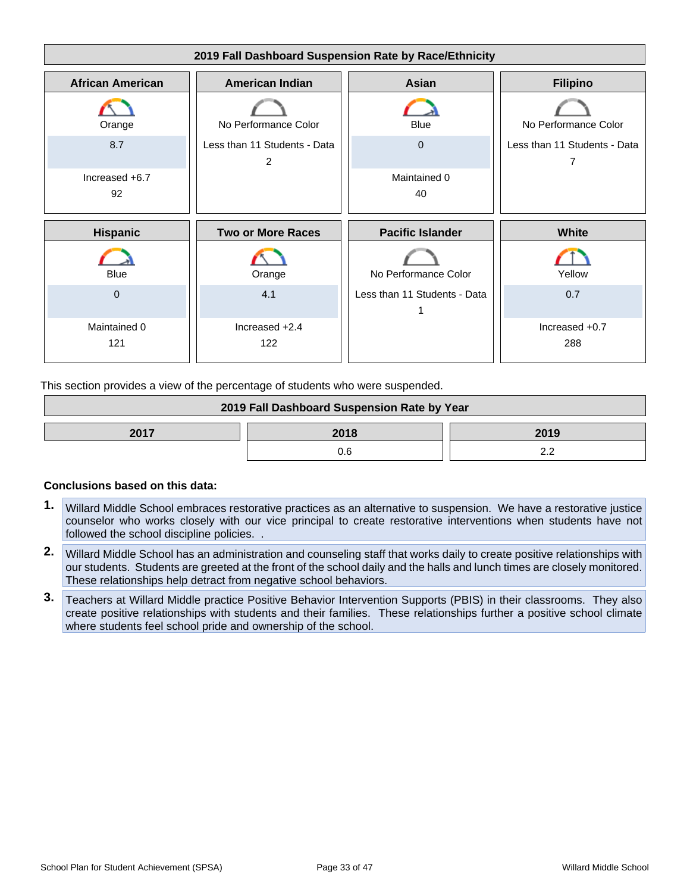**2019 Fall Dashboard Suspension Rate by Race/Ethnicity**

| African American | American Indian | Asian | Filipino |
|---|---|---|---|
| Orange | No Performance Color | Blue | No Performance Color |
| 8.7 | Less than 11 Students - Data 2 | 0 | Less than 11 Students - Data 7 |
| Increased +6.7 | | Maintained 0 | |
| 92 | | 40 | |

| Hispanic | Two or More Races | Pacific Islander | White |
|---|---|---|---|
| Blue | Orange | No Performance Color | Yellow |
| 0 | 4.1 | Less than 11 Students - Data 1 | 0.7 |
| Maintained 0 | Increased +2.4 | | Increased +0.7 |
| 121 | 122 | | 288 |

This section provides a view of the percentage of students who were suspended.

**2019 Fall Dashboard Suspension Rate by Year**

| 2017 | 2018 | 2019 |
|---|---|---|
| | 0.6 | 2.2 |

**Conclusions based on this data:**

1. Willard Middle School embraces restorative practices as an alternative to suspension. We have a restorative justice counselor who works closely with our vice principal to create restorative interventions when students have not followed the school discipline policies. .
2. Willard Middle School has an administration and counseling staff that works daily to create positive relationships with our students. Students are greeted at the front of the school daily and the halls and lunch times are closely monitored. These relationships help detract from negative school behaviors.
3. Teachers at Willard Middle practice Positive Behavior Intervention Supports (PBIS) in their classrooms. They also create positive relationships with students and their families. These relationships further a positive school climate where students feel school pride and ownership of the school.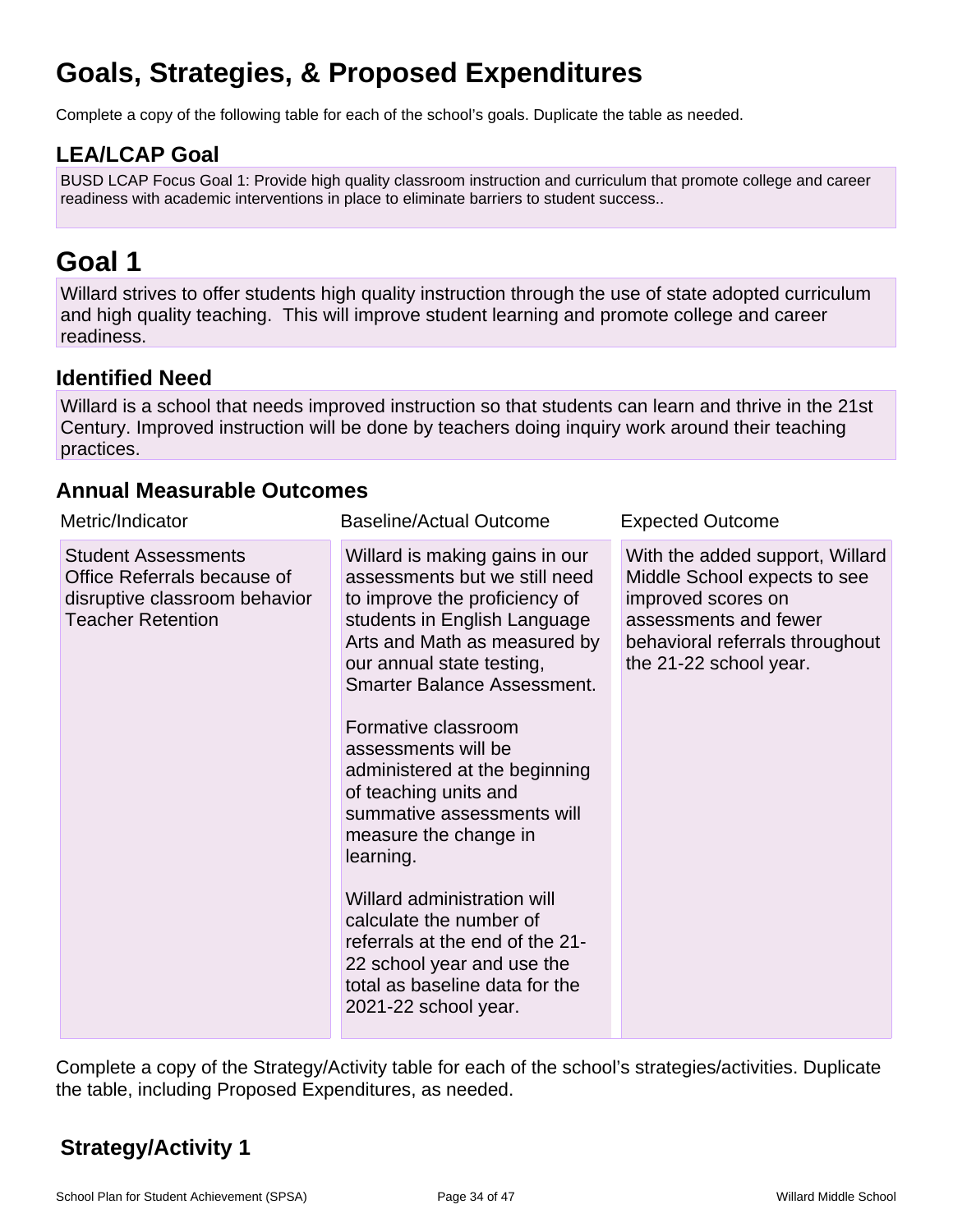# Goals, Strategies, & Proposed Expenditures

Complete a copy of the following table for each of the school's goals. Duplicate the table as needed.

## LEA/LCAP Goal

BUSD LCAP Focus Goal 1: Provide high quality classroom instruction and curriculum that promote college and career readiness with academic interventions in place to eliminate barriers to student success..

# Goal 1

Willard strives to offer students high quality instruction through the use of state adopted curriculum and high quality teaching.  This will improve student learning and promote college and career readiness.

## Identified Need

Willard is a school that needs improved instruction so that students can learn and thrive in the 21st Century. Improved instruction will be done by teachers doing inquiry work around their teaching practices.

## Annual Measurable Outcomes

| Metric/Indicator | Baseline/Actual Outcome | Expected Outcome |
| --- | --- | --- |
| Student Assessments<br>Office Referrals because of disruptive classroom behavior<br>Teacher Retention | Willard is making gains in our assessments but we still need to improve the proficiency of students in English Language Arts and Math as measured by our annual state testing, Smarter Balance Assessment.<br><br>Formative classroom assessments will be administered at the beginning of teaching units and summative assessments will measure the change in learning.<br><br>Willard administration will calculate the number of referrals at the end of the 21-22 school year and use the total as baseline data for the 2021-22 school year. | With the added support, Willard Middle School expects to see improved scores on assessments and fewer behavioral referrals throughout the 21-22 school year. |

Complete a copy of the Strategy/Activity table for each of the school's strategies/activities. Duplicate the table, including Proposed Expenditures, as needed.

## Strategy/Activity 1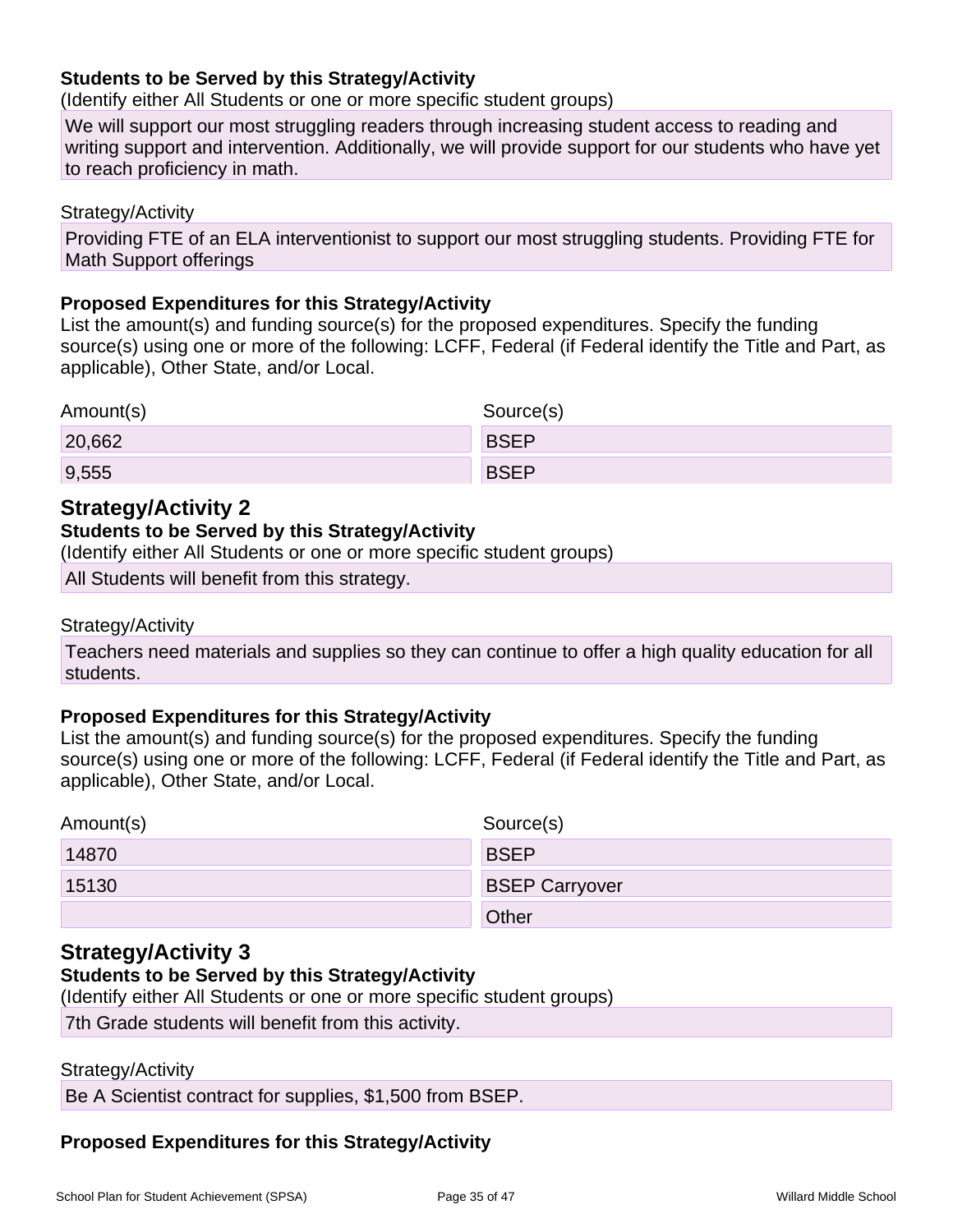**Students to be Served by this Strategy/Activity**

(Identify either All Students or one or more specific student groups)

We will support our most struggling readers through increasing student access to reading and writing support and intervention. Additionally, we will provide support for our students who have yet to reach proficiency in math.

Strategy/Activity

Providing FTE of an ELA interventionist to support our most struggling students. Providing FTE for Math Support offerings

**Proposed Expenditures for this Strategy/Activity**

List the amount(s) and funding source(s) for the proposed expenditures. Specify the funding source(s) using one or more of the following: LCFF, Federal (if Federal identify the Title and Part, as applicable), Other State, and/or Local.

| Amount(s) | Source(s) |
|---|---|
| 20,662 | BSEP |
| 9,555 | BSEP |

## Strategy/Activity 2

**Students to be Served by this Strategy/Activity**

(Identify either All Students or one or more specific student groups)

All Students will benefit from this strategy.

Strategy/Activity

Teachers need materials and supplies so they can continue to offer a high quality education for all students.

**Proposed Expenditures for this Strategy/Activity**

List the amount(s) and funding source(s) for the proposed expenditures. Specify the funding source(s) using one or more of the following: LCFF, Federal (if Federal identify the Title and Part, as applicable), Other State, and/or Local.

| Amount(s) | Source(s) |
|---|---|
| 14870 | BSEP |
| 15130 | BSEP Carryover |
| | Other |

## Strategy/Activity 3

**Students to be Served by this Strategy/Activity**

(Identify either All Students or one or more specific student groups)

7th Grade students will benefit from this activity.

Strategy/Activity

Be A Scientist contract for supplies, $1,500 from BSEP.

**Proposed Expenditures for this Strategy/Activity**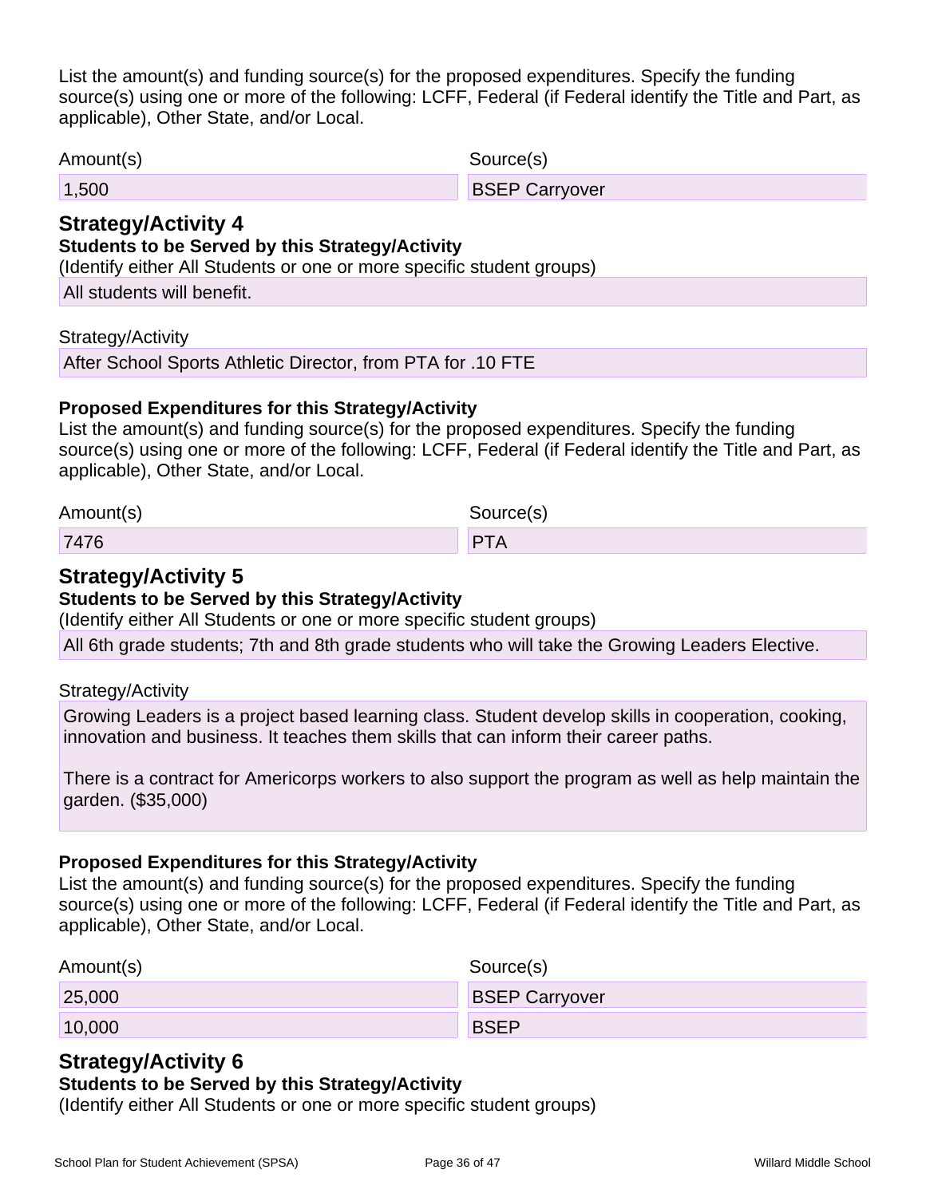List the amount(s) and funding source(s) for the proposed expenditures. Specify the funding source(s) using one or more of the following: LCFF, Federal (if Federal identify the Title and Part, as applicable), Other State, and/or Local.

| Amount(s) | Source(s) |
| --- | --- |
| 1,500 | BSEP Carryover |

## Strategy/Activity 4

**Students to be Served by this Strategy/Activity**

(Identify either All Students or one or more specific student groups)

All students will benefit.

Strategy/Activity

After School Sports Athletic Director, from PTA for .10 FTE

**Proposed Expenditures for this Strategy/Activity**

List the amount(s) and funding source(s) for the proposed expenditures. Specify the funding source(s) using one or more of the following: LCFF, Federal (if Federal identify the Title and Part, as applicable), Other State, and/or Local.

| Amount(s) | Source(s) |
| --- | --- |
| 7476 | PTA |

## Strategy/Activity 5

**Students to be Served by this Strategy/Activity**

(Identify either All Students or one or more specific student groups)

All 6th grade students; 7th and 8th grade students who will take the Growing Leaders Elective.

Strategy/Activity

Growing Leaders is a project based learning class. Student develop skills in cooperation, cooking, innovation and business. It teaches them skills that can inform their career paths.

There is a contract for Americorps workers to also support the program as well as help maintain the garden. ($35,000)

**Proposed Expenditures for this Strategy/Activity**

List the amount(s) and funding source(s) for the proposed expenditures. Specify the funding source(s) using one or more of the following: LCFF, Federal (if Federal identify the Title and Part, as applicable), Other State, and/or Local.

| Amount(s) | Source(s) |
| --- | --- |
| 25,000 | BSEP Carryover |
| 10,000 | BSEP |

## Strategy/Activity 6

**Students to be Served by this Strategy/Activity**

(Identify either All Students or one or more specific student groups)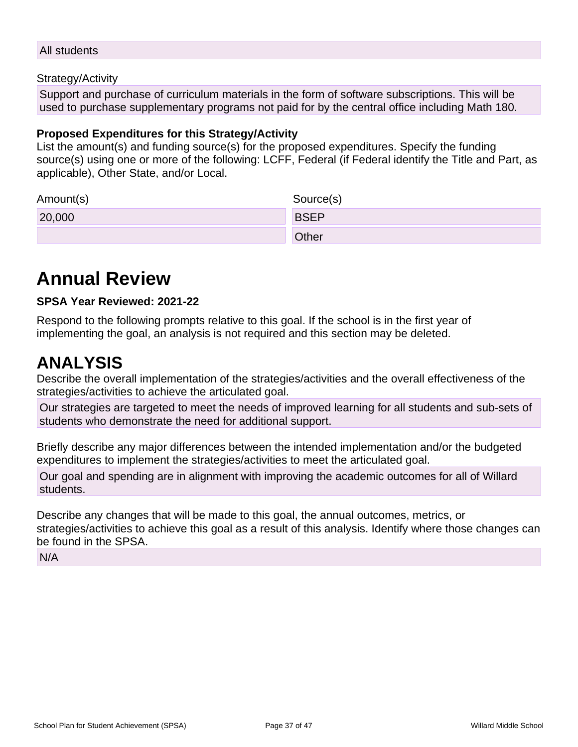All students

Strategy/Activity

Support and purchase of curriculum materials in the form of software subscriptions. This will be used to purchase supplementary programs not paid for by the central office including Math 180.

**Proposed Expenditures for this Strategy/Activity**

List the amount(s) and funding source(s) for the proposed expenditures. Specify the funding source(s) using one or more of the following: LCFF, Federal (if Federal identify the Title and Part, as applicable), Other State, and/or Local.

| Amount(s) | Source(s) |
| --- | --- |
| 20,000 | BSEP |
| | Other |

# Annual Review

**SPSA Year Reviewed: 2021-22**

Respond to the following prompts relative to this goal. If the school is in the first year of implementing the goal, an analysis is not required and this section may be deleted.

# ANALYSIS

Describe the overall implementation of the strategies/activities and the overall effectiveness of the strategies/activities to achieve the articulated goal.

Our strategies are targeted to meet the needs of improved learning for all students and sub-sets of students who demonstrate the need for additional support.

Briefly describe any major differences between the intended implementation and/or the budgeted expenditures to implement the strategies/activities to meet the articulated goal.

Our goal and spending are in alignment with improving the academic outcomes for all of Willard students.

Describe any changes that will be made to this goal, the annual outcomes, metrics, or strategies/activities to achieve this goal as a result of this analysis. Identify where those changes can be found in the SPSA.

N/A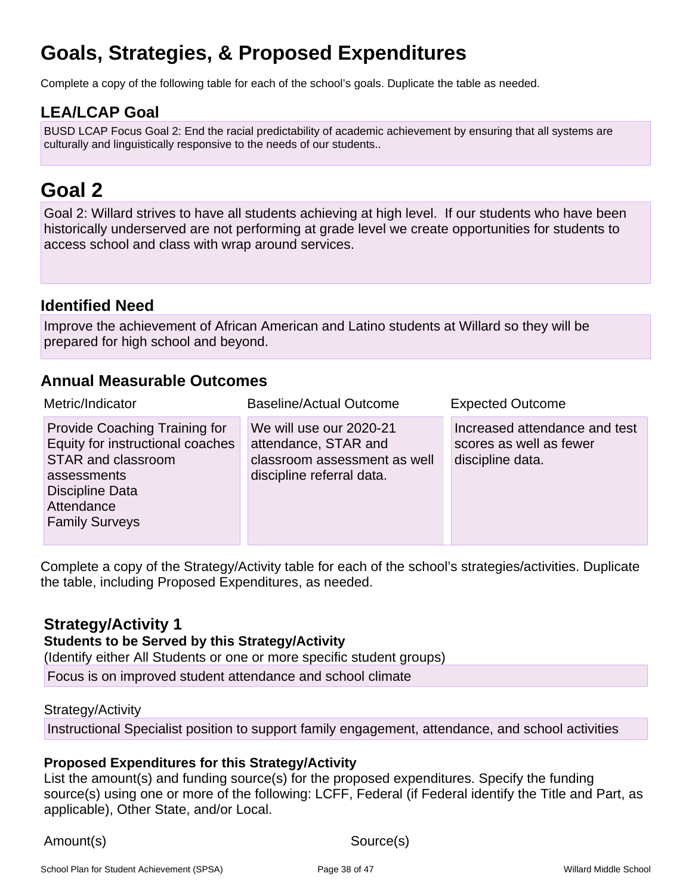# Goals, Strategies, & Proposed Expenditures

Complete a copy of the following table for each of the school's goals. Duplicate the table as needed.

## LEA/LCAP Goal

BUSD LCAP Focus Goal 2: End the racial predictability of academic achievement by ensuring that all systems are culturally and linguistically responsive to the needs of our students..

# Goal 2

Goal 2: Willard strives to have all students achieving at high level. If our students who have been historically underserved are not performing at grade level we create opportunities for students to access school and class with wrap around services.

## Identified Need

Improve the achievement of African American and Latino students at Willard so they will be prepared for high school and beyond.

## Annual Measurable Outcomes

| Metric/Indicator | Baseline/Actual Outcome | Expected Outcome |
| --- | --- | --- |
| Provide Coaching Training for Equity for instructional coaches<br>STAR and classroom assessments<br>Discipline Data<br>Attendance<br>Family Surveys | We will use our 2020-21 attendance, STAR and classroom assessment as well discipline referral data. | Increased attendance and test scores as well as fewer discipline data. |

Complete a copy of the Strategy/Activity table for each of the school's strategies/activities. Duplicate the table, including Proposed Expenditures, as needed.

### Strategy/Activity 1

**Students to be Served by this Strategy/Activity**

(Identify either All Students or one or more specific student groups)

Focus is on improved student attendance and school climate

Strategy/Activity

Instructional Specialist position to support family engagement, attendance, and school activities

**Proposed Expenditures for this Strategy/Activity**

List the amount(s) and funding source(s) for the proposed expenditures. Specify the funding source(s) using one or more of the following: LCFF, Federal (if Federal identify the Title and Part, as applicable), Other State, and/or Local.

| Amount(s) | Source(s) |
| --- | --- |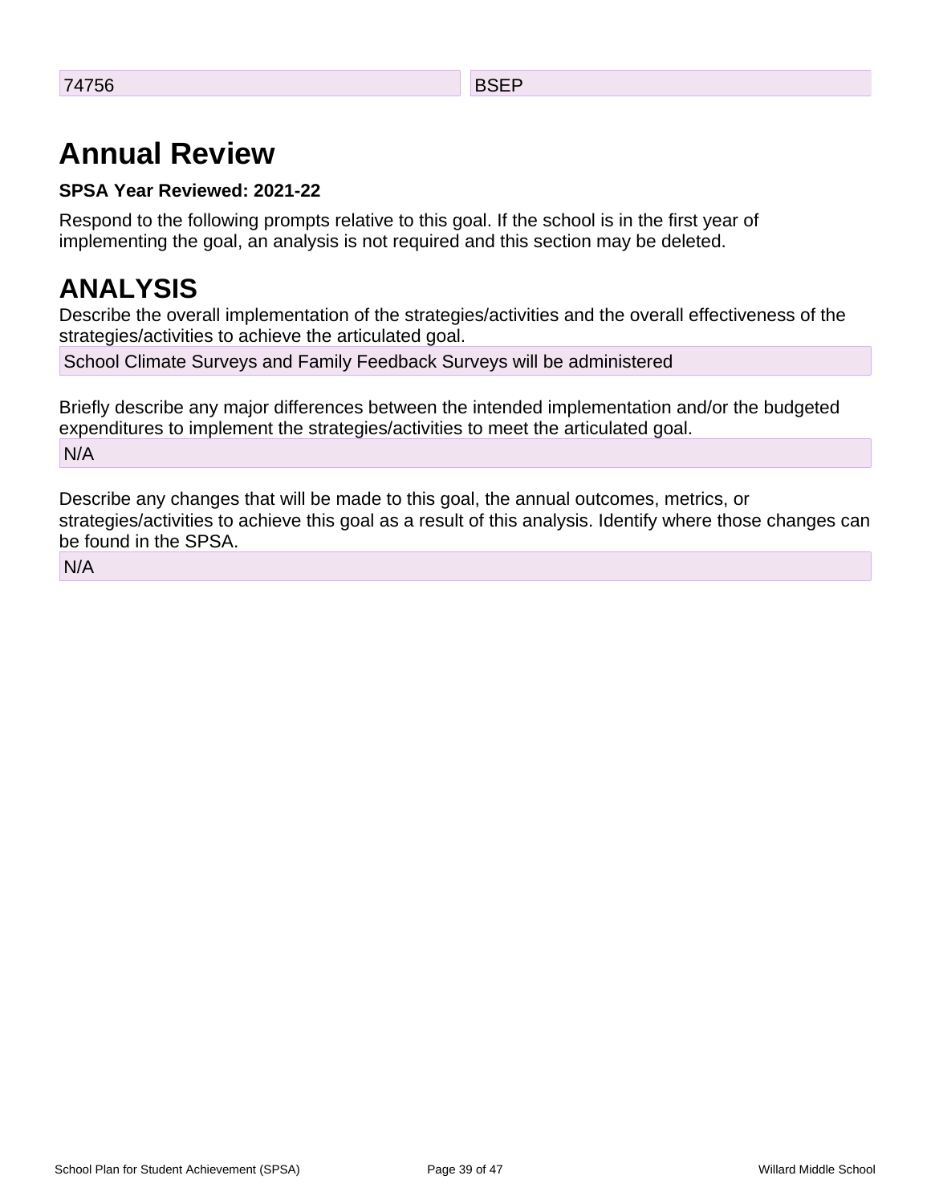| 74756 | BSEP |
|---|---|

# Annual Review

**SPSA Year Reviewed: 2021-22**

Respond to the following prompts relative to this goal. If the school is in the first year of implementing the goal, an analysis is not required and this section may be deleted.

# ANALYSIS

Describe the overall implementation of the strategies/activities and the overall effectiveness of the strategies/activities to achieve the articulated goal.

School Climate Surveys and Family Feedback Surveys will be administered

Briefly describe any major differences between the intended implementation and/or the budgeted expenditures to implement the strategies/activities to meet the articulated goal.

N/A

Describe any changes that will be made to this goal, the annual outcomes, metrics, or strategies/activities to achieve this goal as a result of this analysis. Identify where those changes can be found in the SPSA.

N/A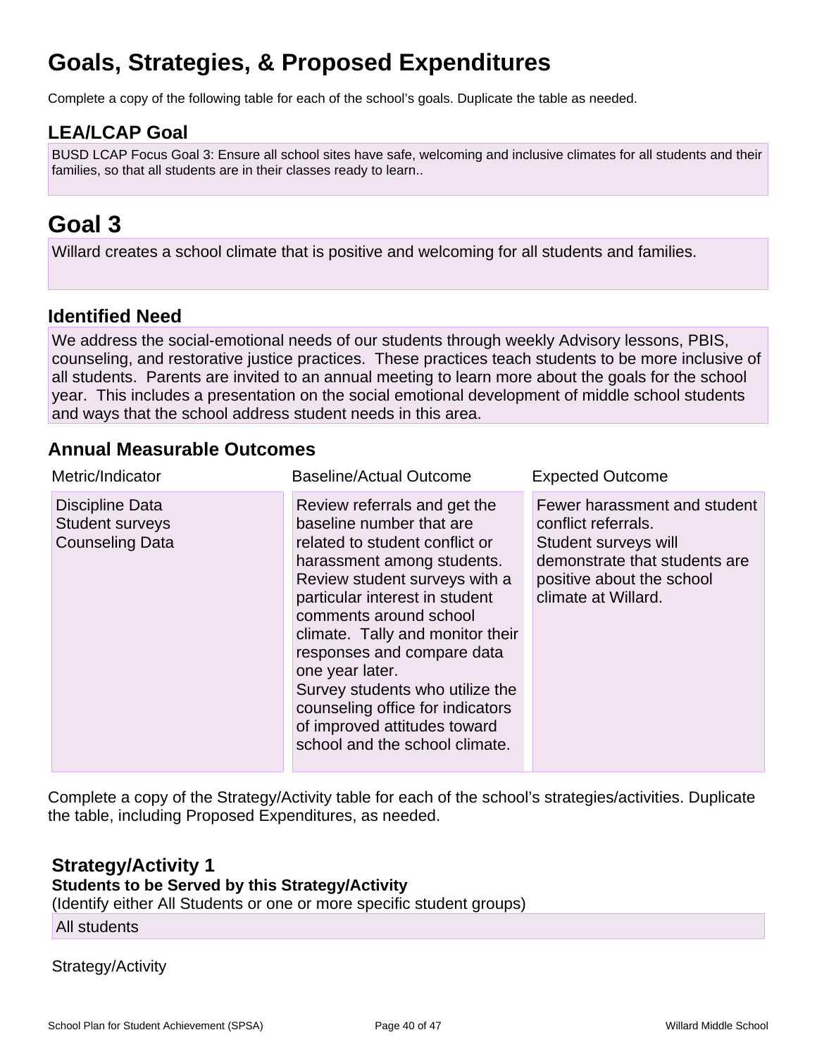# Goals, Strategies, & Proposed Expenditures

Complete a copy of the following table for each of the school's goals. Duplicate the table as needed.

## LEA/LCAP Goal

BUSD LCAP Focus Goal 3: Ensure all school sites have safe, welcoming and inclusive climates for all students and their families, so that all students are in their classes ready to learn..

# Goal 3

Willard creates a school climate that is positive and welcoming for all students and families.

## Identified Need

We address the social-emotional needs of our students through weekly Advisory lessons, PBIS, counseling, and restorative justice practices. These practices teach students to be more inclusive of all students. Parents are invited to an annual meeting to learn more about the goals for the school year. This includes a presentation on the social emotional development of middle school students and ways that the school address student needs in this area.

## Annual Measurable Outcomes

| Metric/Indicator | Baseline/Actual Outcome | Expected Outcome |
|---|---|---|
| Discipline Data<br>Student surveys<br>Counseling Data | Review referrals and get the baseline number that are related to student conflict or harassment among students.<br>Review student surveys with a particular interest in student comments around school climate. Tally and monitor their responses and compare data one year later.<br>Survey students who utilize the counseling office for indicators of improved attitudes toward school and the school climate. | Fewer harassment and student conflict referrals.<br>Student surveys will demonstrate that students are positive about the school climate at Willard. |

Complete a copy of the Strategy/Activity table for each of the school's strategies/activities. Duplicate the table, including Proposed Expenditures, as needed.

### Strategy/Activity 1

**Students to be Served by this Strategy/Activity**

(Identify either All Students or one or more specific student groups)

All students

Strategy/Activity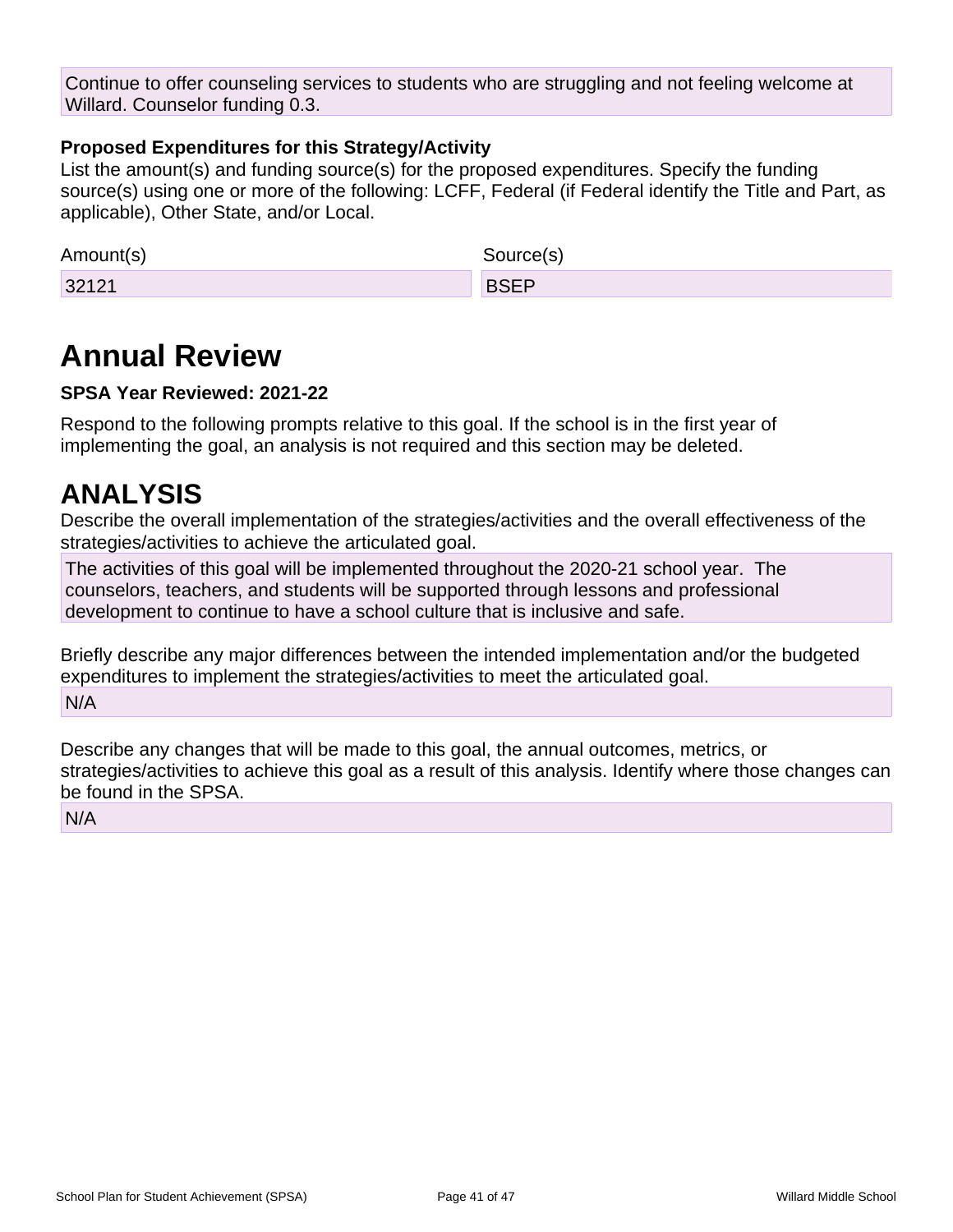Continue to offer counseling services to students who are struggling and not feeling welcome at Willard. Counselor funding 0.3.

**Proposed Expenditures for this Strategy/Activity**

List the amount(s) and funding source(s) for the proposed expenditures. Specify the funding source(s) using one or more of the following: LCFF, Federal (if Federal identify the Title and Part, as applicable), Other State, and/or Local.

| Amount(s) | Source(s) |
|---|---|
| 32121 | BSEP |

# Annual Review

**SPSA Year Reviewed: 2021-22**

Respond to the following prompts relative to this goal. If the school is in the first year of implementing the goal, an analysis is not required and this section may be deleted.

# ANALYSIS

Describe the overall implementation of the strategies/activities and the overall effectiveness of the strategies/activities to achieve the articulated goal.

The activities of this goal will be implemented throughout the 2020-21 school year. The counselors, teachers, and students will be supported through lessons and professional development to continue to have a school culture that is inclusive and safe.

Briefly describe any major differences between the intended implementation and/or the budgeted expenditures to implement the strategies/activities to meet the articulated goal.

N/A

Describe any changes that will be made to this goal, the annual outcomes, metrics, or strategies/activities to achieve this goal as a result of this analysis. Identify where those changes can be found in the SPSA.

N/A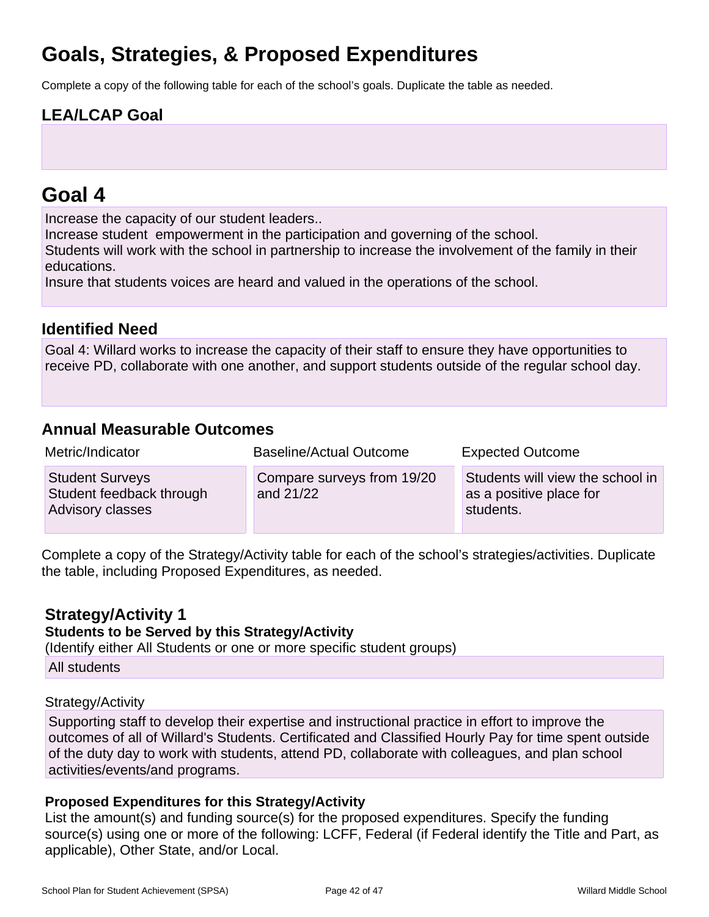# Goals, Strategies, & Proposed Expenditures

Complete a copy of the following table for each of the school's goals. Duplicate the table as needed.

## LEA/LCAP Goal

# Goal 4

Increase the capacity of our student leaders..
Increase student empowerment in the participation and governing of the school.
Students will work with the school in partnership to increase the involvement of the family in their educations.
Insure that students voices are heard and valued in the operations of the school.

## Identified Need

Goal 4: Willard works to increase the capacity of their staff to ensure they have opportunities to receive PD, collaborate with one another, and support students outside of the regular school day.

## Annual Measurable Outcomes

| Metric/Indicator | Baseline/Actual Outcome | Expected Outcome |
| --- | --- | --- |
| Student Surveys<br>Student feedback through Advisory classes | Compare surveys from 19/20 and 21/22 | Students will view the school in as a positive place for students. |

Complete a copy of the Strategy/Activity table for each of the school's strategies/activities. Duplicate the table, including Proposed Expenditures, as needed.

### Strategy/Activity 1

**Students to be Served by this Strategy/Activity**

(Identify either All Students or one or more specific student groups)

All students

Strategy/Activity

Supporting staff to develop their expertise and instructional practice in effort to improve the outcomes of all of Willard's Students. Certificated and Classified Hourly Pay for time spent outside of the duty day to work with students, attend PD, collaborate with colleagues, and plan school activities/events/and programs.

**Proposed Expenditures for this Strategy/Activity**

List the amount(s) and funding source(s) for the proposed expenditures. Specify the funding source(s) using one or more of the following: LCFF, Federal (if Federal identify the Title and Part, as applicable), Other State, and/or Local.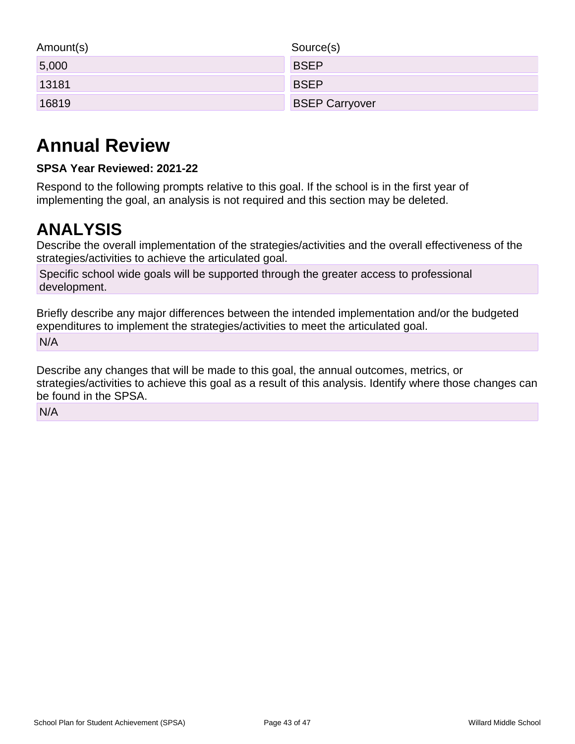| Amount(s) | Source(s) |
| --- | --- |
| 5,000 | BSEP |
| 13181 | BSEP |
| 16819 | BSEP Carryover |

# Annual Review

**SPSA Year Reviewed: 2021-22**

Respond to the following prompts relative to this goal. If the school is in the first year of implementing the goal, an analysis is not required and this section may be deleted.

# ANALYSIS

Describe the overall implementation of the strategies/activities and the overall effectiveness of the strategies/activities to achieve the articulated goal.

Specific school wide goals will be supported through the greater access to professional development.

Briefly describe any major differences between the intended implementation and/or the budgeted expenditures to implement the strategies/activities to meet the articulated goal.

N/A

Describe any changes that will be made to this goal, the annual outcomes, metrics, or strategies/activities to achieve this goal as a result of this analysis. Identify where those changes can be found in the SPSA.

N/A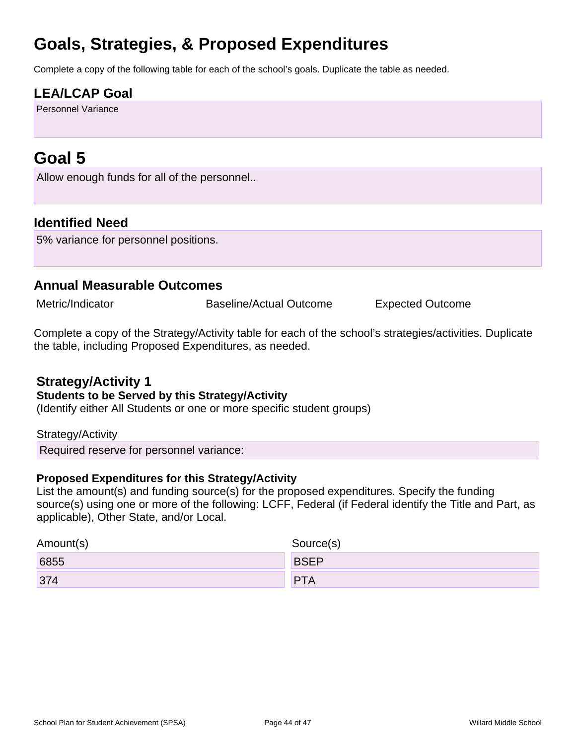# Goals, Strategies, & Proposed Expenditures

Complete a copy of the following table for each of the school's goals. Duplicate the table as needed.

## LEA/LCAP Goal

Personnel Variance

# Goal 5

Allow enough funds for all of the personnel..

## Identified Need

5% variance for personnel positions.

## Annual Measurable Outcomes

| Metric/Indicator | Baseline/Actual Outcome | Expected Outcome |
| --- | --- | --- |

Complete a copy of the Strategy/Activity table for each of the school's strategies/activities. Duplicate the table, including Proposed Expenditures, as needed.

### Strategy/Activity 1

**Students to be Served by this Strategy/Activity**

(Identify either All Students or one or more specific student groups)

Strategy/Activity

Required reserve for personnel variance:

**Proposed Expenditures for this Strategy/Activity**

List the amount(s) and funding source(s) for the proposed expenditures. Specify the funding source(s) using one or more of the following: LCFF, Federal (if Federal identify the Title and Part, as applicable), Other State, and/or Local.

| Amount(s) | Source(s) |
| --- | --- |
| 6855 | BSEP |
| 374 | PTA |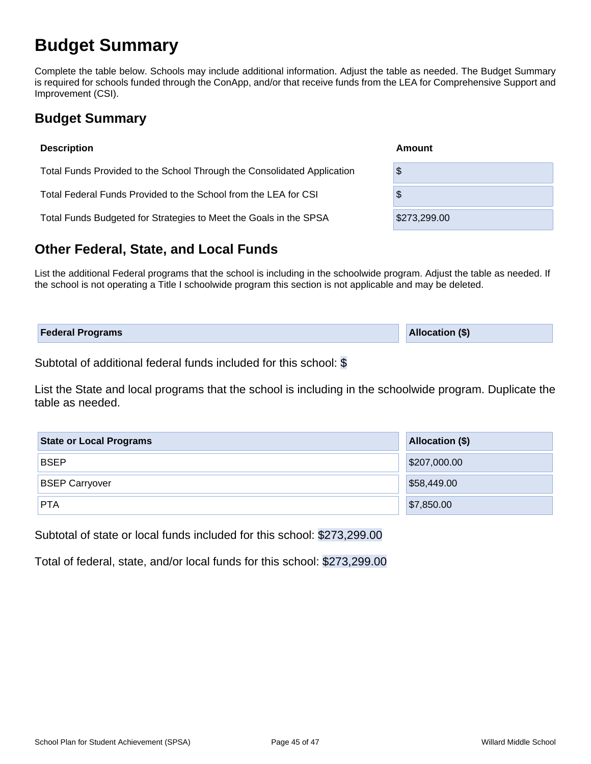# Budget Summary

Complete the table below. Schools may include additional information. Adjust the table as needed. The Budget Summary is required for schools funded through the ConApp, and/or that receive funds from the LEA for Comprehensive Support and Improvement (CSI).

## Budget Summary

| Description | Amount |
|---|---|
| Total Funds Provided to the School Through the Consolidated Application | $ |
| Total Federal Funds Provided to the School from the LEA for CSI | $ |
| Total Funds Budgeted for Strategies to Meet the Goals in the SPSA | $273,299.00 |

## Other Federal, State, and Local Funds

List the additional Federal programs that the school is including in the schoolwide program. Adjust the table as needed. If the school is not operating a Title I schoolwide program this section is not applicable and may be deleted.

| Federal Programs | Allocation ($) |
|---|---|

Subtotal of additional federal funds included for this school: $

List the State and local programs that the school is including in the schoolwide program. Duplicate the table as needed.

| State or Local Programs | Allocation ($) |
|---|---|
| BSEP | $207,000.00 |
| BSEP Carryover | $58,449.00 |
| PTA | $7,850.00 |

Subtotal of state or local funds included for this school: $273,299.00

Total of federal, state, and/or local funds for this school: $273,299.00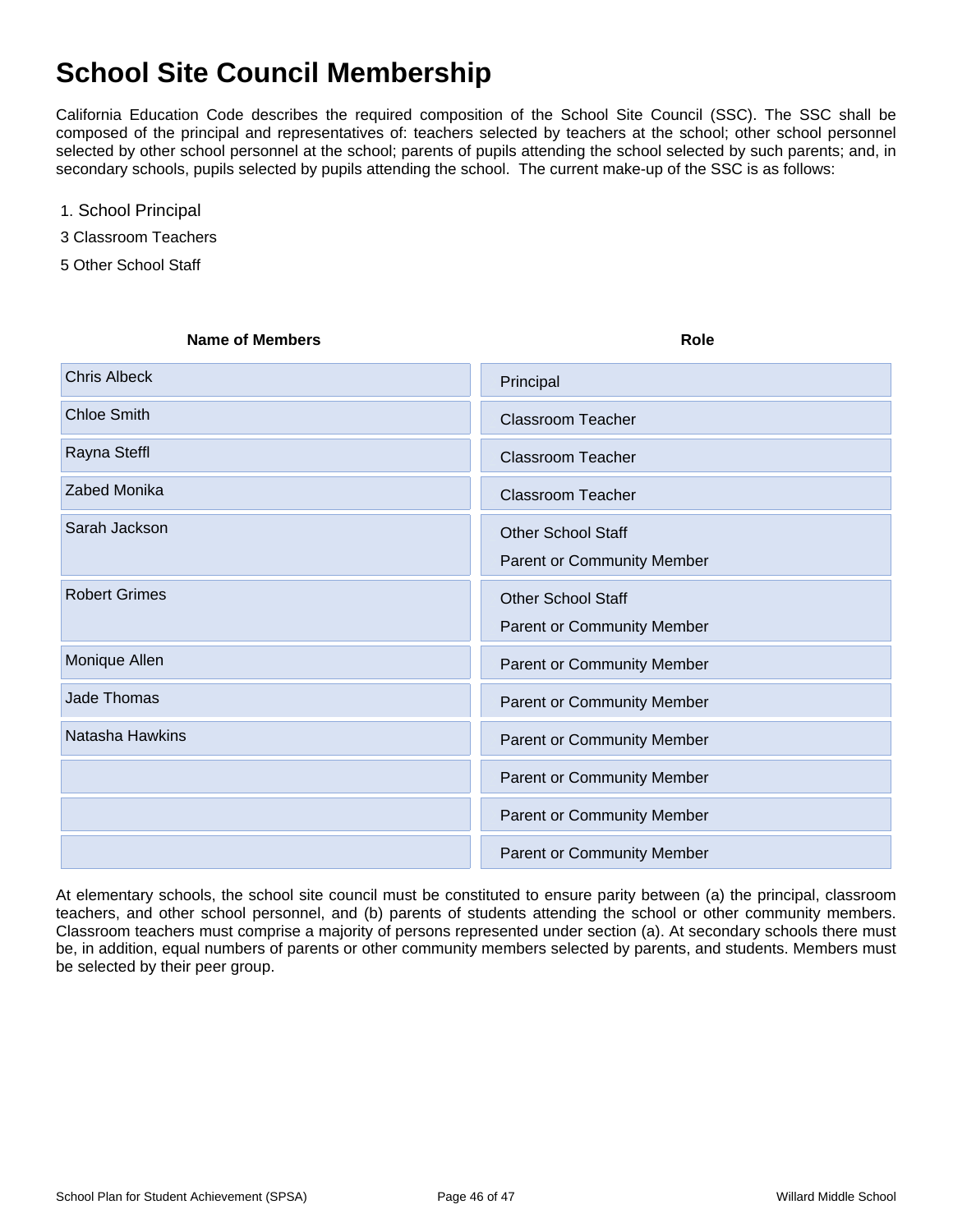# School Site Council Membership

California Education Code describes the required composition of the School Site Council (SSC). The SSC shall be composed of the principal and representatives of: teachers selected by teachers at the school; other school personnel selected by other school personnel at the school; parents of pupils attending the school selected by such parents; and, in secondary schools, pupils selected by pupils attending the school. The current make-up of the SSC is as follows:

1. School Principal

3 Classroom Teachers

5 Other School Staff

| Name of Members | Role |
|---|---|
| Chris Albeck | Principal |
| Chloe Smith | Classroom Teacher |
| Rayna Steffl | Classroom Teacher |
| Zabed Monika | Classroom Teacher |
| Sarah Jackson | Other School Staff<br>Parent or Community Member |
| Robert Grimes | Other School Staff<br>Parent or Community Member |
| Monique Allen | Parent or Community Member |
| Jade Thomas | Parent or Community Member |
| Natasha Hawkins | Parent or Community Member |
| | Parent or Community Member |
| | Parent or Community Member |
| | Parent or Community Member |

At elementary schools, the school site council must be constituted to ensure parity between (a) the principal, classroom teachers, and other school personnel, and (b) parents of students attending the school or other community members. Classroom teachers must comprise a majority of persons represented under section (a). At secondary schools there must be, in addition, equal numbers of parents or other community members selected by parents, and students. Members must be selected by their peer group.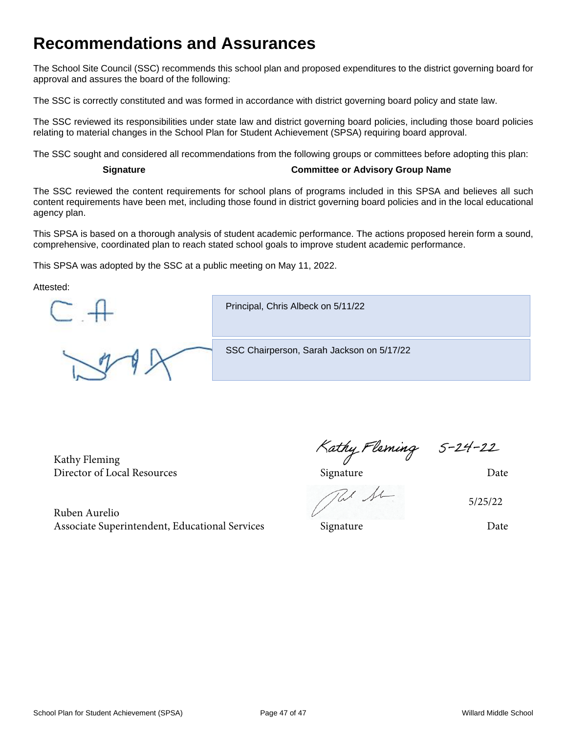# Recommendations and Assurances

The School Site Council (SSC) recommends this school plan and proposed expenditures to the district governing board for approval and assures the board of the following:

The SSC is correctly constituted and was formed in accordance with district governing board policy and state law.

The SSC reviewed its responsibilities under state law and district governing board policies, including those board policies relating to material changes in the School Plan for Student Achievement (SPSA) requiring board approval.

The SSC sought and considered all recommendations from the following groups or committees before adopting this plan:

| Signature | Committee or Advisory Group Name |
|---|---|

The SSC reviewed the content requirements for school plans of programs included in this SPSA and believes all such content requirements have been met, including those found in district governing board policies and in the local educational agency plan.

This SPSA is based on a thorough analysis of student academic performance. The actions proposed herein form a sound, comprehensive, coordinated plan to reach stated school goals to improve student academic performance.

This SPSA was adopted by the SSC at a public meeting on May 11, 2022.

Attested:

Principal, Chris Albeck on 5/11/22

SSC Chairperson, Sarah Jackson on 5/17/22

| | | |
|---|---|---|
| Kathy Fleming<br>Director of Local Resources | Kathy Fleming<br>Signature | 5-24-22<br>Date |
| Ruben Aurelio<br>Associate Superintendent, Educational Services | Signature | 5/25/22<br>Date |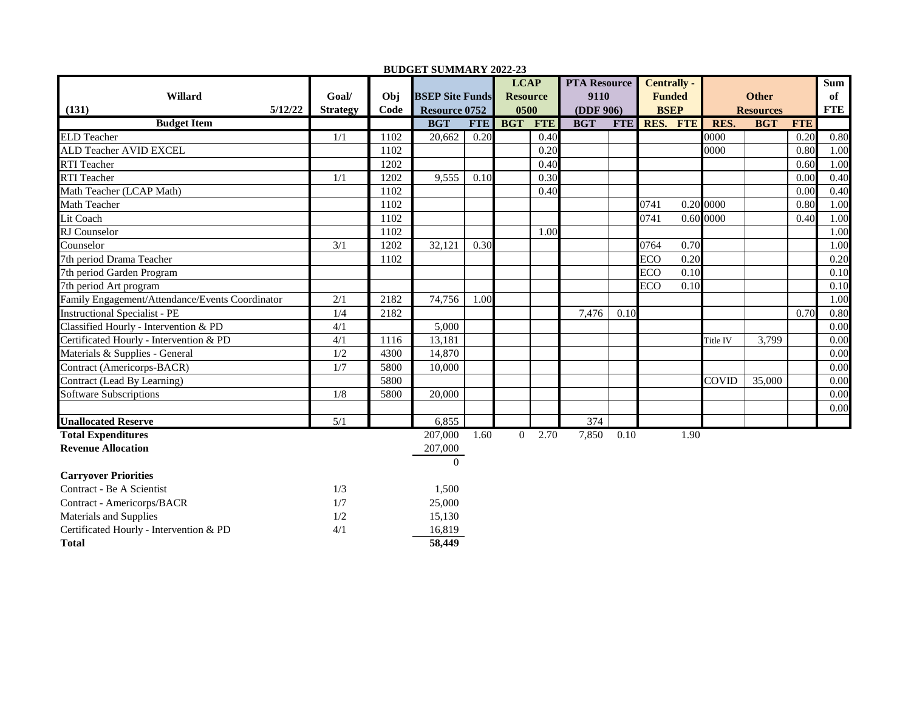**BUDGET SUMMARY 2022-23**

| Willard (131) 5/12/22 | Goal/ Strategy | Obj Code | BSEP Site Funds Resource 0752 | | LCAP Resource 0500 | | PTA Resource 9110 (DDF 906) | | Centrally - Funded BSEP | | Other Resources | | | Sum of FTE |
|---|---|---|---|---|---|---|---|---|---|---|---|---|---|---|
| **Budget Item** | | | **BGT** | **FTE** | **BGT** | **FTE** | **BGT** | **FTE** | **RES.** | **FTE** | **RES.** | **BGT** | **FTE** | |
| ELD Teacher | 1/1 | 1102 | 20,662 | 0.20 | | 0.40 | | | | | 0000 | | 0.20 | 0.80 |
| ALD Teacher AVID EXCEL | | 1102 | | | | 0.20 | | | | | 0000 | | 0.80 | 1.00 |
| RTI Teacher | | 1202 | | | | 0.40 | | | | | | | 0.60 | 1.00 |
| RTI Teacher | 1/1 | 1202 | 9,555 | 0.10 | | 0.30 | | | | | | | 0.00 | 0.40 |
| Math Teacher (LCAP Math) | | 1102 | | | | 0.40 | | | | | | | 0.00 | 0.40 |
| Math Teacher | | 1102 | | | | | | | 0741 | 0.20 | 0000 | | 0.80 | 1.00 |
| Lit Coach | | 1102 | | | | | | | 0741 | 0.60 | 0000 | | 0.40 | 1.00 |
| RJ Counselor | | 1102 | | | | 1.00 | | | | | | | | 1.00 |
| Counselor | 3/1 | 1202 | 32,121 | 0.30 | | | | | 0764 | 0.70 | | | | 1.00 |
| 7th period Drama Teacher | | 1102 | | | | | | | ECO | 0.20 | | | | 0.20 |
| 7th period Garden Program | | | | | | | | | ECO | 0.10 | | | | 0.10 |
| 7th period Art program | | | | | | | | | ECO | 0.10 | | | | 0.10 |
| Family Engagement/Attendance/Events Coordinator | 2/1 | 2182 | 74,756 | 1.00 | | | | | | | | | | 1.00 |
| Instructional Specialist - PE | 1/4 | 2182 | | | | | 7,476 | 0.10 | | | | | 0.70 | 0.80 |
| Classified Hourly - Intervention & PD | 4/1 | | 5,000 | | | | | | | | | | | 0.00 |
| Certificated Hourly - Intervention & PD | 4/1 | 1116 | 13,181 | | | | | | | | Title IV | 3,799 | | 0.00 |
| Materials & Supplies - General | 1/2 | 4300 | 14,870 | | | | | | | | | | | 0.00 |
| Contract (Americorps-BACR) | 1/7 | 5800 | 10,000 | | | | | | | | | | | 0.00 |
| Contract (Lead By Learning) | | 5800 | | | | | | | | | COVID | 35,000 | | 0.00 |
| Software Subscriptions | 1/8 | 5800 | 20,000 | | | | | | | | | | | 0.00 |
| | | | | | | | | | | | | | | 0.00 |
| **Unallocated Reserve** | 5/1 | | 6,855 | | | | 374 | | | | | | | |
| **Total Expenditures** | | | 207,000 | 1.60 | 0 | 2.70 | 7,850 | 0.10 | | 1.90 | | | | |
| **Revenue Allocation** | | | 207,000 | | | | | | | | | | | |
| | | | 0 | | | | | | | | | | | |

**Carryover Priorities**

| | | |
|---|---|---|
| Contract - Be A Scientist | 1/3 | 1,500 |
| Contract - Americorps/BACR | 1/7 | 25,000 |
| Materials and Supplies | 1/2 | 15,130 |
| Certificated Hourly - Intervention & PD | 4/1 | 16,819 |
| **Total** | | **58,449** |